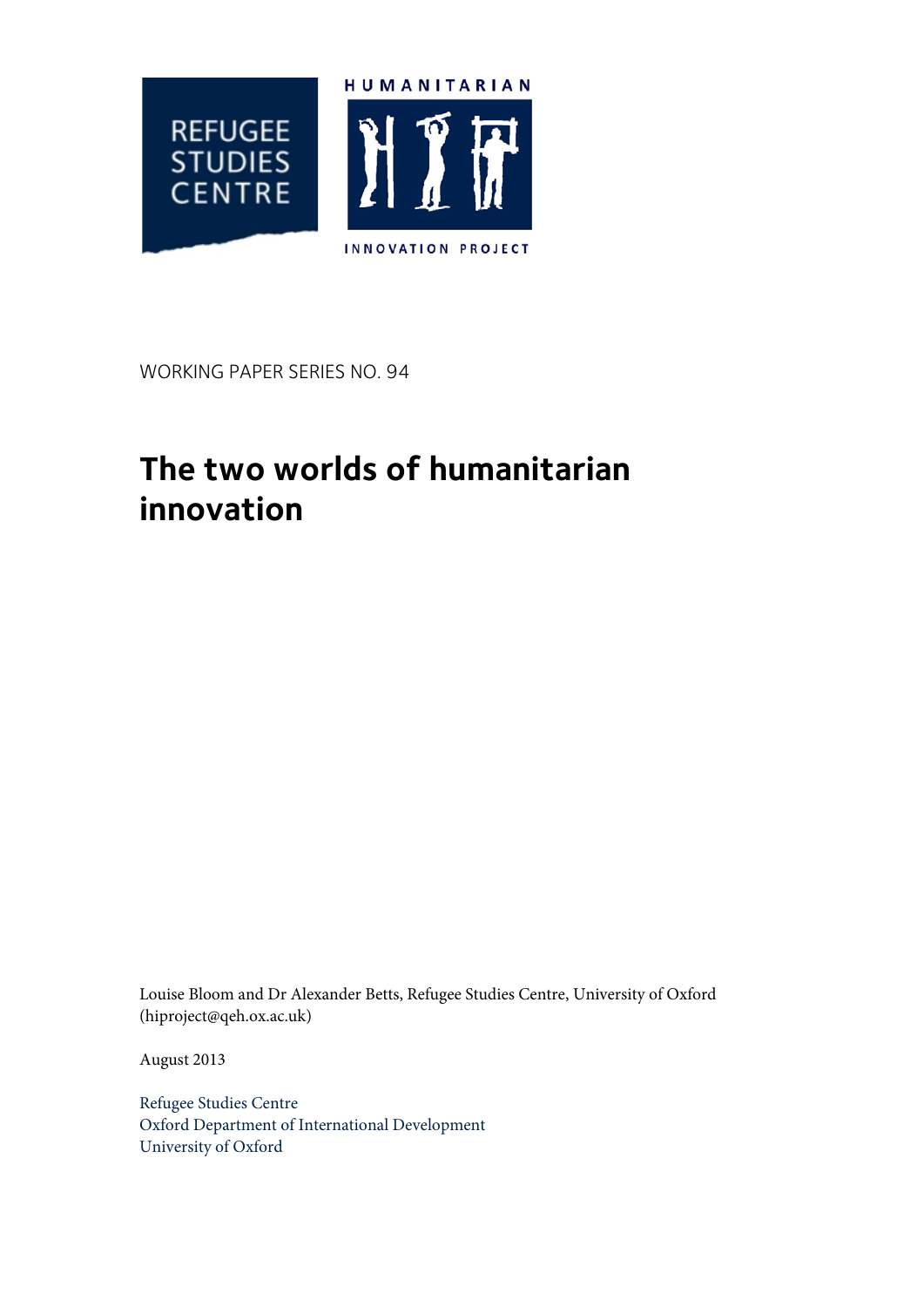REFUGEE STUDIES CENTRE

HUMANITARIAN INNOVATION PROJECT

WORKING PAPER SERIES NO. 94

# The two worlds of humanitarian innovation

Louise Bloom and Dr Alexander Betts, Refugee Studies Centre, University of Oxford (hiproject@qeh.ox.ac.uk)

August 2013

Refugee Studies Centre
Oxford Department of International Development
University of Oxford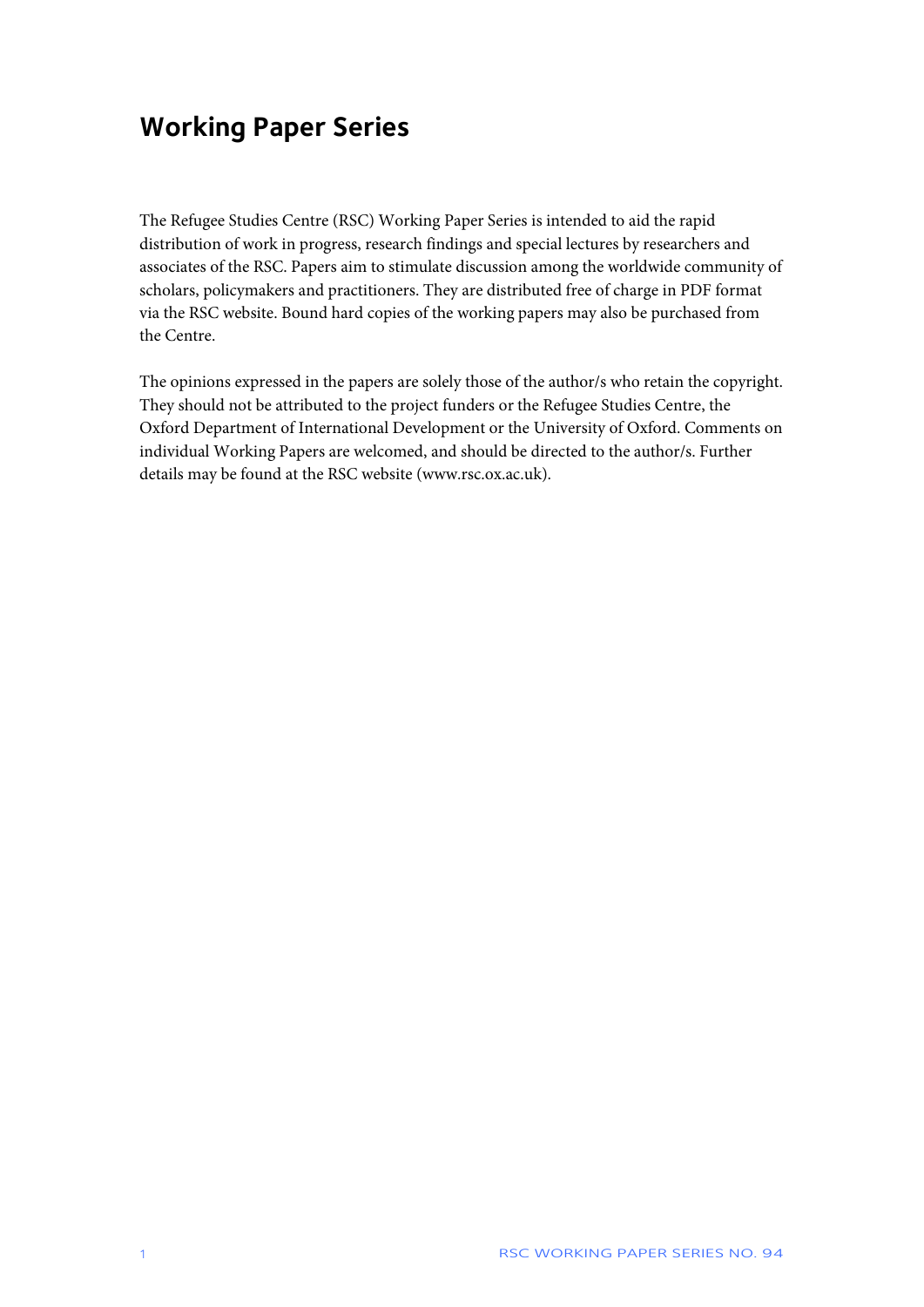## Working Paper Series

The Refugee Studies Centre (RSC) Working Paper Series is intended to aid the rapid distribution of work in progress, research findings and special lectures by researchers and associates of the RSC. Papers aim to stimulate discussion among the worldwide community of scholars, policymakers and practitioners. They are distributed free of charge in PDF format via the RSC website. Bound hard copies of the working papers may also be purchased from the Centre.

The opinions expressed in the papers are solely those of the author/s who retain the copyright. They should not be attributed to the project funders or the Refugee Studies Centre, the Oxford Department of International Development or the University of Oxford. Comments on individual Working Papers are welcomed, and should be directed to the author/s. Further details may be found at the RSC website (www.rsc.ox.ac.uk).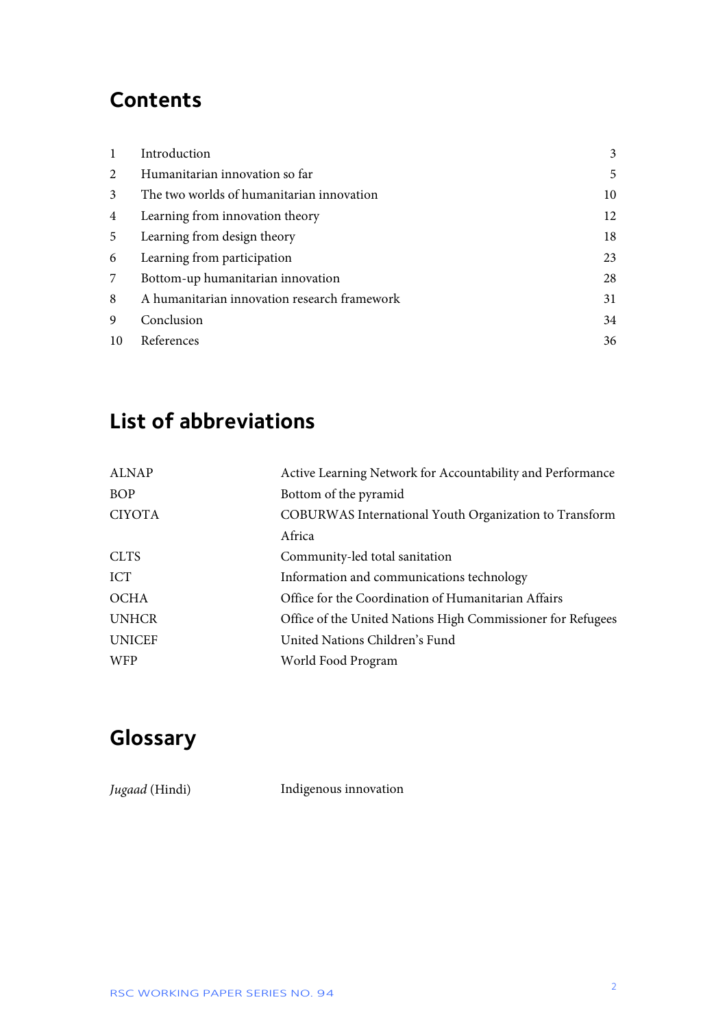## Contents

| | | |
|---|---|---|
| 1 | Introduction | 3 |
| 2 | Humanitarian innovation so far | 5 |
| 3 | The two worlds of humanitarian innovation | 10 |
| 4 | Learning from innovation theory | 12 |
| 5 | Learning from design theory | 18 |
| 6 | Learning from participation | 23 |
| 7 | Bottom-up humanitarian innovation | 28 |
| 8 | A humanitarian innovation research framework | 31 |
| 9 | Conclusion | 34 |
| 10 | References | 36 |

## List of abbreviations

| | |
|---|---|
| ALNAP | Active Learning Network for Accountability and Performance |
| BOP | Bottom of the pyramid |
| CIYOTA | COBURWAS International Youth Organization to Transform Africa |
| CLTS | Community-led total sanitation |
| ICT | Information and communications technology |
| OCHA | Office for the Coordination of Humanitarian Affairs |
| UNHCR | Office of the United Nations High Commissioner for Refugees |
| UNICEF | United Nations Children's Fund |
| WFP | World Food Program |

## Glossary

| | |
|---|---|
| *Jugaad* (Hindi) | Indigenous innovation |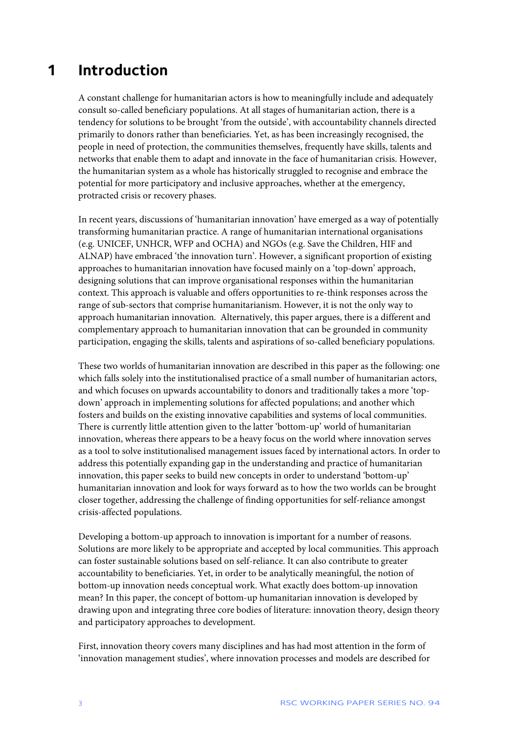# 1 Introduction

A constant challenge for humanitarian actors is how to meaningfully include and adequately consult so-called beneficiary populations. At all stages of humanitarian action, there is a tendency for solutions to be brought 'from the outside', with accountability channels directed primarily to donors rather than beneficiaries. Yet, as has been increasingly recognised, the people in need of protection, the communities themselves, frequently have skills, talents and networks that enable them to adapt and innovate in the face of humanitarian crisis. However, the humanitarian system as a whole has historically struggled to recognise and embrace the potential for more participatory and inclusive approaches, whether at the emergency, protracted crisis or recovery phases.

In recent years, discussions of 'humanitarian innovation' have emerged as a way of potentially transforming humanitarian practice. A range of humanitarian international organisations (e.g. UNICEF, UNHCR, WFP and OCHA) and NGOs (e.g. Save the Children, HIF and ALNAP) have embraced 'the innovation turn'. However, a significant proportion of existing approaches to humanitarian innovation have focused mainly on a 'top-down' approach, designing solutions that can improve organisational responses within the humanitarian context. This approach is valuable and offers opportunities to re-think responses across the range of sub-sectors that comprise humanitarianism. However, it is not the only way to approach humanitarian innovation. Alternatively, this paper argues, there is a different and complementary approach to humanitarian innovation that can be grounded in community participation, engaging the skills, talents and aspirations of so-called beneficiary populations.

These two worlds of humanitarian innovation are described in this paper as the following: one which falls solely into the institutionalised practice of a small number of humanitarian actors, and which focuses on upwards accountability to donors and traditionally takes a more 'top-down' approach in implementing solutions for affected populations; and another which fosters and builds on the existing innovative capabilities and systems of local communities. There is currently little attention given to the latter 'bottom-up' world of humanitarian innovation, whereas there appears to be a heavy focus on the world where innovation serves as a tool to solve institutionalised management issues faced by international actors. In order to address this potentially expanding gap in the understanding and practice of humanitarian innovation, this paper seeks to build new concepts in order to understand 'bottom-up' humanitarian innovation and look for ways forward as to how the two worlds can be brought closer together, addressing the challenge of finding opportunities for self-reliance amongst crisis-affected populations.

Developing a bottom-up approach to innovation is important for a number of reasons. Solutions are more likely to be appropriate and accepted by local communities. This approach can foster sustainable solutions based on self-reliance. It can also contribute to greater accountability to beneficiaries. Yet, in order to be analytically meaningful, the notion of bottom-up innovation needs conceptual work. What exactly does bottom-up innovation mean? In this paper, the concept of bottom-up humanitarian innovation is developed by drawing upon and integrating three core bodies of literature: innovation theory, design theory and participatory approaches to development.

First, innovation theory covers many disciplines and has had most attention in the form of 'innovation management studies', where innovation processes and models are described for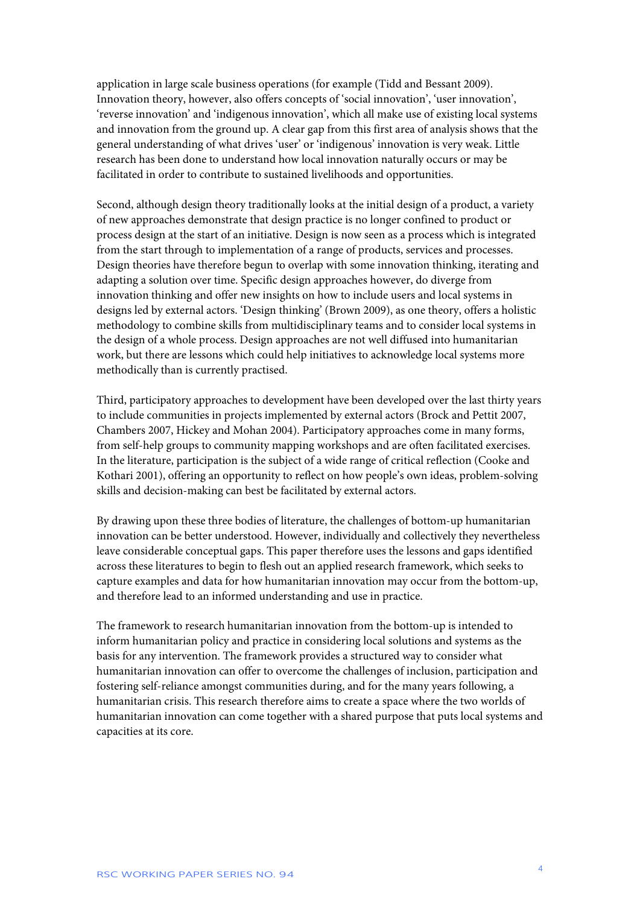application in large scale business operations (for example (Tidd and Bessant 2009). Innovation theory, however, also offers concepts of 'social innovation', 'user innovation', 'reverse innovation' and 'indigenous innovation', which all make use of existing local systems and innovation from the ground up. A clear gap from this first area of analysis shows that the general understanding of what drives 'user' or 'indigenous' innovation is very weak. Little research has been done to understand how local innovation naturally occurs or may be facilitated in order to contribute to sustained livelihoods and opportunities.

Second, although design theory traditionally looks at the initial design of a product, a variety of new approaches demonstrate that design practice is no longer confined to product or process design at the start of an initiative. Design is now seen as a process which is integrated from the start through to implementation of a range of products, services and processes. Design theories have therefore begun to overlap with some innovation thinking, iterating and adapting a solution over time. Specific design approaches however, do diverge from innovation thinking and offer new insights on how to include users and local systems in designs led by external actors. 'Design thinking' (Brown 2009), as one theory, offers a holistic methodology to combine skills from multidisciplinary teams and to consider local systems in the design of a whole process. Design approaches are not well diffused into humanitarian work, but there are lessons which could help initiatives to acknowledge local systems more methodically than is currently practised.

Third, participatory approaches to development have been developed over the last thirty years to include communities in projects implemented by external actors (Brock and Pettit 2007, Chambers 2007, Hickey and Mohan 2004). Participatory approaches come in many forms, from self-help groups to community mapping workshops and are often facilitated exercises. In the literature, participation is the subject of a wide range of critical reflection (Cooke and Kothari 2001), offering an opportunity to reflect on how people's own ideas, problem-solving skills and decision-making can best be facilitated by external actors.

By drawing upon these three bodies of literature, the challenges of bottom-up humanitarian innovation can be better understood. However, individually and collectively they nevertheless leave considerable conceptual gaps. This paper therefore uses the lessons and gaps identified across these literatures to begin to flesh out an applied research framework, which seeks to capture examples and data for how humanitarian innovation may occur from the bottom-up, and therefore lead to an informed understanding and use in practice.

The framework to research humanitarian innovation from the bottom-up is intended to inform humanitarian policy and practice in considering local solutions and systems as the basis for any intervention. The framework provides a structured way to consider what humanitarian innovation can offer to overcome the challenges of inclusion, participation and fostering self-reliance amongst communities during, and for the many years following, a humanitarian crisis. This research therefore aims to create a space where the two worlds of humanitarian innovation can come together with a shared purpose that puts local systems and capacities at its core.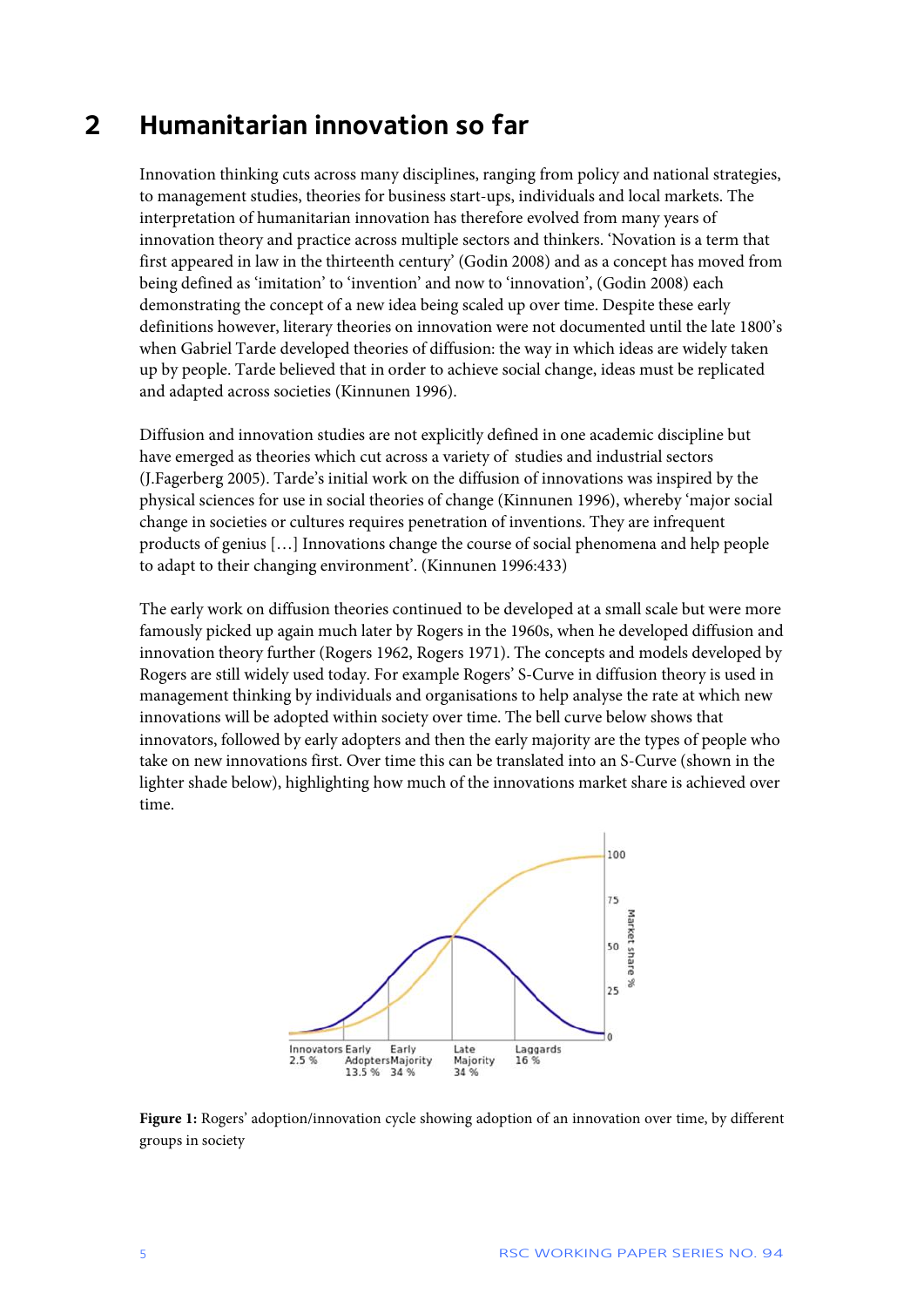## 2 Humanitarian innovation so far

Innovation thinking cuts across many disciplines, ranging from policy and national strategies, to management studies, theories for business start-ups, individuals and local markets. The interpretation of humanitarian innovation has therefore evolved from many years of innovation theory and practice across multiple sectors and thinkers. 'Novation is a term that first appeared in law in the thirteenth century' (Godin 2008) and as a concept has moved from being defined as 'imitation' to 'invention' and now to 'innovation', (Godin 2008) each demonstrating the concept of a new idea being scaled up over time. Despite these early definitions however, literary theories on innovation were not documented until the late 1800's when Gabriel Tarde developed theories of diffusion: the way in which ideas are widely taken up by people. Tarde believed that in order to achieve social change, ideas must be replicated and adapted across societies (Kinnunen 1996).

Diffusion and innovation studies are not explicitly defined in one academic discipline but have emerged as theories which cut across a variety of studies and industrial sectors (J.Fagerberg 2005). Tarde's initial work on the diffusion of innovations was inspired by the physical sciences for use in social theories of change (Kinnunen 1996), whereby 'major social change in societies or cultures requires penetration of inventions. They are infrequent products of genius […] Innovations change the course of social phenomena and help people to adapt to their changing environment'. (Kinnunen 1996:433)

The early work on diffusion theories continued to be developed at a small scale but were more famously picked up again much later by Rogers in the 1960s, when he developed diffusion and innovation theory further (Rogers 1962, Rogers 1971). The concepts and models developed by Rogers are still widely used today. For example Rogers' S-Curve in diffusion theory is used in management thinking by individuals and organisations to help analyse the rate at which new innovations will be adopted within society over time. The bell curve below shows that innovators, followed by early adopters and then the early majority are the types of people who take on new innovations first. Over time this can be translated into an S-Curve (shown in the lighter shade below), highlighting how much of the innovations market share is achieved over time.

**Figure 1:** Rogers' adoption/innovation cycle showing adoption of an innovation over time, by different groups in society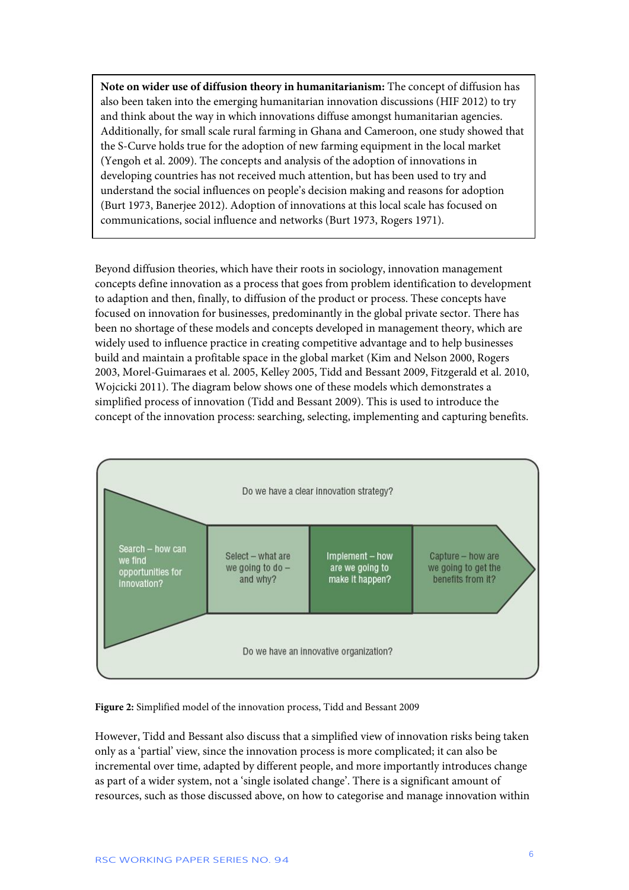**Note on wider use of diffusion theory in humanitarianism:** The concept of diffusion has also been taken into the emerging humanitarian innovation discussions (HIF 2012) to try and think about the way in which innovations diffuse amongst humanitarian agencies. Additionally, for small scale rural farming in Ghana and Cameroon, one study showed that the S-Curve holds true for the adoption of new farming equipment in the local market (Yengoh et al. 2009). The concepts and analysis of the adoption of innovations in developing countries has not received much attention, but has been used to try and understand the social influences on people's decision making and reasons for adoption (Burt 1973, Banerjee 2012). Adoption of innovations at this local scale has focused on communications, social influence and networks (Burt 1973, Rogers 1971).

Beyond diffusion theories, which have their roots in sociology, innovation management concepts define innovation as a process that goes from problem identification to development to adaption and then, finally, to diffusion of the product or process. These concepts have focused on innovation for businesses, predominantly in the global private sector. There has been no shortage of these models and concepts developed in management theory, which are widely used to influence practice in creating competitive advantage and to help businesses build and maintain a profitable space in the global market (Kim and Nelson 2000, Rogers 2003, Morel-Guimaraes et al. 2005, Kelley 2005, Tidd and Bessant 2009, Fitzgerald et al. 2010, Wojcicki 2011). The diagram below shows one of these models which demonstrates a simplified process of innovation (Tidd and Bessant 2009). This is used to introduce the concept of the innovation process: searching, selecting, implementing and capturing benefits.

Do we have a clear innovation strategy?

Search – how can we find opportunities for innovation? | Select – what are we going to do – and why? | Implement – how are we going to make it happen? | Capture – how are we going to get the benefits from it?

Do we have an innovative organization?

**Figure 2:** Simplified model of the innovation process, Tidd and Bessant 2009

However, Tidd and Bessant also discuss that a simplified view of innovation risks being taken only as a 'partial' view, since the innovation process is more complicated; it can also be incremental over time, adapted by different people, and more importantly introduces change as part of a wider system, not a 'single isolated change'. There is a significant amount of resources, such as those discussed above, on how to categorise and manage innovation within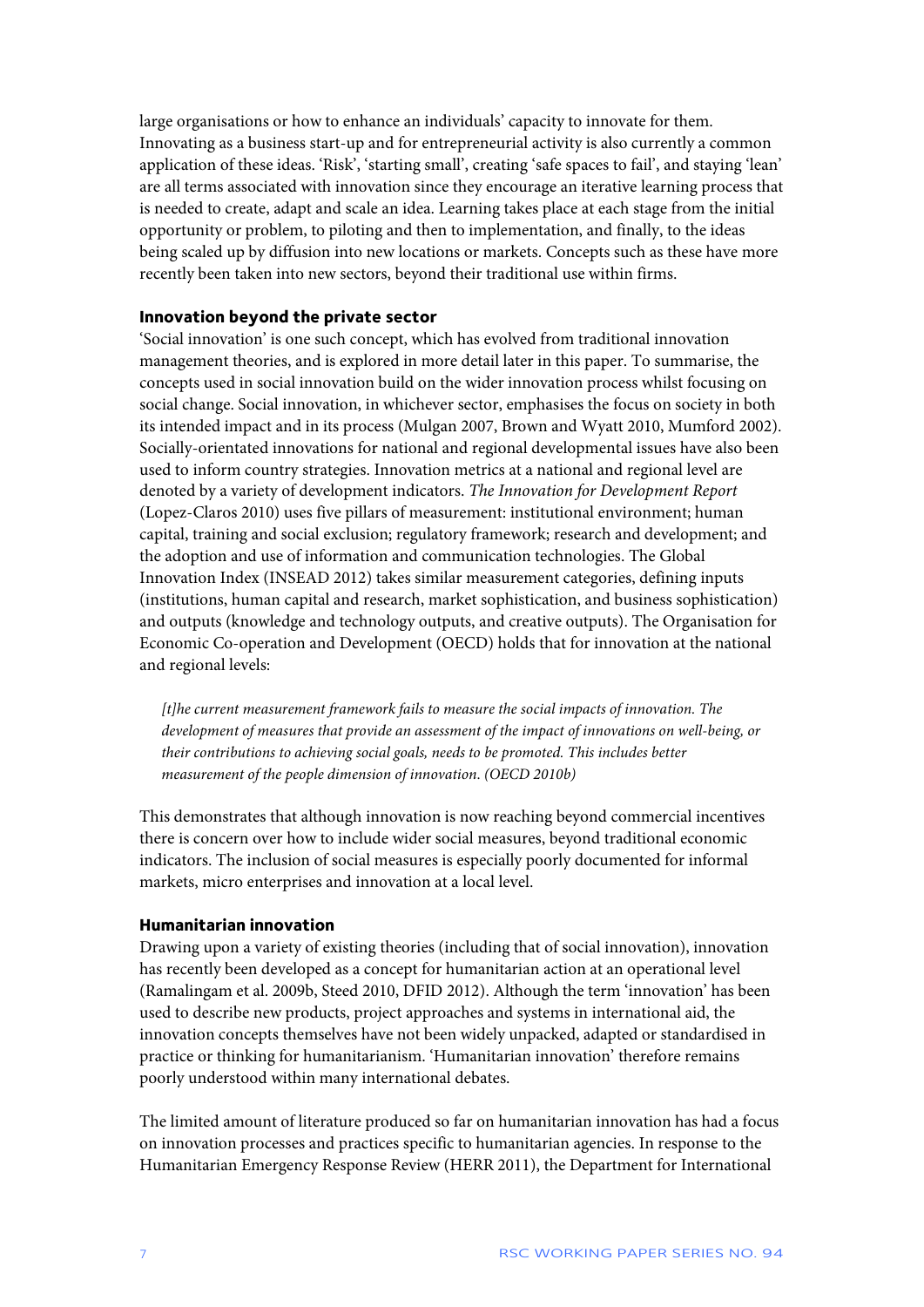large organisations or how to enhance an individuals' capacity to innovate for them. Innovating as a business start-up and for entrepreneurial activity is also currently a common application of these ideas. 'Risk', 'starting small', creating 'safe spaces to fail', and staying 'lean' are all terms associated with innovation since they encourage an iterative learning process that is needed to create, adapt and scale an idea. Learning takes place at each stage from the initial opportunity or problem, to piloting and then to implementation, and finally, to the ideas being scaled up by diffusion into new locations or markets. Concepts such as these have more recently been taken into new sectors, beyond their traditional use within firms.

### Innovation beyond the private sector

'Social innovation' is one such concept, which has evolved from traditional innovation management theories, and is explored in more detail later in this paper. To summarise, the concepts used in social innovation build on the wider innovation process whilst focusing on social change. Social innovation, in whichever sector, emphasises the focus on society in both its intended impact and in its process (Mulgan 2007, Brown and Wyatt 2010, Mumford 2002). Socially-orientated innovations for national and regional developmental issues have also been used to inform country strategies. Innovation metrics at a national and regional level are denoted by a variety of development indicators. *The Innovation for Development Report* (Lopez-Claros 2010) uses five pillars of measurement: institutional environment; human capital, training and social exclusion; regulatory framework; research and development; and the adoption and use of information and communication technologies. The Global Innovation Index (INSEAD 2012) takes similar measurement categories, defining inputs (institutions, human capital and research, market sophistication, and business sophistication) and outputs (knowledge and technology outputs, and creative outputs). The Organisation for Economic Co-operation and Development (OECD) holds that for innovation at the national and regional levels:

> *[t]he current measurement framework fails to measure the social impacts of innovation. The development of measures that provide an assessment of the impact of innovations on well-being, or their contributions to achieving social goals, needs to be promoted. This includes better measurement of the people dimension of innovation. (OECD 2010b)*

This demonstrates that although innovation is now reaching beyond commercial incentives there is concern over how to include wider social measures, beyond traditional economic indicators. The inclusion of social measures is especially poorly documented for informal markets, micro enterprises and innovation at a local level.

### Humanitarian innovation

Drawing upon a variety of existing theories (including that of social innovation), innovation has recently been developed as a concept for humanitarian action at an operational level (Ramalingam et al. 2009b, Steed 2010, DFID 2012). Although the term 'innovation' has been used to describe new products, project approaches and systems in international aid, the innovation concepts themselves have not been widely unpacked, adapted or standardised in practice or thinking for humanitarianism. 'Humanitarian innovation' therefore remains poorly understood within many international debates.

The limited amount of literature produced so far on humanitarian innovation has had a focus on innovation processes and practices specific to humanitarian agencies. In response to the Humanitarian Emergency Response Review (HERR 2011), the Department for International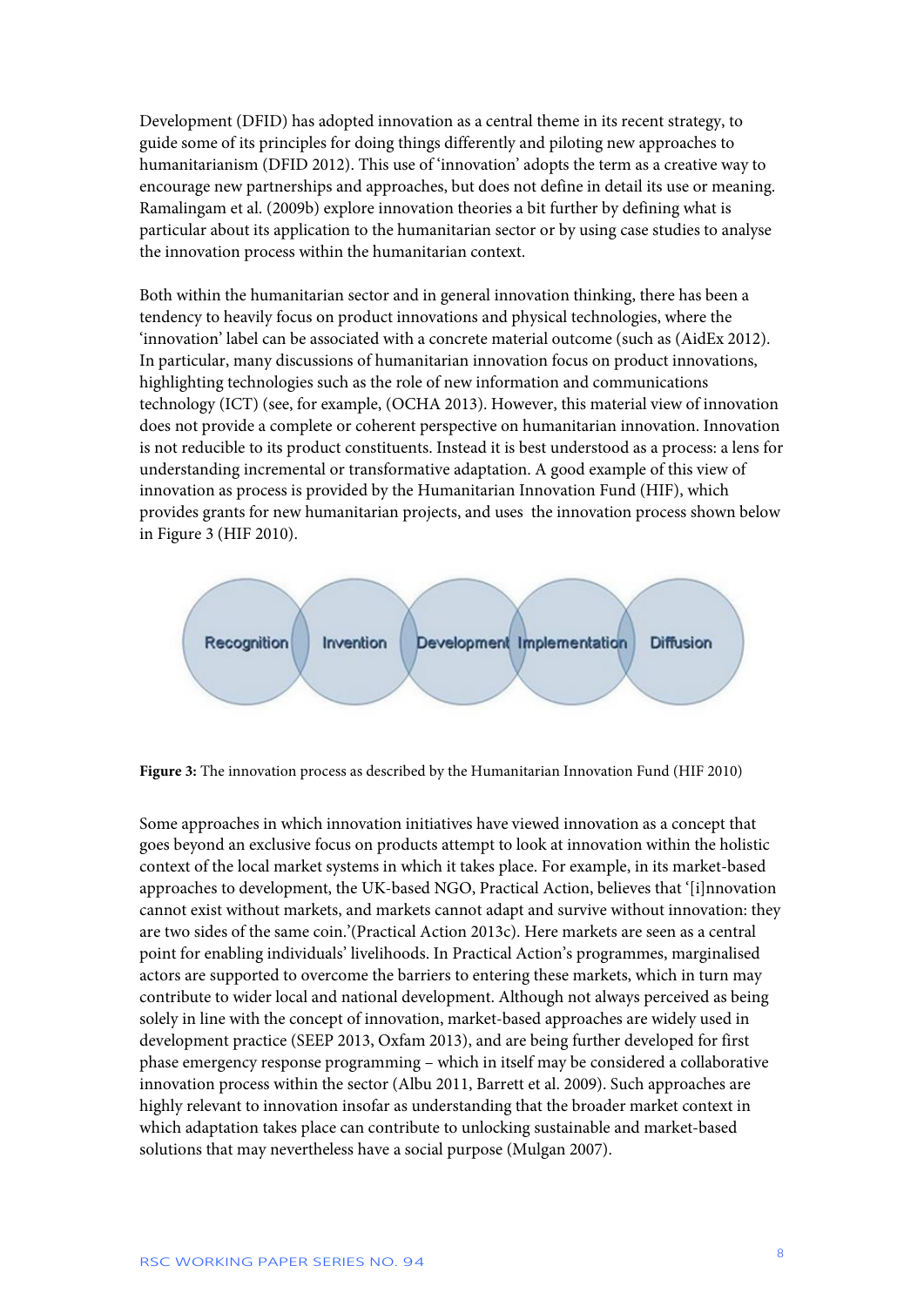Development (DFID) has adopted innovation as a central theme in its recent strategy, to guide some of its principles for doing things differently and piloting new approaches to humanitarianism (DFID 2012). This use of 'innovation' adopts the term as a creative way to encourage new partnerships and approaches, but does not define in detail its use or meaning. Ramalingam et al. (2009b) explore innovation theories a bit further by defining what is particular about its application to the humanitarian sector or by using case studies to analyse the innovation process within the humanitarian context.

Both within the humanitarian sector and in general innovation thinking, there has been a tendency to heavily focus on product innovations and physical technologies, where the 'innovation' label can be associated with a concrete material outcome (such as (AidEx 2012). In particular, many discussions of humanitarian innovation focus on product innovations, highlighting technologies such as the role of new information and communications technology (ICT) (see, for example, (OCHA 2013). However, this material view of innovation does not provide a complete or coherent perspective on humanitarian innovation. Innovation is not reducible to its product constituents. Instead it is best understood as a process: a lens for understanding incremental or transformative adaptation. A good example of this view of innovation as process is provided by the Humanitarian Innovation Fund (HIF), which provides grants for new humanitarian projects, and uses the innovation process shown below in Figure 3 (HIF 2010).

Recognition → Invention → Development → Implementation → Diffusion

**Figure 3:** The innovation process as described by the Humanitarian Innovation Fund (HIF 2010)

Some approaches in which innovation initiatives have viewed innovation as a concept that goes beyond an exclusive focus on products attempt to look at innovation within the holistic context of the local market systems in which it takes place. For example, in its market-based approaches to development, the UK-based NGO, Practical Action, believes that '[i]nnovation cannot exist without markets, and markets cannot adapt and survive without innovation: they are two sides of the same coin.'(Practical Action 2013c). Here markets are seen as a central point for enabling individuals' livelihoods. In Practical Action's programmes, marginalised actors are supported to overcome the barriers to entering these markets, which in turn may contribute to wider local and national development. Although not always perceived as being solely in line with the concept of innovation, market-based approaches are widely used in development practice (SEEP 2013, Oxfam 2013), and are being further developed for first phase emergency response programming – which in itself may be considered a collaborative innovation process within the sector (Albu 2011, Barrett et al. 2009). Such approaches are highly relevant to innovation insofar as understanding that the broader market context in which adaptation takes place can contribute to unlocking sustainable and market-based solutions that may nevertheless have a social purpose (Mulgan 2007).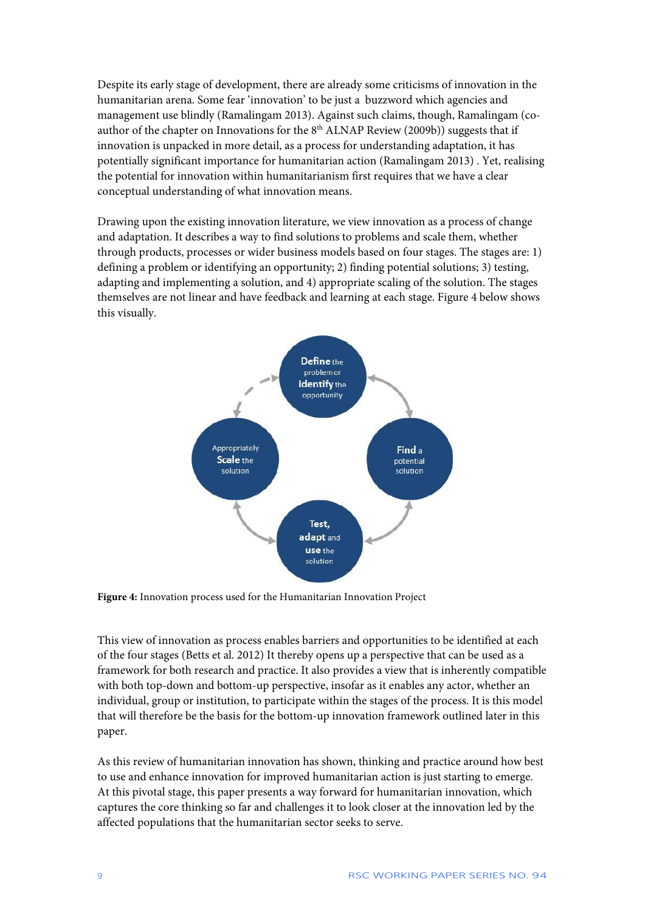Despite its early stage of development, there are already some criticisms of innovation in the humanitarian arena. Some fear 'innovation' to be just a buzzword which agencies and management use blindly (Ramalingam 2013). Against such claims, though, Ramalingam (co-author of the chapter on Innovations for the 8th ALNAP Review (2009b)) suggests that if innovation is unpacked in more detail, as a process for understanding adaptation, it has potentially significant importance for humanitarian action (Ramalingam 2013) . Yet, realising the potential for innovation within humanitarianism first requires that we have a clear conceptual understanding of what innovation means.

Drawing upon the existing innovation literature, we view innovation as a process of change and adaptation. It describes a way to find solutions to problems and scale them, whether through products, processes or wider business models based on four stages. The stages are: 1) defining a problem or identifying an opportunity; 2) finding potential solutions; 3) testing, adapting and implementing a solution, and 4) appropriate scaling of the solution. The stages themselves are not linear and have feedback and learning at each stage. Figure 4 below shows this visually.

**Define** the problem or **identify** the opportunity

**Find** a potential solution

**Test, adapt** and **use** the solution

Appropriately **Scale** the solution

**Figure 4:** Innovation process used for the Humanitarian Innovation Project

This view of innovation as process enables barriers and opportunities to be identified at each of the four stages (Betts et al. 2012) It thereby opens up a perspective that can be used as a framework for both research and practice. It also provides a view that is inherently compatible with both top-down and bottom-up perspective, insofar as it enables any actor, whether an individual, group or institution, to participate within the stages of the process. It is this model that will therefore be the basis for the bottom-up innovation framework outlined later in this paper.

As this review of humanitarian innovation has shown, thinking and practice around how best to use and enhance innovation for improved humanitarian action is just starting to emerge. At this pivotal stage, this paper presents a way forward for humanitarian innovation, which captures the core thinking so far and challenges it to look closer at the innovation led by the affected populations that the humanitarian sector seeks to serve.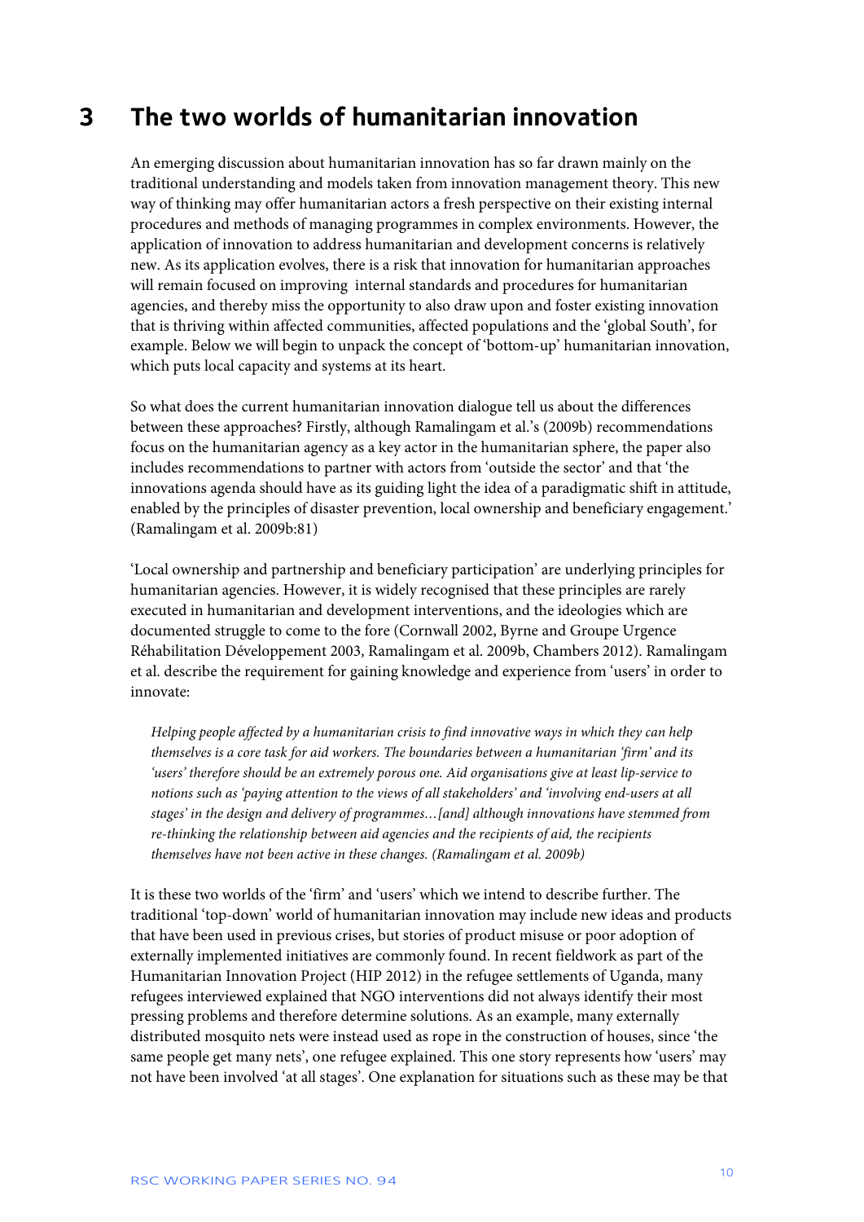# 3 The two worlds of humanitarian innovation

An emerging discussion about humanitarian innovation has so far drawn mainly on the traditional understanding and models taken from innovation management theory. This new way of thinking may offer humanitarian actors a fresh perspective on their existing internal procedures and methods of managing programmes in complex environments. However, the application of innovation to address humanitarian and development concerns is relatively new. As its application evolves, there is a risk that innovation for humanitarian approaches will remain focused on improving internal standards and procedures for humanitarian agencies, and thereby miss the opportunity to also draw upon and foster existing innovation that is thriving within affected communities, affected populations and the 'global South', for example. Below we will begin to unpack the concept of 'bottom-up' humanitarian innovation, which puts local capacity and systems at its heart.

So what does the current humanitarian innovation dialogue tell us about the differences between these approaches? Firstly, although Ramalingam et al.'s (2009b) recommendations focus on the humanitarian agency as a key actor in the humanitarian sphere, the paper also includes recommendations to partner with actors from 'outside the sector' and that 'the innovations agenda should have as its guiding light the idea of a paradigmatic shift in attitude, enabled by the principles of disaster prevention, local ownership and beneficiary engagement.' (Ramalingam et al. 2009b:81)

'Local ownership and partnership and beneficiary participation' are underlying principles for humanitarian agencies. However, it is widely recognised that these principles are rarely executed in humanitarian and development interventions, and the ideologies which are documented struggle to come to the fore (Cornwall 2002, Byrne and Groupe Urgence Réhabilitation Développement 2003, Ramalingam et al. 2009b, Chambers 2012). Ramalingam et al. describe the requirement for gaining knowledge and experience from 'users' in order to innovate:

> *Helping people affected by a humanitarian crisis to find innovative ways in which they can help themselves is a core task for aid workers. The boundaries between a humanitarian 'firm' and its 'users' therefore should be an extremely porous one. Aid organisations give at least lip-service to notions such as 'paying attention to the views of all stakeholders' and 'involving end-users at all stages' in the design and delivery of programmes…[and] although innovations have stemmed from re-thinking the relationship between aid agencies and the recipients of aid, the recipients themselves have not been active in these changes. (Ramalingam et al. 2009b)*

It is these two worlds of the 'firm' and 'users' which we intend to describe further. The traditional 'top-down' world of humanitarian innovation may include new ideas and products that have been used in previous crises, but stories of product misuse or poor adoption of externally implemented initiatives are commonly found. In recent fieldwork as part of the Humanitarian Innovation Project (HIP 2012) in the refugee settlements of Uganda, many refugees interviewed explained that NGO interventions did not always identify their most pressing problems and therefore determine solutions. As an example, many externally distributed mosquito nets were instead used as rope in the construction of houses, since 'the same people get many nets', one refugee explained. This one story represents how 'users' may not have been involved 'at all stages'. One explanation for situations such as these may be that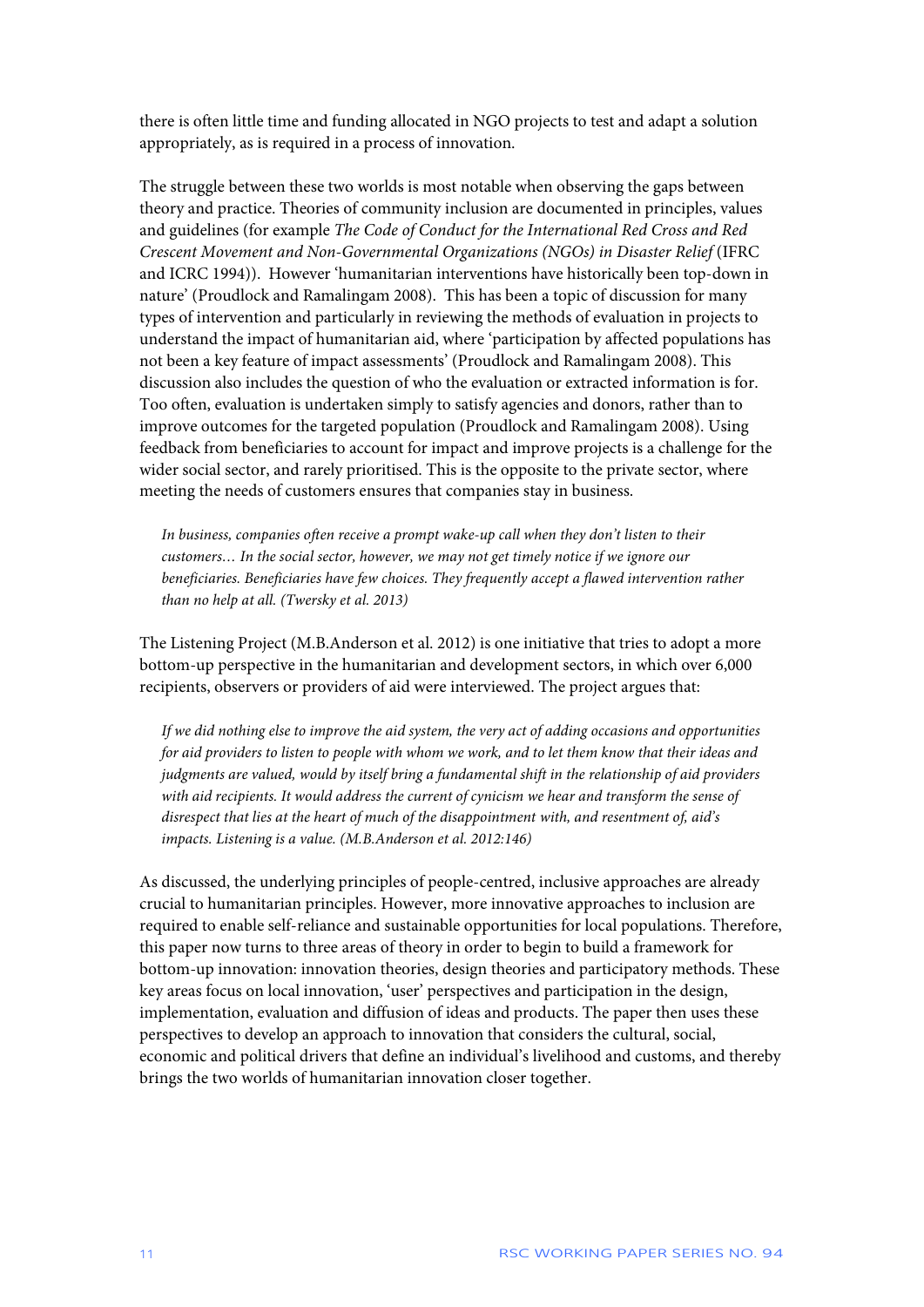there is often little time and funding allocated in NGO projects to test and adapt a solution appropriately, as is required in a process of innovation.

The struggle between these two worlds is most notable when observing the gaps between theory and practice. Theories of community inclusion are documented in principles, values and guidelines (for example *The Code of Conduct for the International Red Cross and Red Crescent Movement and Non-Governmental Organizations (NGOs) in Disaster Relief* (IFRC and ICRC 1994)). However 'humanitarian interventions have historically been top-down in nature' (Proudlock and Ramalingam 2008). This has been a topic of discussion for many types of intervention and particularly in reviewing the methods of evaluation in projects to understand the impact of humanitarian aid, where 'participation by affected populations has not been a key feature of impact assessments' (Proudlock and Ramalingam 2008). This discussion also includes the question of who the evaluation or extracted information is for. Too often, evaluation is undertaken simply to satisfy agencies and donors, rather than to improve outcomes for the targeted population (Proudlock and Ramalingam 2008). Using feedback from beneficiaries to account for impact and improve projects is a challenge for the wider social sector, and rarely prioritised. This is the opposite to the private sector, where meeting the needs of customers ensures that companies stay in business.

> *In business, companies often receive a prompt wake-up call when they don't listen to their customers… In the social sector, however, we may not get timely notice if we ignore our beneficiaries. Beneficiaries have few choices. They frequently accept a flawed intervention rather than no help at all. (Twersky et al. 2013)*

The Listening Project (M.B.Anderson et al. 2012) is one initiative that tries to adopt a more bottom-up perspective in the humanitarian and development sectors, in which over 6,000 recipients, observers or providers of aid were interviewed. The project argues that:

> *If we did nothing else to improve the aid system, the very act of adding occasions and opportunities for aid providers to listen to people with whom we work, and to let them know that their ideas and judgments are valued, would by itself bring a fundamental shift in the relationship of aid providers with aid recipients. It would address the current of cynicism we hear and transform the sense of disrespect that lies at the heart of much of the disappointment with, and resentment of, aid's impacts. Listening is a value. (M.B.Anderson et al. 2012:146)*

As discussed, the underlying principles of people-centred, inclusive approaches are already crucial to humanitarian principles. However, more innovative approaches to inclusion are required to enable self-reliance and sustainable opportunities for local populations. Therefore, this paper now turns to three areas of theory in order to begin to build a framework for bottom-up innovation: innovation theories, design theories and participatory methods. These key areas focus on local innovation, 'user' perspectives and participation in the design, implementation, evaluation and diffusion of ideas and products. The paper then uses these perspectives to develop an approach to innovation that considers the cultural, social, economic and political drivers that define an individual's livelihood and customs, and thereby brings the two worlds of humanitarian innovation closer together.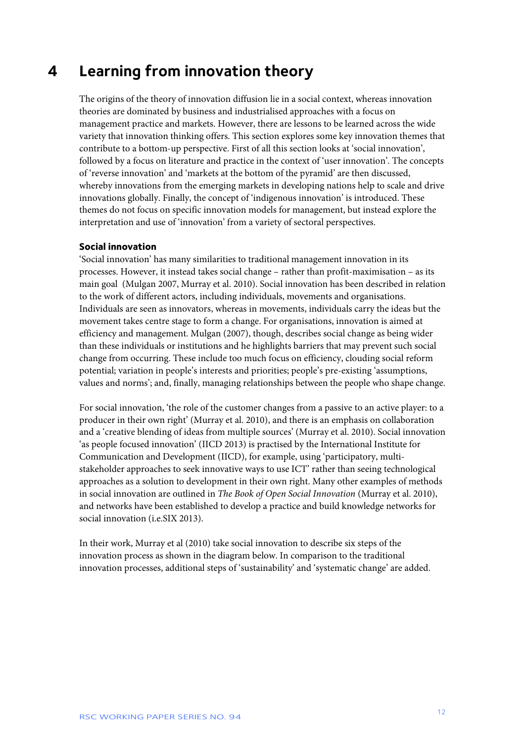# 4 Learning from innovation theory

The origins of the theory of innovation diffusion lie in a social context, whereas innovation theories are dominated by business and industrialised approaches with a focus on management practice and markets. However, there are lessons to be learned across the wide variety that innovation thinking offers. This section explores some key innovation themes that contribute to a bottom-up perspective. First of all this section looks at 'social innovation', followed by a focus on literature and practice in the context of 'user innovation'. The concepts of 'reverse innovation' and 'markets at the bottom of the pyramid' are then discussed, whereby innovations from the emerging markets in developing nations help to scale and drive innovations globally. Finally, the concept of 'indigenous innovation' is introduced. These themes do not focus on specific innovation models for management, but instead explore the interpretation and use of 'innovation' from a variety of sectoral perspectives.

### Social innovation

'Social innovation' has many similarities to traditional management innovation in its processes. However, it instead takes social change – rather than profit-maximisation – as its main goal (Mulgan 2007, Murray et al. 2010). Social innovation has been described in relation to the work of different actors, including individuals, movements and organisations. Individuals are seen as innovators, whereas in movements, individuals carry the ideas but the movement takes centre stage to form a change. For organisations, innovation is aimed at efficiency and management. Mulgan (2007), though, describes social change as being wider than these individuals or institutions and he highlights barriers that may prevent such social change from occurring. These include too much focus on efficiency, clouding social reform potential; variation in people's interests and priorities; people's pre-existing 'assumptions, values and norms'; and, finally, managing relationships between the people who shape change.

For social innovation, 'the role of the customer changes from a passive to an active player: to a producer in their own right' (Murray et al. 2010), and there is an emphasis on collaboration and a 'creative blending of ideas from multiple sources' (Murray et al. 2010). Social innovation 'as people focused innovation' (IICD 2013) is practised by the International Institute for Communication and Development (IICD), for example, using 'participatory, multi-stakeholder approaches to seek innovative ways to use ICT' rather than seeing technological approaches as a solution to development in their own right. Many other examples of methods in social innovation are outlined in *The Book of Open Social Innovation* (Murray et al. 2010), and networks have been established to develop a practice and build knowledge networks for social innovation (i.e.SIX 2013).

In their work, Murray et al (2010) take social innovation to describe six steps of the innovation process as shown in the diagram below. In comparison to the traditional innovation processes, additional steps of 'sustainability' and 'systematic change' are added.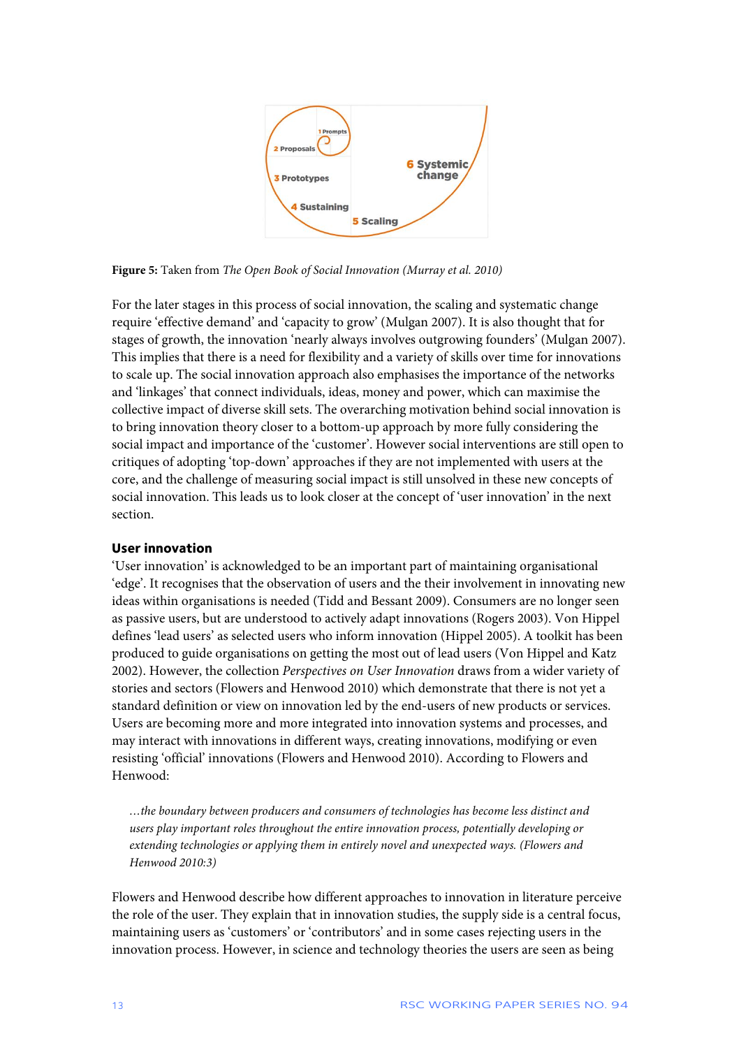1 Prompts

2 Proposals

3 Prototypes

4 Sustaining

5 Scaling

6 Systemic change

**Figure 5:** Taken from *The Open Book of Social Innovation (Murray et al. 2010)*

For the later stages in this process of social innovation, the scaling and systematic change require 'effective demand' and 'capacity to grow' (Mulgan 2007). It is also thought that for stages of growth, the innovation 'nearly always involves outgrowing founders' (Mulgan 2007). This implies that there is a need for flexibility and a variety of skills over time for innovations to scale up. The social innovation approach also emphasises the importance of the networks and 'linkages' that connect individuals, ideas, money and power, which can maximise the collective impact of diverse skill sets. The overarching motivation behind social innovation is to bring innovation theory closer to a bottom-up approach by more fully considering the social impact and importance of the 'customer'. However social interventions are still open to critiques of adopting 'top-down' approaches if they are not implemented with users at the core, and the challenge of measuring social impact is still unsolved in these new concepts of social innovation. This leads us to look closer at the concept of 'user innovation' in the next section.

## User innovation

'User innovation' is acknowledged to be an important part of maintaining organisational 'edge'. It recognises that the observation of users and the their involvement in innovating new ideas within organisations is needed (Tidd and Bessant 2009). Consumers are no longer seen as passive users, but are understood to actively adapt innovations (Rogers 2003). Von Hippel defines 'lead users' as selected users who inform innovation (Hippel 2005). A toolkit has been produced to guide organisations on getting the most out of lead users (Von Hippel and Katz 2002). However, the collection *Perspectives on User Innovation* draws from a wider variety of stories and sectors (Flowers and Henwood 2010) which demonstrate that there is not yet a standard definition or view on innovation led by the end-users of new products or services. Users are becoming more and more integrated into innovation systems and processes, and may interact with innovations in different ways, creating innovations, modifying or even resisting 'official' innovations (Flowers and Henwood 2010). According to Flowers and Henwood:

> *...the boundary between producers and consumers of technologies has become less distinct and users play important roles throughout the entire innovation process, potentially developing or extending technologies or applying them in entirely novel and unexpected ways. (Flowers and Henwood 2010:3)*

Flowers and Henwood describe how different approaches to innovation in literature perceive the role of the user. They explain that in innovation studies, the supply side is a central focus, maintaining users as 'customers' or 'contributors' and in some cases rejecting users in the innovation process. However, in science and technology theories the users are seen as being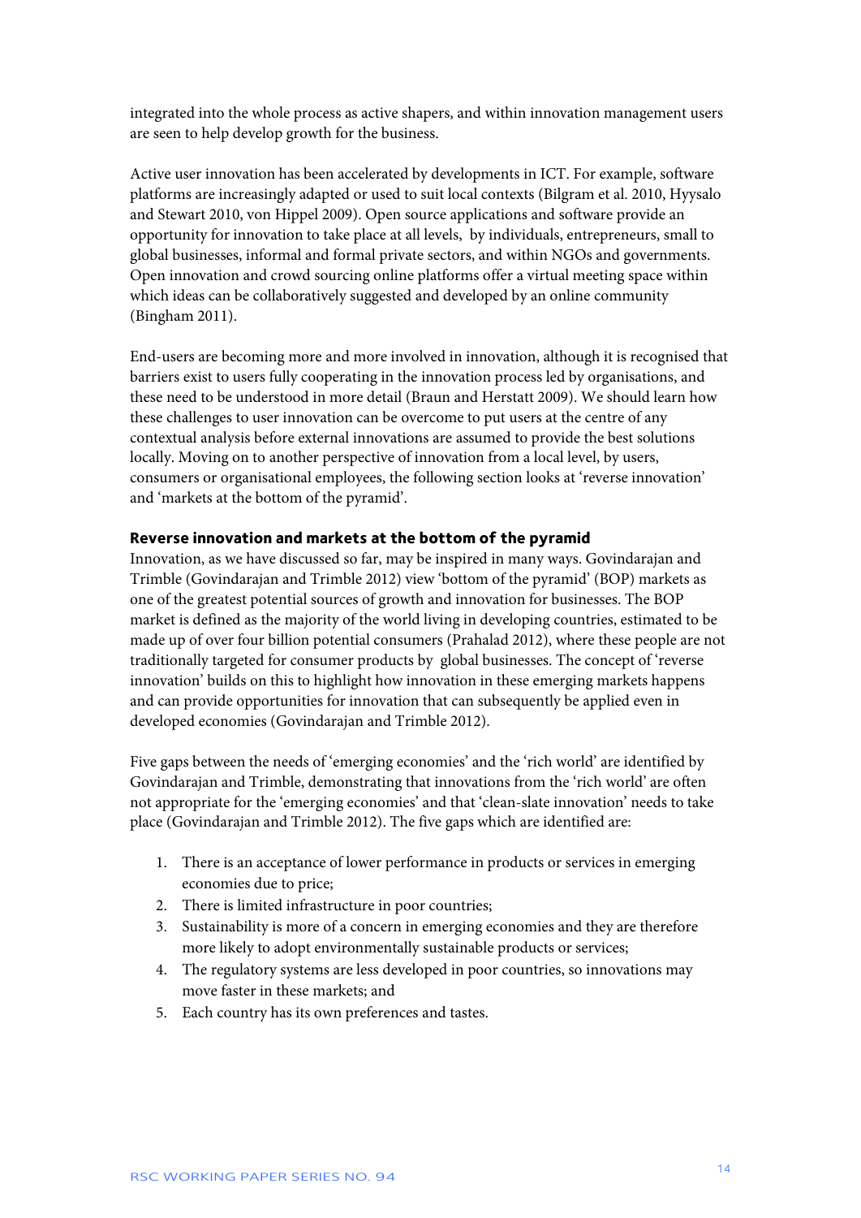integrated into the whole process as active shapers, and within innovation management users are seen to help develop growth for the business.

Active user innovation has been accelerated by developments in ICT. For example, software platforms are increasingly adapted or used to suit local contexts (Bilgram et al. 2010, Hyysalo and Stewart 2010, von Hippel 2009). Open source applications and software provide an opportunity for innovation to take place at all levels, by individuals, entrepreneurs, small to global businesses, informal and formal private sectors, and within NGOs and governments. Open innovation and crowd sourcing online platforms offer a virtual meeting space within which ideas can be collaboratively suggested and developed by an online community (Bingham 2011).

End-users are becoming more and more involved in innovation, although it is recognised that barriers exist to users fully cooperating in the innovation process led by organisations, and these need to be understood in more detail (Braun and Herstatt 2009). We should learn how these challenges to user innovation can be overcome to put users at the centre of any contextual analysis before external innovations are assumed to provide the best solutions locally. Moving on to another perspective of innovation from a local level, by users, consumers or organisational employees, the following section looks at 'reverse innovation' and 'markets at the bottom of the pyramid'.

### Reverse innovation and markets at the bottom of the pyramid

Innovation, as we have discussed so far, may be inspired in many ways. Govindarajan and Trimble (Govindarajan and Trimble 2012) view 'bottom of the pyramid' (BOP) markets as one of the greatest potential sources of growth and innovation for businesses. The BOP market is defined as the majority of the world living in developing countries, estimated to be made up of over four billion potential consumers (Prahalad 2012), where these people are not traditionally targeted for consumer products by global businesses. The concept of 'reverse innovation' builds on this to highlight how innovation in these emerging markets happens and can provide opportunities for innovation that can subsequently be applied even in developed economies (Govindarajan and Trimble 2012).

Five gaps between the needs of 'emerging economies' and the 'rich world' are identified by Govindarajan and Trimble, demonstrating that innovations from the 'rich world' are often not appropriate for the 'emerging economies' and that 'clean-slate innovation' needs to take place (Govindarajan and Trimble 2012). The five gaps which are identified are:

1. There is an acceptance of lower performance in products or services in emerging economies due to price;
2. There is limited infrastructure in poor countries;
3. Sustainability is more of a concern in emerging economies and they are therefore more likely to adopt environmentally sustainable products or services;
4. The regulatory systems are less developed in poor countries, so innovations may move faster in these markets; and
5. Each country has its own preferences and tastes.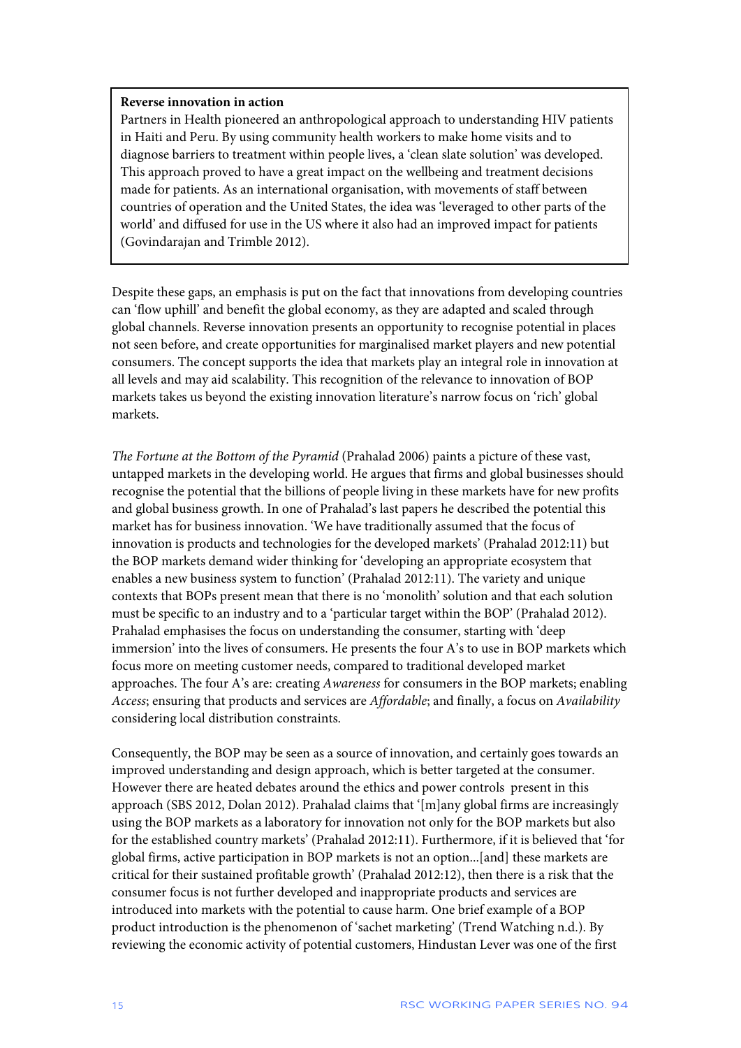**Reverse innovation in action**

Partners in Health pioneered an anthropological approach to understanding HIV patients in Haiti and Peru. By using community health workers to make home visits and to diagnose barriers to treatment within people lives, a 'clean slate solution' was developed. This approach proved to have a great impact on the wellbeing and treatment decisions made for patients. As an international organisation, with movements of staff between countries of operation and the United States, the idea was 'leveraged to other parts of the world' and diffused for use in the US where it also had an improved impact for patients (Govindarajan and Trimble 2012).

Despite these gaps, an emphasis is put on the fact that innovations from developing countries can 'flow uphill' and benefit the global economy, as they are adapted and scaled through global channels. Reverse innovation presents an opportunity to recognise potential in places not seen before, and create opportunities for marginalised market players and new potential consumers. The concept supports the idea that markets play an integral role in innovation at all levels and may aid scalability. This recognition of the relevance to innovation of BOP markets takes us beyond the existing innovation literature's narrow focus on 'rich' global markets.

*The Fortune at the Bottom of the Pyramid* (Prahalad 2006) paints a picture of these vast, untapped markets in the developing world. He argues that firms and global businesses should recognise the potential that the billions of people living in these markets have for new profits and global business growth. In one of Prahalad's last papers he described the potential this market has for business innovation. 'We have traditionally assumed that the focus of innovation is products and technologies for the developed markets' (Prahalad 2012:11) but the BOP markets demand wider thinking for 'developing an appropriate ecosystem that enables a new business system to function' (Prahalad 2012:11). The variety and unique contexts that BOPs present mean that there is no 'monolith' solution and that each solution must be specific to an industry and to a 'particular target within the BOP' (Prahalad 2012). Prahalad emphasises the focus on understanding the consumer, starting with 'deep immersion' into the lives of consumers. He presents the four A's to use in BOP markets which focus more on meeting customer needs, compared to traditional developed market approaches. The four A's are: creating *Awareness* for consumers in the BOP markets; enabling *Access*; ensuring that products and services are *Affordable*; and finally, a focus on *Availability* considering local distribution constraints.

Consequently, the BOP may be seen as a source of innovation, and certainly goes towards an improved understanding and design approach, which is better targeted at the consumer. However there are heated debates around the ethics and power controls present in this approach (SBS 2012, Dolan 2012). Prahalad claims that '[m]any global firms are increasingly using the BOP markets as a laboratory for innovation not only for the BOP markets but also for the established country markets' (Prahalad 2012:11). Furthermore, if it is believed that 'for global firms, active participation in BOP markets is not an option...[and] these markets are critical for their sustained profitable growth' (Prahalad 2012:12), then there is a risk that the consumer focus is not further developed and inappropriate products and services are introduced into markets with the potential to cause harm. One brief example of a BOP product introduction is the phenomenon of 'sachet marketing' (Trend Watching n.d.). By reviewing the economic activity of potential customers, Hindustan Lever was one of the first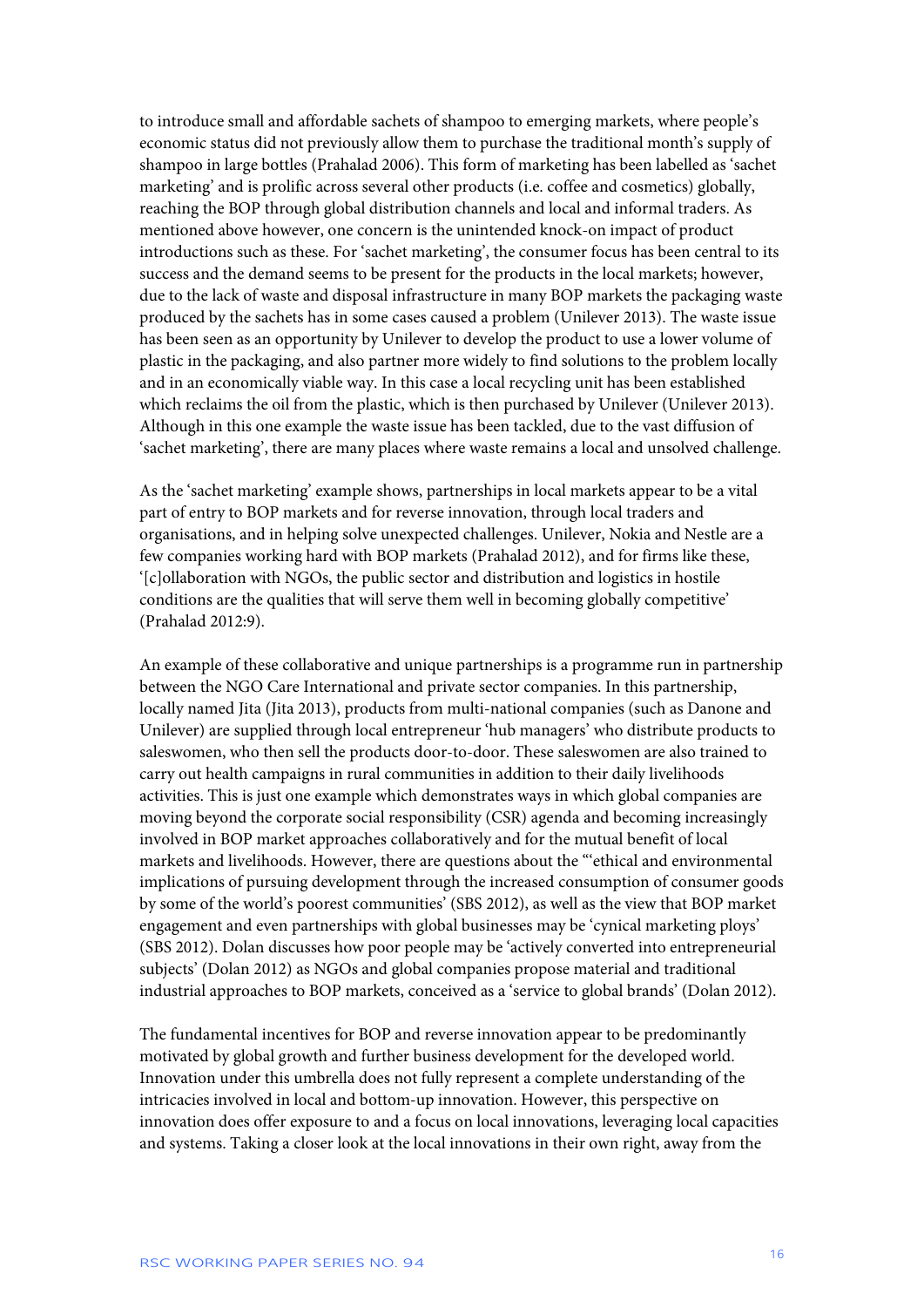to introduce small and affordable sachets of shampoo to emerging markets, where people's economic status did not previously allow them to purchase the traditional month's supply of shampoo in large bottles (Prahalad 2006). This form of marketing has been labelled as 'sachet marketing' and is prolific across several other products (i.e. coffee and cosmetics) globally, reaching the BOP through global distribution channels and local and informal traders. As mentioned above however, one concern is the unintended knock-on impact of product introductions such as these. For 'sachet marketing', the consumer focus has been central to its success and the demand seems to be present for the products in the local markets; however, due to the lack of waste and disposal infrastructure in many BOP markets the packaging waste produced by the sachets has in some cases caused a problem (Unilever 2013). The waste issue has been seen as an opportunity by Unilever to develop the product to use a lower volume of plastic in the packaging, and also partner more widely to find solutions to the problem locally and in an economically viable way. In this case a local recycling unit has been established which reclaims the oil from the plastic, which is then purchased by Unilever (Unilever 2013). Although in this one example the waste issue has been tackled, due to the vast diffusion of 'sachet marketing', there are many places where waste remains a local and unsolved challenge.

As the 'sachet marketing' example shows, partnerships in local markets appear to be a vital part of entry to BOP markets and for reverse innovation, through local traders and organisations, and in helping solve unexpected challenges. Unilever, Nokia and Nestle are a few companies working hard with BOP markets (Prahalad 2012), and for firms like these, '[c]ollaboration with NGOs, the public sector and distribution and logistics in hostile conditions are the qualities that will serve them well in becoming globally competitive' (Prahalad 2012:9).

An example of these collaborative and unique partnerships is a programme run in partnership between the NGO Care International and private sector companies. In this partnership, locally named Jita (Jita 2013), products from multi-national companies (such as Danone and Unilever) are supplied through local entrepreneur 'hub managers' who distribute products to saleswomen, who then sell the products door-to-door. These saleswomen are also trained to carry out health campaigns in rural communities in addition to their daily livelihoods activities. This is just one example which demonstrates ways in which global companies are moving beyond the corporate social responsibility (CSR) agenda and becoming increasingly involved in BOP market approaches collaboratively and for the mutual benefit of local markets and livelihoods. However, there are questions about the "'ethical and environmental implications of pursuing development through the increased consumption of consumer goods by some of the world's poorest communities' (SBS 2012), as well as the view that BOP market engagement and even partnerships with global businesses may be 'cynical marketing ploys' (SBS 2012). Dolan discusses how poor people may be 'actively converted into entrepreneurial subjects' (Dolan 2012) as NGOs and global companies propose material and traditional industrial approaches to BOP markets, conceived as a 'service to global brands' (Dolan 2012).

The fundamental incentives for BOP and reverse innovation appear to be predominantly motivated by global growth and further business development for the developed world. Innovation under this umbrella does not fully represent a complete understanding of the intricacies involved in local and bottom-up innovation. However, this perspective on innovation does offer exposure to and a focus on local innovations, leveraging local capacities and systems. Taking a closer look at the local innovations in their own right, away from the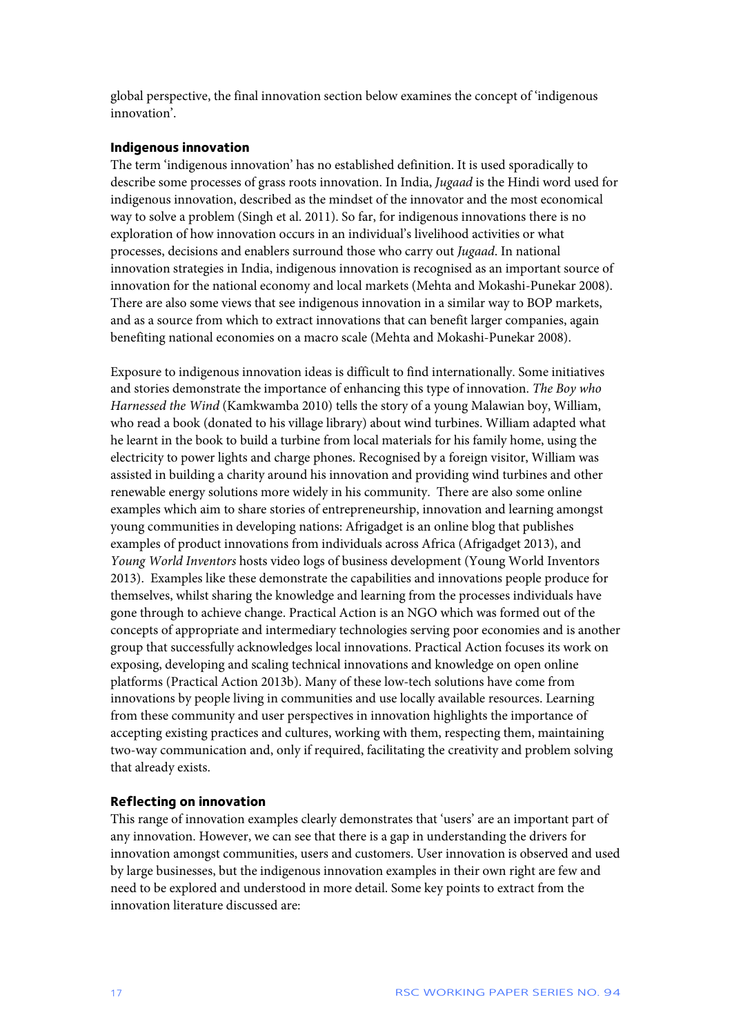global perspective, the final innovation section below examines the concept of 'indigenous innovation'.

### Indigenous innovation

The term 'indigenous innovation' has no established definition. It is used sporadically to describe some processes of grass roots innovation. In India, *Jugaad* is the Hindi word used for indigenous innovation, described as the mindset of the innovator and the most economical way to solve a problem (Singh et al. 2011). So far, for indigenous innovations there is no exploration of how innovation occurs in an individual's livelihood activities or what processes, decisions and enablers surround those who carry out *Jugaad*. In national innovation strategies in India, indigenous innovation is recognised as an important source of innovation for the national economy and local markets (Mehta and Mokashi-Punekar 2008). There are also some views that see indigenous innovation in a similar way to BOP markets, and as a source from which to extract innovations that can benefit larger companies, again benefiting national economies on a macro scale (Mehta and Mokashi-Punekar 2008).

Exposure to indigenous innovation ideas is difficult to find internationally. Some initiatives and stories demonstrate the importance of enhancing this type of innovation. *The Boy who Harnessed the Wind* (Kamkwamba 2010) tells the story of a young Malawian boy, William, who read a book (donated to his village library) about wind turbines. William adapted what he learnt in the book to build a turbine from local materials for his family home, using the electricity to power lights and charge phones. Recognised by a foreign visitor, William was assisted in building a charity around his innovation and providing wind turbines and other renewable energy solutions more widely in his community. There are also some online examples which aim to share stories of entrepreneurship, innovation and learning amongst young communities in developing nations: Afrigadget is an online blog that publishes examples of product innovations from individuals across Africa (Afrigadget 2013), and *Young World Inventors* hosts video logs of business development (Young World Inventors 2013). Examples like these demonstrate the capabilities and innovations people produce for themselves, whilst sharing the knowledge and learning from the processes individuals have gone through to achieve change. Practical Action is an NGO which was formed out of the concepts of appropriate and intermediary technologies serving poor economies and is another group that successfully acknowledges local innovations. Practical Action focuses its work on exposing, developing and scaling technical innovations and knowledge on open online platforms (Practical Action 2013b). Many of these low-tech solutions have come from innovations by people living in communities and use locally available resources. Learning from these community and user perspectives in innovation highlights the importance of accepting existing practices and cultures, working with them, respecting them, maintaining two-way communication and, only if required, facilitating the creativity and problem solving that already exists.

### Reflecting on innovation

This range of innovation examples clearly demonstrates that 'users' are an important part of any innovation. However, we can see that there is a gap in understanding the drivers for innovation amongst communities, users and customers. User innovation is observed and used by large businesses, but the indigenous innovation examples in their own right are few and need to be explored and understood in more detail. Some key points to extract from the innovation literature discussed are: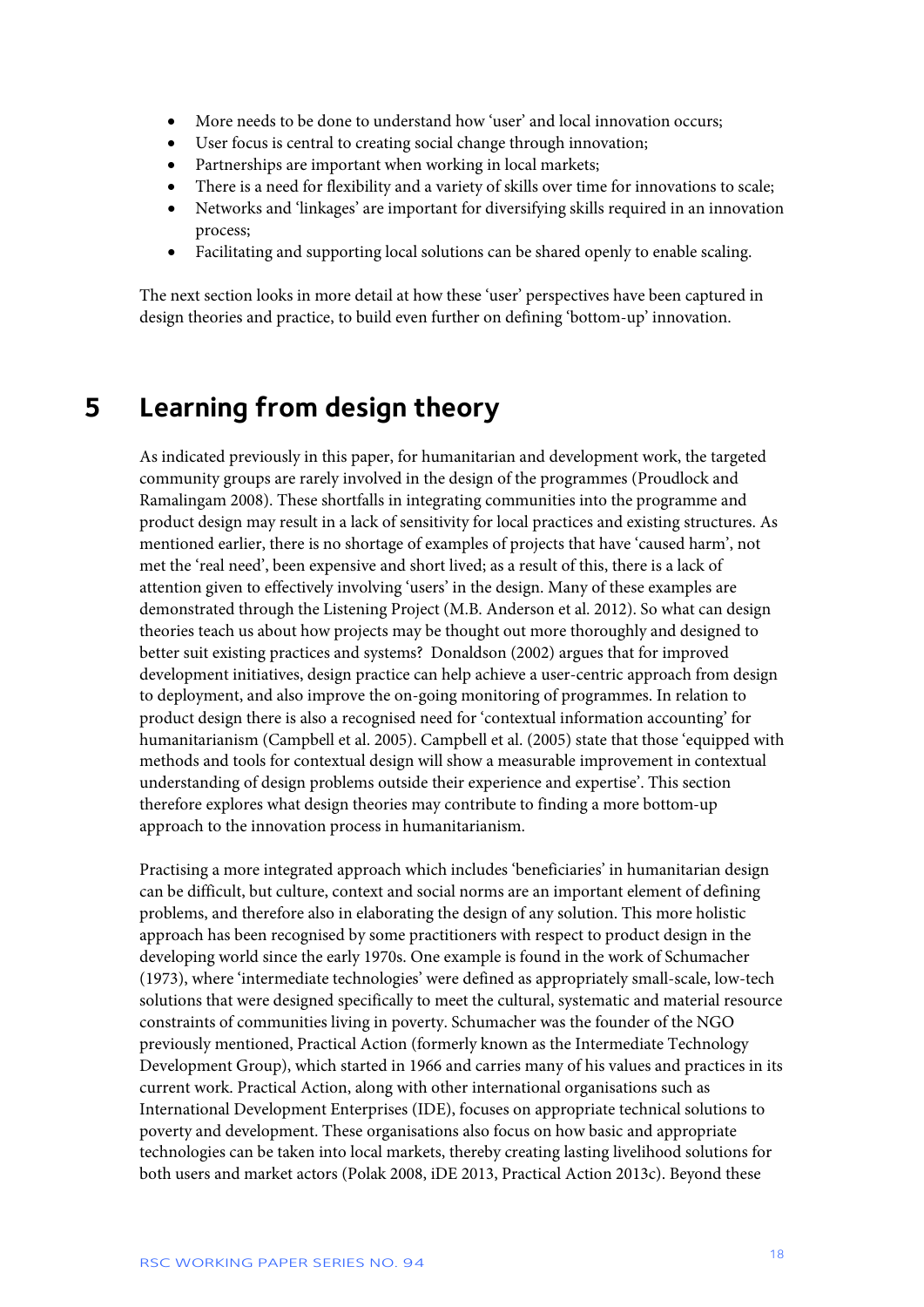- More needs to be done to understand how 'user' and local innovation occurs;
- User focus is central to creating social change through innovation;
- Partnerships are important when working in local markets;
- There is a need for flexibility and a variety of skills over time for innovations to scale;
- Networks and 'linkages' are important for diversifying skills required in an innovation process;
- Facilitating and supporting local solutions can be shared openly to enable scaling.

The next section looks in more detail at how these 'user' perspectives have been captured in design theories and practice, to build even further on defining 'bottom-up' innovation.

# 5 Learning from design theory

As indicated previously in this paper, for humanitarian and development work, the targeted community groups are rarely involved in the design of the programmes (Proudlock and Ramalingam 2008). These shortfalls in integrating communities into the programme and product design may result in a lack of sensitivity for local practices and existing structures. As mentioned earlier, there is no shortage of examples of projects that have 'caused harm', not met the 'real need', been expensive and short lived; as a result of this, there is a lack of attention given to effectively involving 'users' in the design. Many of these examples are demonstrated through the Listening Project (M.B. Anderson et al. 2012). So what can design theories teach us about how projects may be thought out more thoroughly and designed to better suit existing practices and systems? Donaldson (2002) argues that for improved development initiatives, design practice can help achieve a user-centric approach from design to deployment, and also improve the on-going monitoring of programmes. In relation to product design there is also a recognised need for 'contextual information accounting' for humanitarianism (Campbell et al. 2005). Campbell et al. (2005) state that those 'equipped with methods and tools for contextual design will show a measurable improvement in contextual understanding of design problems outside their experience and expertise'. This section therefore explores what design theories may contribute to finding a more bottom-up approach to the innovation process in humanitarianism.

Practising a more integrated approach which includes 'beneficiaries' in humanitarian design can be difficult, but culture, context and social norms are an important element of defining problems, and therefore also in elaborating the design of any solution. This more holistic approach has been recognised by some practitioners with respect to product design in the developing world since the early 1970s. One example is found in the work of Schumacher (1973), where 'intermediate technologies' were defined as appropriately small-scale, low-tech solutions that were designed specifically to meet the cultural, systematic and material resource constraints of communities living in poverty. Schumacher was the founder of the NGO previously mentioned, Practical Action (formerly known as the Intermediate Technology Development Group), which started in 1966 and carries many of his values and practices in its current work. Practical Action, along with other international organisations such as International Development Enterprises (IDE), focuses on appropriate technical solutions to poverty and development. These organisations also focus on how basic and appropriate technologies can be taken into local markets, thereby creating lasting livelihood solutions for both users and market actors (Polak 2008, iDE 2013, Practical Action 2013c). Beyond these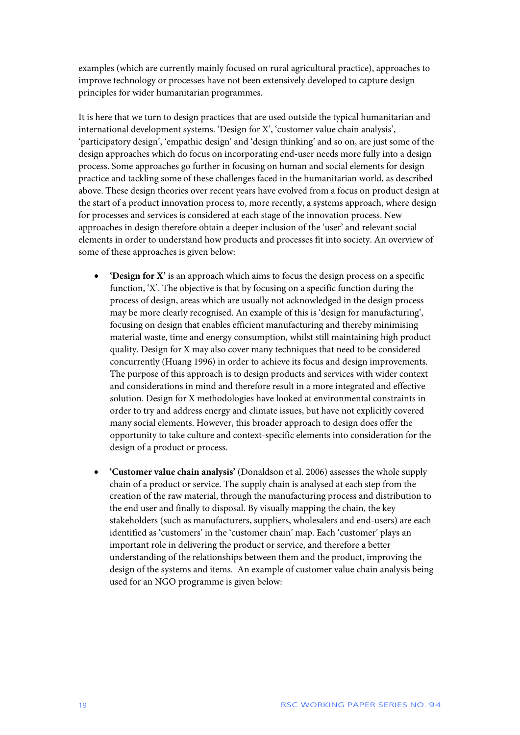examples (which are currently mainly focused on rural agricultural practice), approaches to improve technology or processes have not been extensively developed to capture design principles for wider humanitarian programmes.

It is here that we turn to design practices that are used outside the typical humanitarian and international development systems. 'Design for X', 'customer value chain analysis', 'participatory design', 'empathic design' and 'design thinking' and so on, are just some of the design approaches which do focus on incorporating end-user needs more fully into a design process. Some approaches go further in focusing on human and social elements for design practice and tackling some of these challenges faced in the humanitarian world, as described above. These design theories over recent years have evolved from a focus on product design at the start of a product innovation process to, more recently, a systems approach, where design for processes and services is considered at each stage of the innovation process. New approaches in design therefore obtain a deeper inclusion of the 'user' and relevant social elements in order to understand how products and processes fit into society. An overview of some of these approaches is given below:

- **'Design for X'** is an approach which aims to focus the design process on a specific function, 'X'. The objective is that by focusing on a specific function during the process of design, areas which are usually not acknowledged in the design process may be more clearly recognised. An example of this is 'design for manufacturing', focusing on design that enables efficient manufacturing and thereby minimising material waste, time and energy consumption, whilst still maintaining high product quality. Design for X may also cover many techniques that need to be considered concurrently (Huang 1996) in order to achieve its focus and design improvements. The purpose of this approach is to design products and services with wider context and considerations in mind and therefore result in a more integrated and effective solution. Design for X methodologies have looked at environmental constraints in order to try and address energy and climate issues, but have not explicitly covered many social elements. However, this broader approach to design does offer the opportunity to take culture and context-specific elements into consideration for the design of a product or process.

- **'Customer value chain analysis'** (Donaldson et al. 2006) assesses the whole supply chain of a product or service. The supply chain is analysed at each step from the creation of the raw material, through the manufacturing process and distribution to the end user and finally to disposal. By visually mapping the chain, the key stakeholders (such as manufacturers, suppliers, wholesalers and end-users) are each identified as 'customers' in the 'customer chain' map. Each 'customer' plays an important role in delivering the product or service, and therefore a better understanding of the relationships between them and the product, improving the design of the systems and items. An example of customer value chain analysis being used for an NGO programme is given below: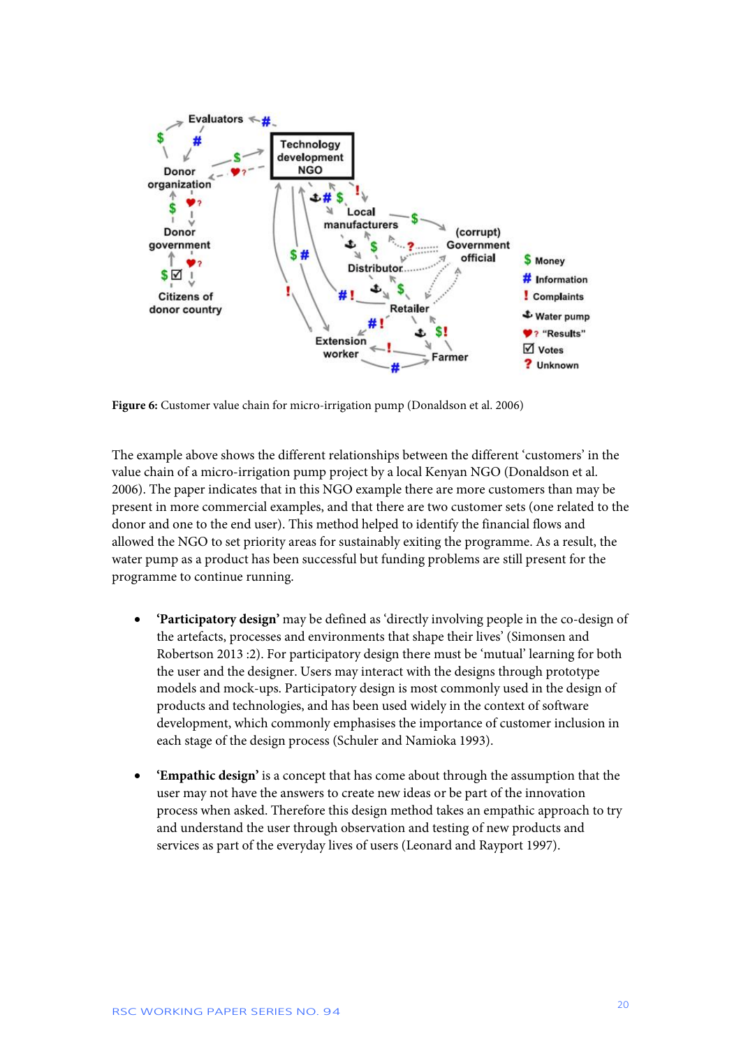**Figure 6:** Customer value chain for micro-irrigation pump (Donaldson et al. 2006)

The example above shows the different relationships between the different 'customers' in the value chain of a micro-irrigation pump project by a local Kenyan NGO (Donaldson et al. 2006). The paper indicates that in this NGO example there are more customers than may be present in more commercial examples, and that there are two customer sets (one related to the donor and one to the end user). This method helped to identify the financial flows and allowed the NGO to set priority areas for sustainably exiting the programme. As a result, the water pump as a product has been successful but funding problems are still present for the programme to continue running.

- **'Participatory design'** may be defined as 'directly involving people in the co-design of the artefacts, processes and environments that shape their lives' (Simonsen and Robertson 2013 :2). For participatory design there must be 'mutual' learning for both the user and the designer. Users may interact with the designs through prototype models and mock-ups. Participatory design is most commonly used in the design of products and technologies, and has been used widely in the context of software development, which commonly emphasises the importance of customer inclusion in each stage of the design process (Schuler and Namioka 1993).

- **'Empathic design'** is a concept that has come about through the assumption that the user may not have the answers to create new ideas or be part of the innovation process when asked. Therefore this design method takes an empathic approach to try and understand the user through observation and testing of new products and services as part of the everyday lives of users (Leonard and Rayport 1997).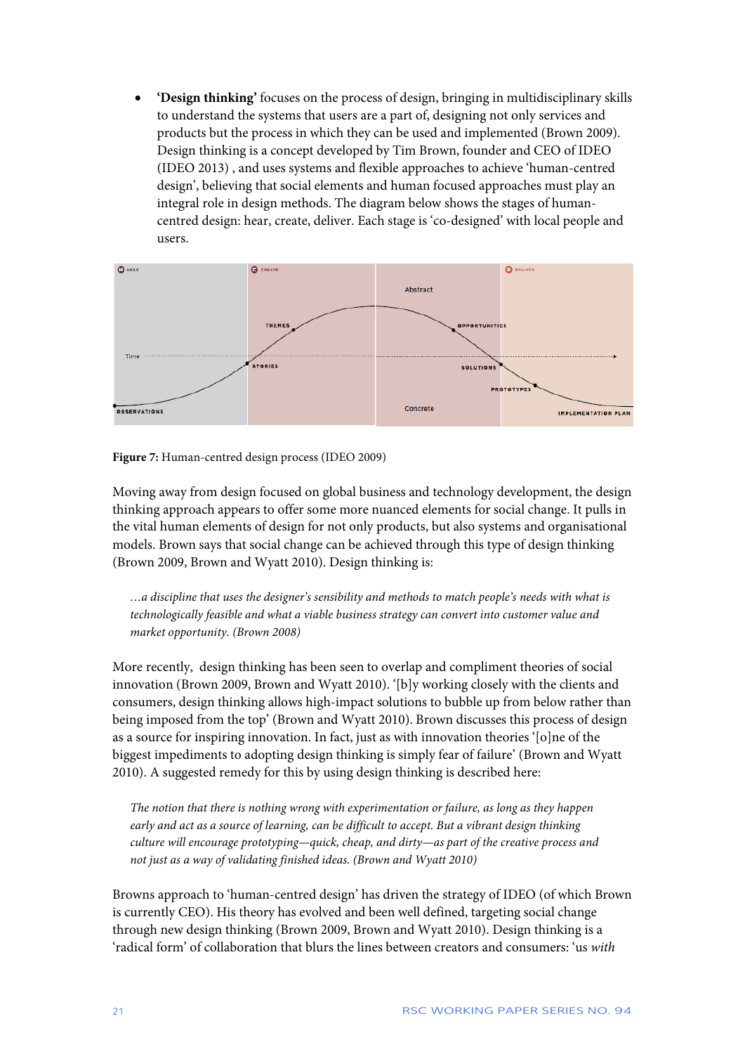- **'Design thinking'** focuses on the process of design, bringing in multidisciplinary skills to understand the systems that users are a part of, designing not only services and products but the process in which they can be used and implemented (Brown 2009). Design thinking is a concept developed by Tim Brown, founder and CEO of IDEO (IDEO 2013) , and uses systems and flexible approaches to achieve 'human-centred design', believing that social elements and human focused approaches must play an integral role in design methods. The diagram below shows the stages of human-centred design: hear, create, deliver. Each stage is 'co-designed' with local people and users.

**Figure 7:** Human-centred design process (IDEO 2009)

Moving away from design focused on global business and technology development, the design thinking approach appears to offer some more nuanced elements for social change. It pulls in the vital human elements of design for not only products, but also systems and organisational models. Brown says that social change can be achieved through this type of design thinking (Brown 2009, Brown and Wyatt 2010). Design thinking is:

> *...a discipline that uses the designer's sensibility and methods to match people's needs with what is technologically feasible and what a viable business strategy can convert into customer value and market opportunity. (Brown 2008)*

More recently, design thinking has been seen to overlap and compliment theories of social innovation (Brown 2009, Brown and Wyatt 2010). '[b]y working closely with the clients and consumers, design thinking allows high-impact solutions to bubble up from below rather than being imposed from the top' (Brown and Wyatt 2010). Brown discusses this process of design as a source for inspiring innovation. In fact, just as with innovation theories '[o]ne of the biggest impediments to adopting design thinking is simply fear of failure' (Brown and Wyatt 2010). A suggested remedy for this by using design thinking is described here:

> *The notion that there is nothing wrong with experimentation or failure, as long as they happen early and act as a source of learning, can be difficult to accept. But a vibrant design thinking culture will encourage prototyping—quick, cheap, and dirty—as part of the creative process and not just as a way of validating finished ideas. (Brown and Wyatt 2010)*

Browns approach to 'human-centred design' has driven the strategy of IDEO (of which Brown is currently CEO). His theory has evolved and been well defined, targeting social change through new design thinking (Brown 2009, Brown and Wyatt 2010). Design thinking is a 'radical form' of collaboration that blurs the lines between creators and consumers: 'us *with*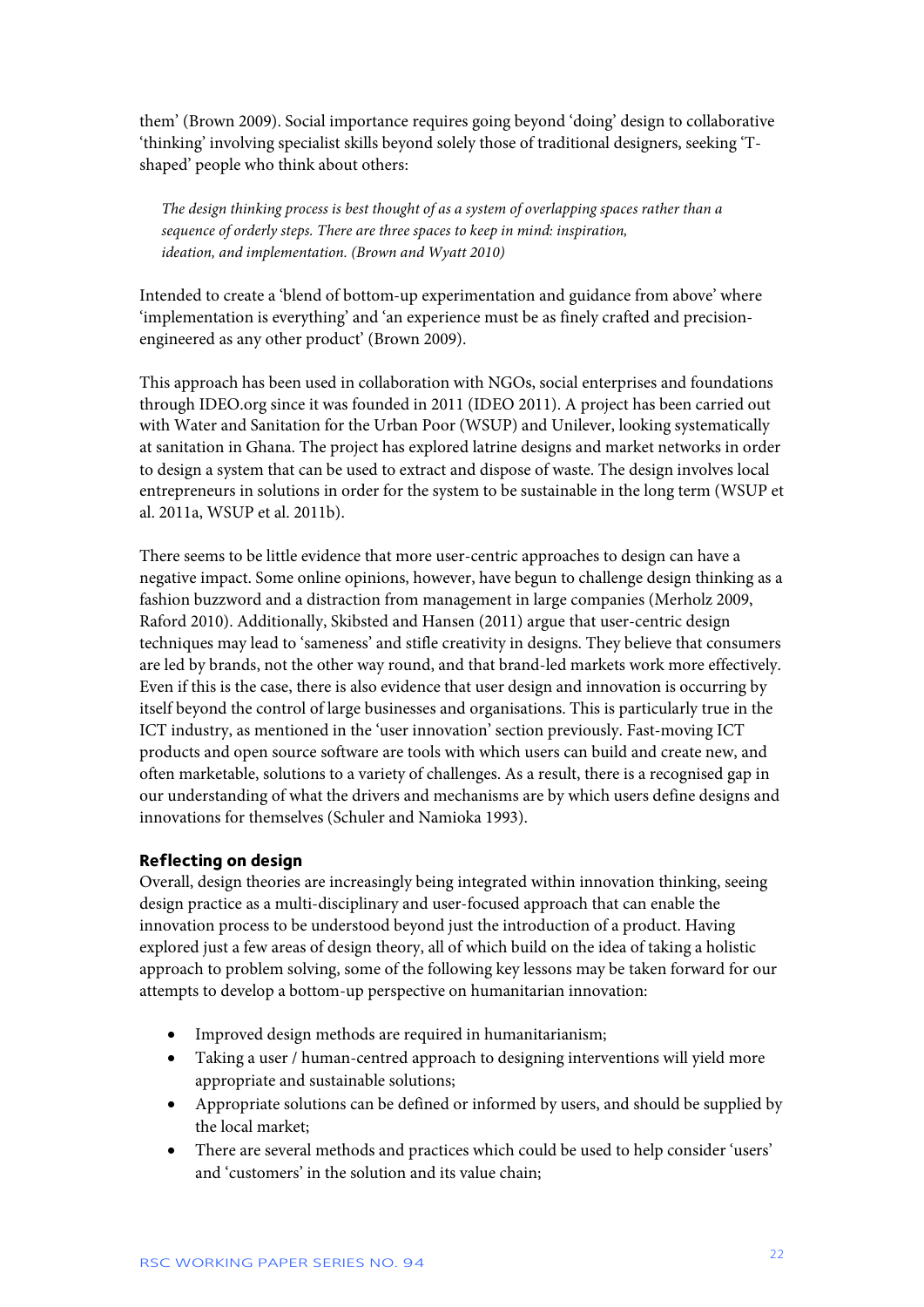them' (Brown 2009). Social importance requires going beyond 'doing' design to collaborative 'thinking' involving specialist skills beyond solely those of traditional designers, seeking 'T-shaped' people who think about others:

> *The design thinking process is best thought of as a system of overlapping spaces rather than a sequence of orderly steps. There are three spaces to keep in mind: inspiration, ideation, and implementation. (Brown and Wyatt 2010)*

Intended to create a 'blend of bottom-up experimentation and guidance from above' where 'implementation is everything' and 'an experience must be as finely crafted and precision-engineered as any other product' (Brown 2009).

This approach has been used in collaboration with NGOs, social enterprises and foundations through IDEO.org since it was founded in 2011 (IDEO 2011). A project has been carried out with Water and Sanitation for the Urban Poor (WSUP) and Unilever, looking systematically at sanitation in Ghana. The project has explored latrine designs and market networks in order to design a system that can be used to extract and dispose of waste. The design involves local entrepreneurs in solutions in order for the system to be sustainable in the long term (WSUP et al. 2011a, WSUP et al. 2011b).

There seems to be little evidence that more user-centric approaches to design can have a negative impact. Some online opinions, however, have begun to challenge design thinking as a fashion buzzword and a distraction from management in large companies (Merholz 2009, Raford 2010). Additionally, Skibsted and Hansen (2011) argue that user-centric design techniques may lead to 'sameness' and stifle creativity in designs. They believe that consumers are led by brands, not the other way round, and that brand-led markets work more effectively. Even if this is the case, there is also evidence that user design and innovation is occurring by itself beyond the control of large businesses and organisations. This is particularly true in the ICT industry, as mentioned in the 'user innovation' section previously. Fast-moving ICT products and open source software are tools with which users can build and create new, and often marketable, solutions to a variety of challenges. As a result, there is a recognised gap in our understanding of what the drivers and mechanisms are by which users define designs and innovations for themselves (Schuler and Namioka 1993).

**Reflecting on design**

Overall, design theories are increasingly being integrated within innovation thinking, seeing design practice as a multi-disciplinary and user-focused approach that can enable the innovation process to be understood beyond just the introduction of a product. Having explored just a few areas of design theory, all of which build on the idea of taking a holistic approach to problem solving, some of the following key lessons may be taken forward for our attempts to develop a bottom-up perspective on humanitarian innovation:

- Improved design methods are required in humanitarianism;
- Taking a user / human-centred approach to designing interventions will yield more appropriate and sustainable solutions;
- Appropriate solutions can be defined or informed by users, and should be supplied by the local market;
- There are several methods and practices which could be used to help consider 'users' and 'customers' in the solution and its value chain;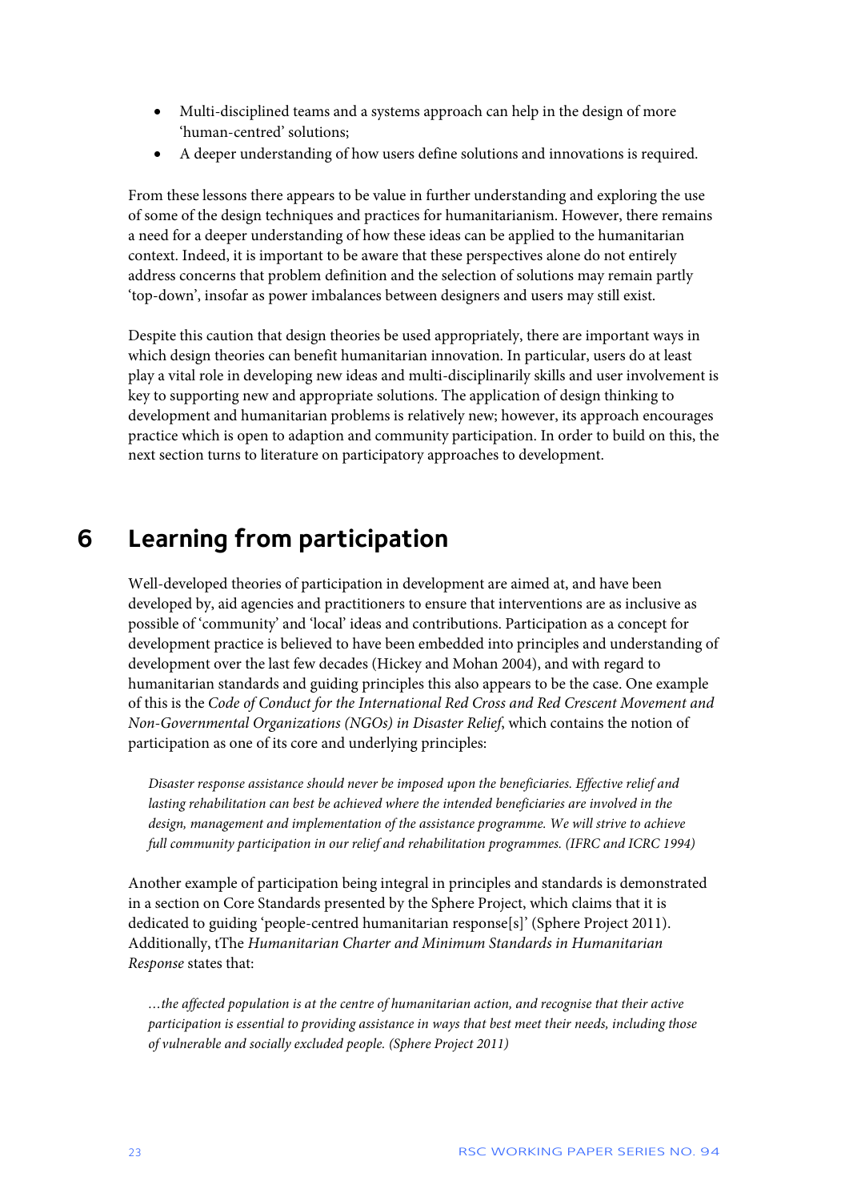- Multi-disciplined teams and a systems approach can help in the design of more 'human-centred' solutions;
- A deeper understanding of how users define solutions and innovations is required.

From these lessons there appears to be value in further understanding and exploring the use of some of the design techniques and practices for humanitarianism. However, there remains a need for a deeper understanding of how these ideas can be applied to the humanitarian context. Indeed, it is important to be aware that these perspectives alone do not entirely address concerns that problem definition and the selection of solutions may remain partly 'top-down', insofar as power imbalances between designers and users may still exist.

Despite this caution that design theories be used appropriately, there are important ways in which design theories can benefit humanitarian innovation. In particular, users do at least play a vital role in developing new ideas and multi-disciplinarily skills and user involvement is key to supporting new and appropriate solutions. The application of design thinking to development and humanitarian problems is relatively new; however, its approach encourages practice which is open to adaption and community participation. In order to build on this, the next section turns to literature on participatory approaches to development.

# 6 Learning from participation

Well-developed theories of participation in development are aimed at, and have been developed by, aid agencies and practitioners to ensure that interventions are as inclusive as possible of 'community' and 'local' ideas and contributions. Participation as a concept for development practice is believed to have been embedded into principles and understanding of development over the last few decades (Hickey and Mohan 2004), and with regard to humanitarian standards and guiding principles this also appears to be the case. One example of this is the *Code of Conduct for the International Red Cross and Red Crescent Movement and Non-Governmental Organizations (NGOs) in Disaster Relief*, which contains the notion of participation as one of its core and underlying principles:

> *Disaster response assistance should never be imposed upon the beneficiaries. Effective relief and lasting rehabilitation can best be achieved where the intended beneficiaries are involved in the design, management and implementation of the assistance programme. We will strive to achieve full community participation in our relief and rehabilitation programmes. (IFRC and ICRC 1994)*

Another example of participation being integral in principles and standards is demonstrated in a section on Core Standards presented by the Sphere Project, which claims that it is dedicated to guiding 'people-centred humanitarian response[s]' (Sphere Project 2011). Additionally, tThe *Humanitarian Charter and Minimum Standards in Humanitarian Response* states that:

> *…the affected population is at the centre of humanitarian action, and recognise that their active participation is essential to providing assistance in ways that best meet their needs, including those of vulnerable and socially excluded people. (Sphere Project 2011)*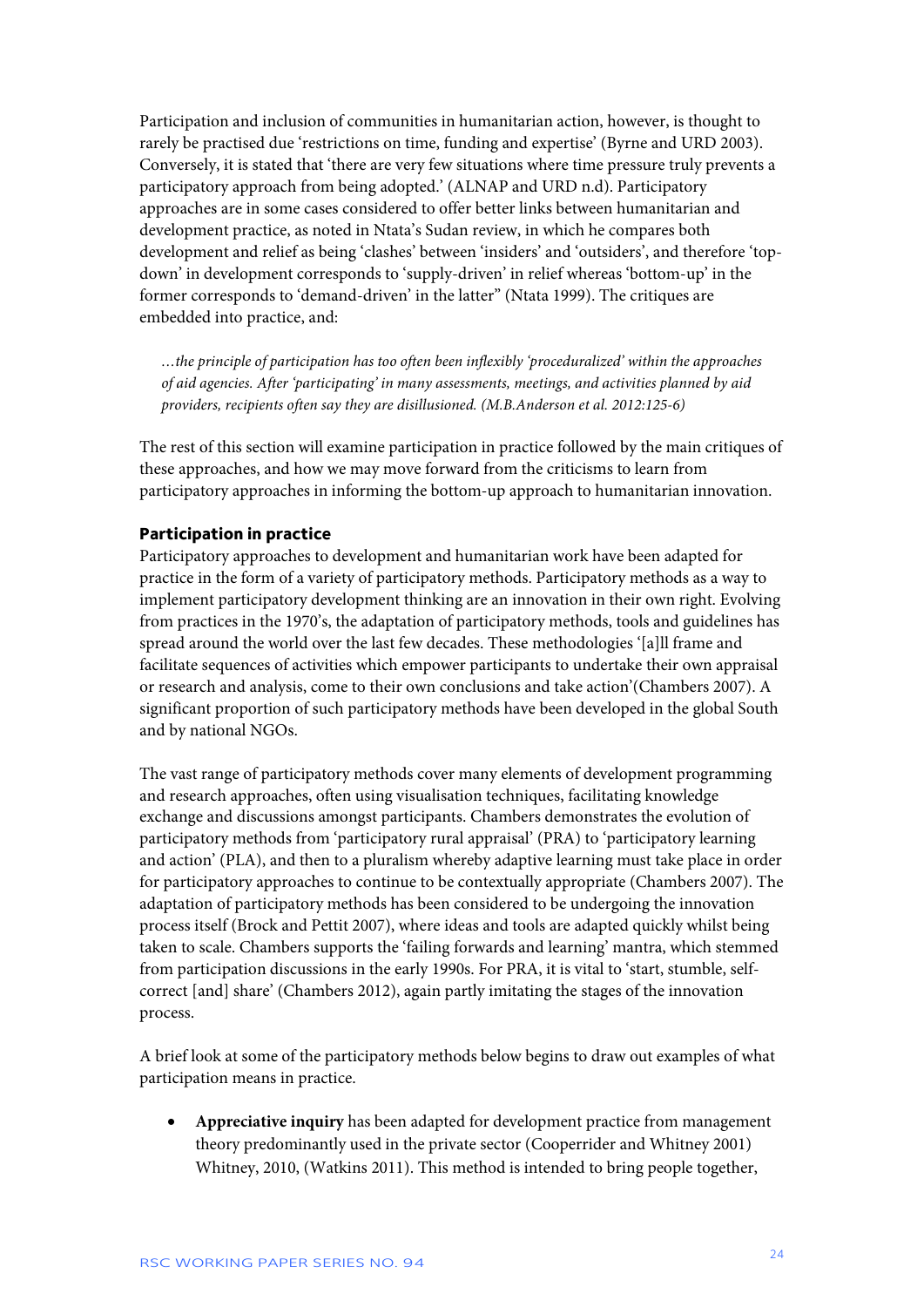Participation and inclusion of communities in humanitarian action, however, is thought to rarely be practised due 'restrictions on time, funding and expertise' (Byrne and URD 2003). Conversely, it is stated that 'there are very few situations where time pressure truly prevents a participatory approach from being adopted.' (ALNAP and URD n.d). Participatory approaches are in some cases considered to offer better links between humanitarian and development practice, as noted in Ntata's Sudan review, in which he compares both development and relief as being 'clashes' between 'insiders' and 'outsiders', and therefore 'top-down' in development corresponds to 'supply-driven' in relief whereas 'bottom-up' in the former corresponds to 'demand-driven' in the latter" (Ntata 1999). The critiques are embedded into practice, and:

> *…the principle of participation has too often been inflexibly 'proceduralized' within the approaches of aid agencies. After 'participating' in many assessments, meetings, and activities planned by aid providers, recipients often say they are disillusioned. (M.B.Anderson et al. 2012:125-6)*

The rest of this section will examine participation in practice followed by the main critiques of these approaches, and how we may move forward from the criticisms to learn from participatory approaches in informing the bottom-up approach to humanitarian innovation.

### Participation in practice

Participatory approaches to development and humanitarian work have been adapted for practice in the form of a variety of participatory methods. Participatory methods as a way to implement participatory development thinking are an innovation in their own right. Evolving from practices in the 1970's, the adaptation of participatory methods, tools and guidelines has spread around the world over the last few decades. These methodologies '[a]ll frame and facilitate sequences of activities which empower participants to undertake their own appraisal or research and analysis, come to their own conclusions and take action'(Chambers 2007). A significant proportion of such participatory methods have been developed in the global South and by national NGOs.

The vast range of participatory methods cover many elements of development programming and research approaches, often using visualisation techniques, facilitating knowledge exchange and discussions amongst participants. Chambers demonstrates the evolution of participatory methods from 'participatory rural appraisal' (PRA) to 'participatory learning and action' (PLA), and then to a pluralism whereby adaptive learning must take place in order for participatory approaches to continue to be contextually appropriate (Chambers 2007). The adaptation of participatory methods has been considered to be undergoing the innovation process itself (Brock and Pettit 2007), where ideas and tools are adapted quickly whilst being taken to scale. Chambers supports the 'failing forwards and learning' mantra, which stemmed from participation discussions in the early 1990s. For PRA, it is vital to 'start, stumble, self-correct [and] share' (Chambers 2012), again partly imitating the stages of the innovation process.

A brief look at some of the participatory methods below begins to draw out examples of what participation means in practice.

- **Appreciative inquiry** has been adapted for development practice from management theory predominantly used in the private sector (Cooperrider and Whitney 2001) Whitney, 2010, (Watkins 2011). This method is intended to bring people together,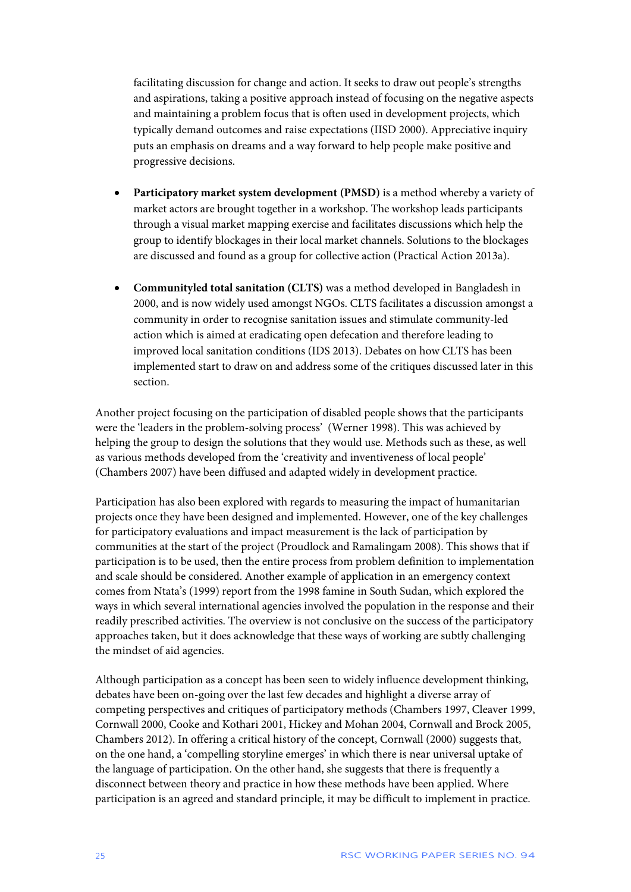facilitating discussion for change and action. It seeks to draw out people's strengths and aspirations, taking a positive approach instead of focusing on the negative aspects and maintaining a problem focus that is often used in development projects, which typically demand outcomes and raise expectations (IISD 2000). Appreciative inquiry puts an emphasis on dreams and a way forward to help people make positive and progressive decisions.

- **Participatory market system development (PMSD)** is a method whereby a variety of market actors are brought together in a workshop. The workshop leads participants through a visual market mapping exercise and facilitates discussions which help the group to identify blockages in their local market channels. Solutions to the blockages are discussed and found as a group for collective action (Practical Action 2013a).

- **Communityled total sanitation (CLTS)** was a method developed in Bangladesh in 2000, and is now widely used amongst NGOs. CLTS facilitates a discussion amongst a community in order to recognise sanitation issues and stimulate community-led action which is aimed at eradicating open defecation and therefore leading to improved local sanitation conditions (IDS 2013). Debates on how CLTS has been implemented start to draw on and address some of the critiques discussed later in this section.

Another project focusing on the participation of disabled people shows that the participants were the 'leaders in the problem-solving process' (Werner 1998). This was achieved by helping the group to design the solutions that they would use. Methods such as these, as well as various methods developed from the 'creativity and inventiveness of local people' (Chambers 2007) have been diffused and adapted widely in development practice.

Participation has also been explored with regards to measuring the impact of humanitarian projects once they have been designed and implemented. However, one of the key challenges for participatory evaluations and impact measurement is the lack of participation by communities at the start of the project (Proudlock and Ramalingam 2008). This shows that if participation is to be used, then the entire process from problem definition to implementation and scale should be considered. Another example of application in an emergency context comes from Ntata's (1999) report from the 1998 famine in South Sudan, which explored the ways in which several international agencies involved the population in the response and their readily prescribed activities. The overview is not conclusive on the success of the participatory approaches taken, but it does acknowledge that these ways of working are subtly challenging the mindset of aid agencies.

Although participation as a concept has been seen to widely influence development thinking, debates have been on-going over the last few decades and highlight a diverse array of competing perspectives and critiques of participatory methods (Chambers 1997, Cleaver 1999, Cornwall 2000, Cooke and Kothari 2001, Hickey and Mohan 2004, Cornwall and Brock 2005, Chambers 2012). In offering a critical history of the concept, Cornwall (2000) suggests that, on the one hand, a 'compelling storyline emerges' in which there is near universal uptake of the language of participation. On the other hand, she suggests that there is frequently a disconnect between theory and practice in how these methods have been applied. Where participation is an agreed and standard principle, it may be difficult to implement in practice.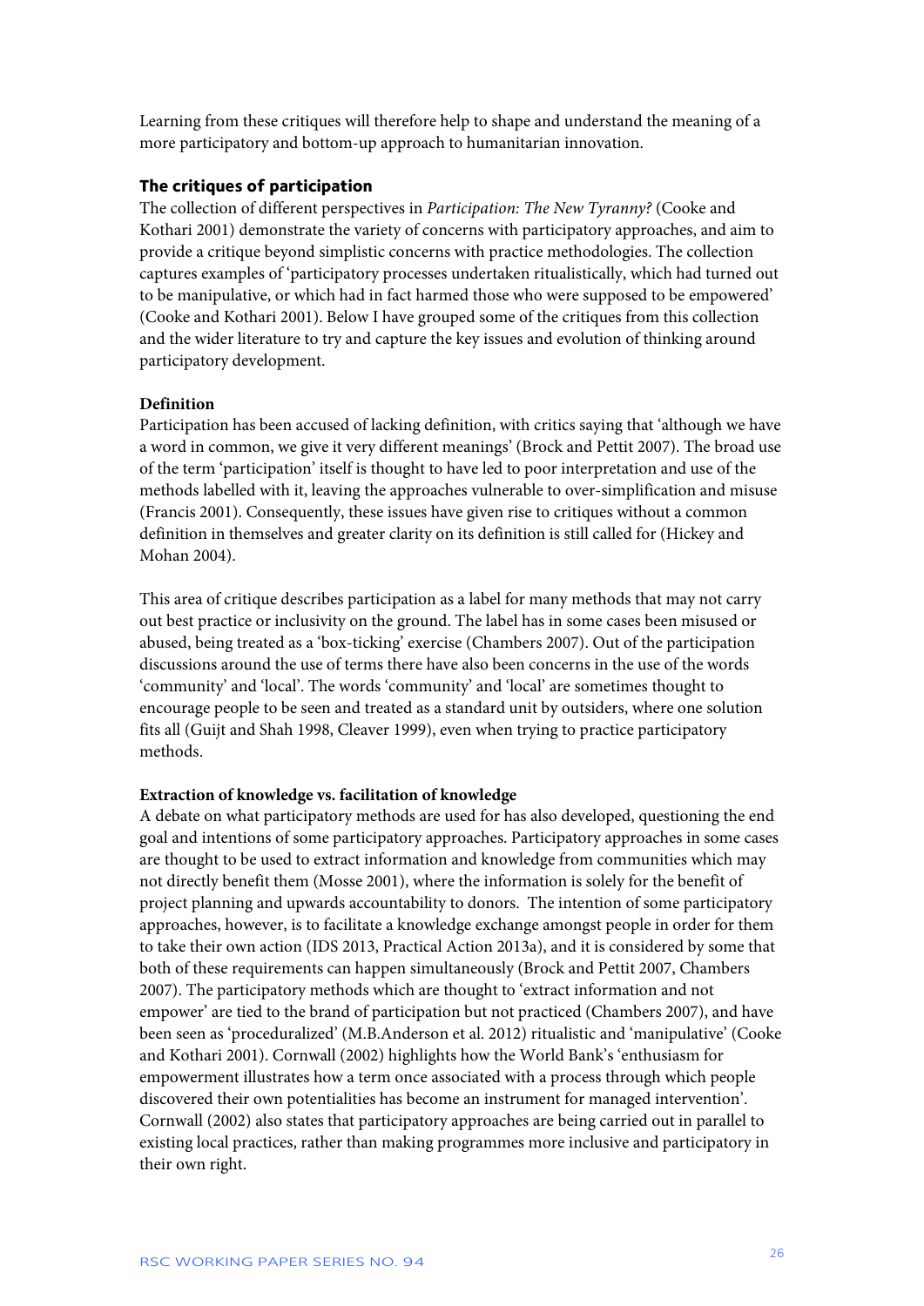Learning from these critiques will therefore help to shape and understand the meaning of a more participatory and bottom-up approach to humanitarian innovation.

### The critiques of participation

The collection of different perspectives in *Participation: The New Tyranny?* (Cooke and Kothari 2001) demonstrate the variety of concerns with participatory approaches, and aim to provide a critique beyond simplistic concerns with practice methodologies. The collection captures examples of 'participatory processes undertaken ritualistically, which had turned out to be manipulative, or which had in fact harmed those who were supposed to be empowered' (Cooke and Kothari 2001). Below I have grouped some of the critiques from this collection and the wider literature to try and capture the key issues and evolution of thinking around participatory development.

#### Definition

Participation has been accused of lacking definition, with critics saying that 'although we have a word in common, we give it very different meanings' (Brock and Pettit 2007). The broad use of the term 'participation' itself is thought to have led to poor interpretation and use of the methods labelled with it, leaving the approaches vulnerable to over-simplification and misuse (Francis 2001). Consequently, these issues have given rise to critiques without a common definition in themselves and greater clarity on its definition is still called for (Hickey and Mohan 2004).

This area of critique describes participation as a label for many methods that may not carry out best practice or inclusivity on the ground. The label has in some cases been misused or abused, being treated as a 'box-ticking' exercise (Chambers 2007). Out of the participation discussions around the use of terms there have also been concerns in the use of the words 'community' and 'local'. The words 'community' and 'local' are sometimes thought to encourage people to be seen and treated as a standard unit by outsiders, where one solution fits all (Guijt and Shah 1998, Cleaver 1999), even when trying to practice participatory methods.

#### Extraction of knowledge vs. facilitation of knowledge

A debate on what participatory methods are used for has also developed, questioning the end goal and intentions of some participatory approaches. Participatory approaches in some cases are thought to be used to extract information and knowledge from communities which may not directly benefit them (Mosse 2001), where the information is solely for the benefit of project planning and upwards accountability to donors. The intention of some participatory approaches, however, is to facilitate a knowledge exchange amongst people in order for them to take their own action (IDS 2013, Practical Action 2013a), and it is considered by some that both of these requirements can happen simultaneously (Brock and Pettit 2007, Chambers 2007). The participatory methods which are thought to 'extract information and not empower' are tied to the brand of participation but not practiced (Chambers 2007), and have been seen as 'proceduralized' (M.B.Anderson et al. 2012) ritualistic and 'manipulative' (Cooke and Kothari 2001). Cornwall (2002) highlights how the World Bank's 'enthusiasm for empowerment illustrates how a term once associated with a process through which people discovered their own potentialities has become an instrument for managed intervention'. Cornwall (2002) also states that participatory approaches are being carried out in parallel to existing local practices, rather than making programmes more inclusive and participatory in their own right.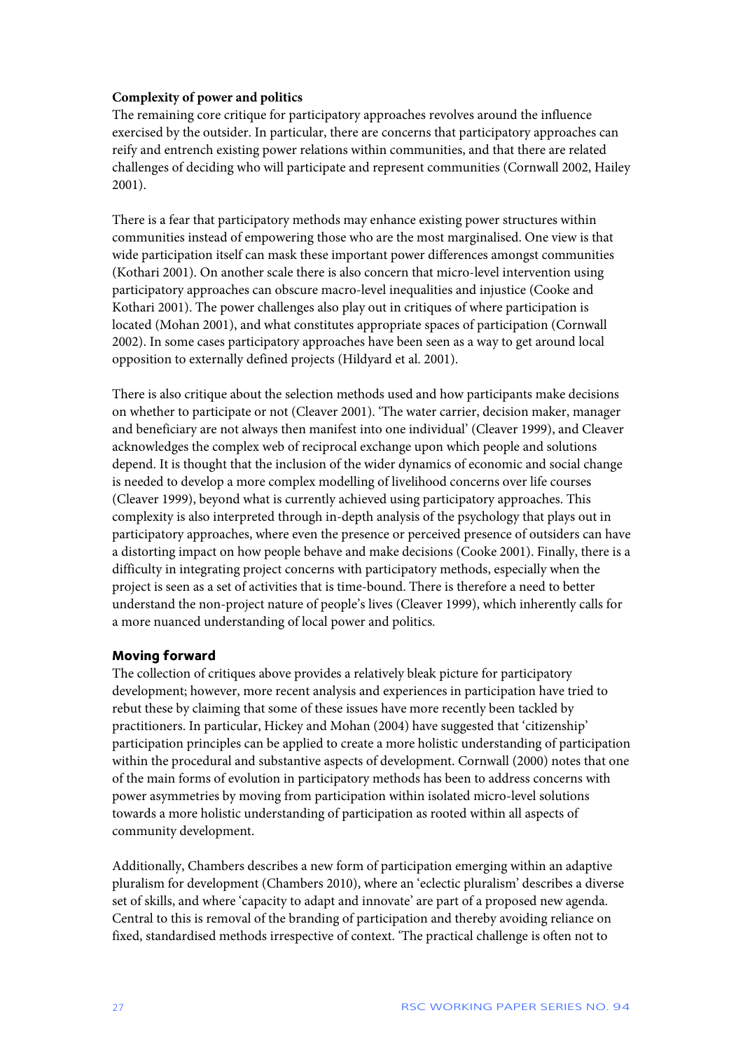### Complexity of power and politics

The remaining core critique for participatory approaches revolves around the influence exercised by the outsider. In particular, there are concerns that participatory approaches can reify and entrench existing power relations within communities, and that there are related challenges of deciding who will participate and represent communities (Cornwall 2002, Hailey 2001).

There is a fear that participatory methods may enhance existing power structures within communities instead of empowering those who are the most marginalised. One view is that wide participation itself can mask these important power differences amongst communities (Kothari 2001). On another scale there is also concern that micro-level intervention using participatory approaches can obscure macro-level inequalities and injustice (Cooke and Kothari 2001). The power challenges also play out in critiques of where participation is located (Mohan 2001), and what constitutes appropriate spaces of participation (Cornwall 2002). In some cases participatory approaches have been seen as a way to get around local opposition to externally defined projects (Hildyard et al. 2001).

There is also critique about the selection methods used and how participants make decisions on whether to participate or not (Cleaver 2001). 'The water carrier, decision maker, manager and beneficiary are not always then manifest into one individual' (Cleaver 1999), and Cleaver acknowledges the complex web of reciprocal exchange upon which people and solutions depend. It is thought that the inclusion of the wider dynamics of economic and social change is needed to develop a more complex modelling of livelihood concerns over life courses (Cleaver 1999), beyond what is currently achieved using participatory approaches. This complexity is also interpreted through in-depth analysis of the psychology that plays out in participatory approaches, where even the presence or perceived presence of outsiders can have a distorting impact on how people behave and make decisions (Cooke 2001). Finally, there is a difficulty in integrating project concerns with participatory methods, especially when the project is seen as a set of activities that is time-bound. There is therefore a need to better understand the non-project nature of people's lives (Cleaver 1999), which inherently calls for a more nuanced understanding of local power and politics.

## Moving forward

The collection of critiques above provides a relatively bleak picture for participatory development; however, more recent analysis and experiences in participation have tried to rebut these by claiming that some of these issues have more recently been tackled by practitioners. In particular, Hickey and Mohan (2004) have suggested that 'citizenship' participation principles can be applied to create a more holistic understanding of participation within the procedural and substantive aspects of development. Cornwall (2000) notes that one of the main forms of evolution in participatory methods has been to address concerns with power asymmetries by moving from participation within isolated micro-level solutions towards a more holistic understanding of participation as rooted within all aspects of community development.

Additionally, Chambers describes a new form of participation emerging within an adaptive pluralism for development (Chambers 2010), where an 'eclectic pluralism' describes a diverse set of skills, and where 'capacity to adapt and innovate' are part of a proposed new agenda. Central to this is removal of the branding of participation and thereby avoiding reliance on fixed, standardised methods irrespective of context. 'The practical challenge is often not to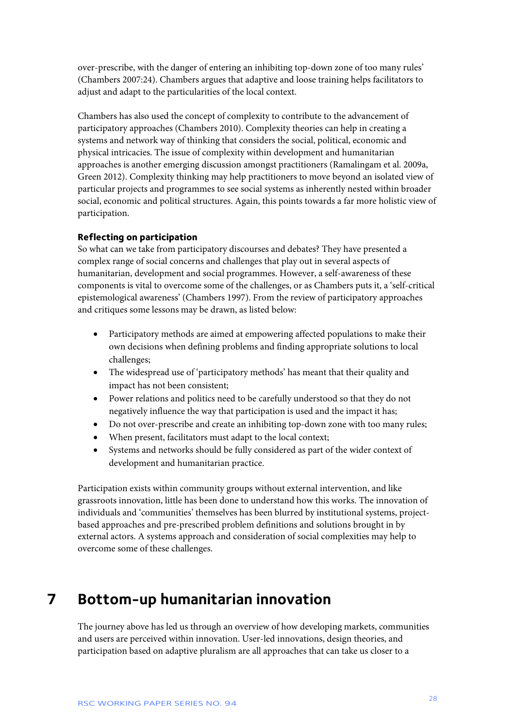over-prescribe, with the danger of entering an inhibiting top-down zone of too many rules' (Chambers 2007:24). Chambers argues that adaptive and loose training helps facilitators to adjust and adapt to the particularities of the local context.

Chambers has also used the concept of complexity to contribute to the advancement of participatory approaches (Chambers 2010). Complexity theories can help in creating a systems and network way of thinking that considers the social, political, economic and physical intricacies. The issue of complexity within development and humanitarian approaches is another emerging discussion amongst practitioners (Ramalingam et al. 2009a, Green 2012). Complexity thinking may help practitioners to move beyond an isolated view of particular projects and programmes to see social systems as inherently nested within broader social, economic and political structures. Again, this points towards a far more holistic view of participation.

**Reflecting on participation**

So what can we take from participatory discourses and debates? They have presented a complex range of social concerns and challenges that play out in several aspects of humanitarian, development and social programmes. However, a self-awareness of these components is vital to overcome some of the challenges, or as Chambers puts it, a 'self-critical epistemological awareness' (Chambers 1997). From the review of participatory approaches and critiques some lessons may be drawn, as listed below:

- Participatory methods are aimed at empowering affected populations to make their own decisions when defining problems and finding appropriate solutions to local challenges;
- The widespread use of 'participatory methods' has meant that their quality and impact has not been consistent;
- Power relations and politics need to be carefully understood so that they do not negatively influence the way that participation is used and the impact it has;
- Do not over-prescribe and create an inhibiting top-down zone with too many rules;
- When present, facilitators must adapt to the local context;
- Systems and networks should be fully considered as part of the wider context of development and humanitarian practice.

Participation exists within community groups without external intervention, and like grassroots innovation, little has been done to understand how this works. The innovation of individuals and 'communities' themselves has been blurred by institutional systems, project-based approaches and pre-prescribed problem definitions and solutions brought in by external actors. A systems approach and consideration of social complexities may help to overcome some of these challenges.

# 7 Bottom-up humanitarian innovation

The journey above has led us through an overview of how developing markets, communities and users are perceived within innovation. User-led innovations, design theories, and participation based on adaptive pluralism are all approaches that can take us closer to a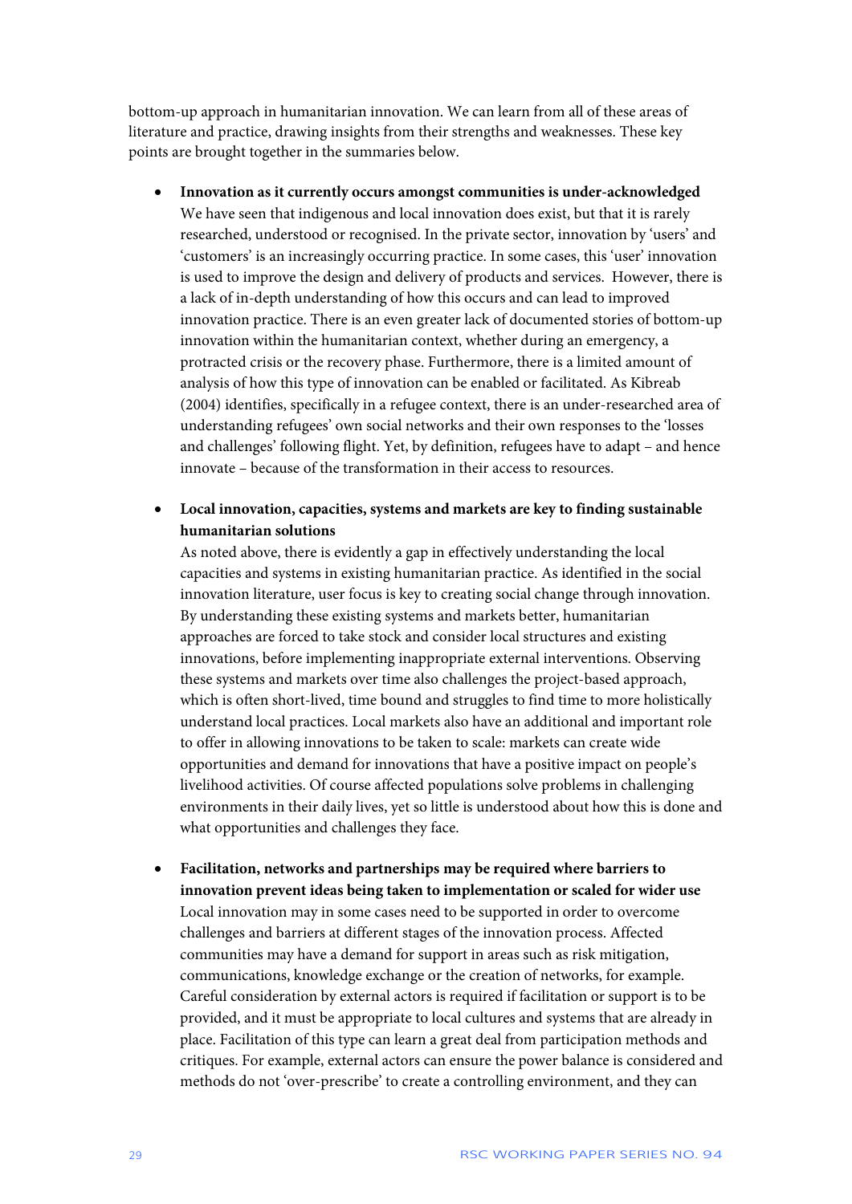bottom-up approach in humanitarian innovation. We can learn from all of these areas of literature and practice, drawing insights from their strengths and weaknesses. These key points are brought together in the summaries below.

- **Innovation as it currently occurs amongst communities is under-acknowledged**
  We have seen that indigenous and local innovation does exist, but that it is rarely researched, understood or recognised. In the private sector, innovation by 'users' and 'customers' is an increasingly occurring practice. In some cases, this 'user' innovation is used to improve the design and delivery of products and services. However, there is a lack of in-depth understanding of how this occurs and can lead to improved innovation practice. There is an even greater lack of documented stories of bottom-up innovation within the humanitarian context, whether during an emergency, a protracted crisis or the recovery phase. Furthermore, there is a limited amount of analysis of how this type of innovation can be enabled or facilitated. As Kibreab (2004) identifies, specifically in a refugee context, there is an under-researched area of understanding refugees' own social networks and their own responses to the 'losses and challenges' following flight. Yet, by definition, refugees have to adapt – and hence innovate – because of the transformation in their access to resources.

- **Local innovation, capacities, systems and markets are key to finding sustainable humanitarian solutions**
  As noted above, there is evidently a gap in effectively understanding the local capacities and systems in existing humanitarian practice. As identified in the social innovation literature, user focus is key to creating social change through innovation. By understanding these existing systems and markets better, humanitarian approaches are forced to take stock and consider local structures and existing innovations, before implementing inappropriate external interventions. Observing these systems and markets over time also challenges the project-based approach, which is often short-lived, time bound and struggles to find time to more holistically understand local practices. Local markets also have an additional and important role to offer in allowing innovations to be taken to scale: markets can create wide opportunities and demand for innovations that have a positive impact on people's livelihood activities. Of course affected populations solve problems in challenging environments in their daily lives, yet so little is understood about how this is done and what opportunities and challenges they face.

- **Facilitation, networks and partnerships may be required where barriers to innovation prevent ideas being taken to implementation or scaled for wider use**
  Local innovation may in some cases need to be supported in order to overcome challenges and barriers at different stages of the innovation process. Affected communities may have a demand for support in areas such as risk mitigation, communications, knowledge exchange or the creation of networks, for example. Careful consideration by external actors is required if facilitation or support is to be provided, and it must be appropriate to local cultures and systems that are already in place. Facilitation of this type can learn a great deal from participation methods and critiques. For example, external actors can ensure the power balance is considered and methods do not 'over-prescribe' to create a controlling environment, and they can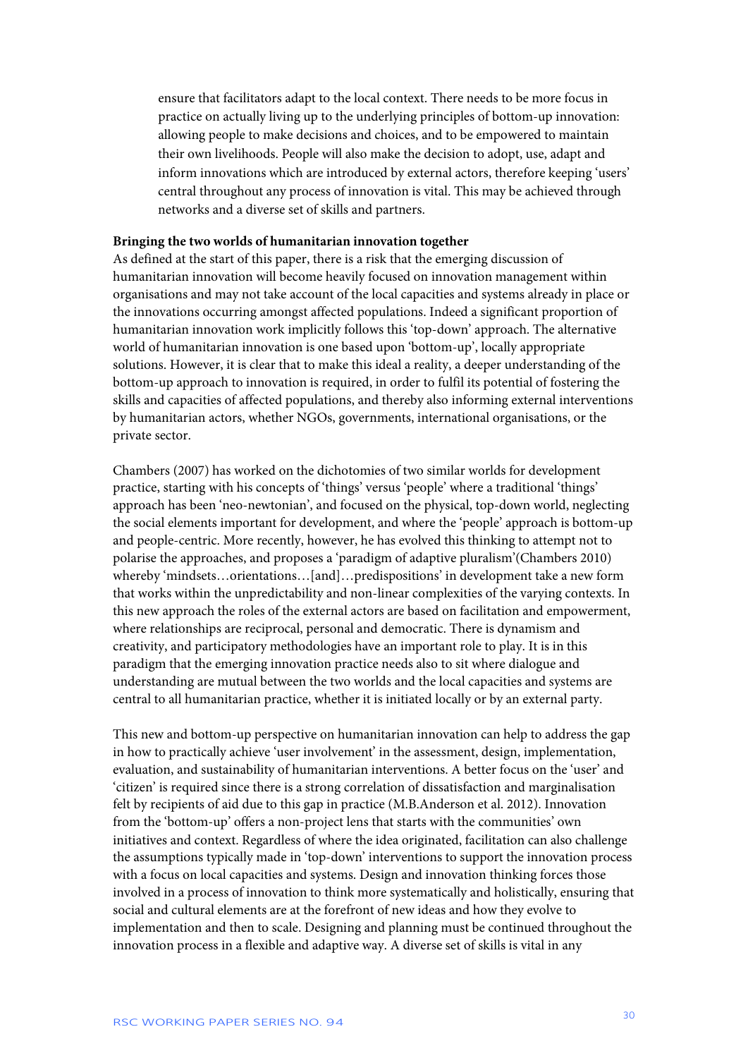ensure that facilitators adapt to the local context. There needs to be more focus in practice on actually living up to the underlying principles of bottom-up innovation: allowing people to make decisions and choices, and to be empowered to maintain their own livelihoods. People will also make the decision to adopt, use, adapt and inform innovations which are introduced by external actors, therefore keeping 'users' central throughout any process of innovation is vital. This may be achieved through networks and a diverse set of skills and partners.

**Bringing the two worlds of humanitarian innovation together**

As defined at the start of this paper, there is a risk that the emerging discussion of humanitarian innovation will become heavily focused on innovation management within organisations and may not take account of the local capacities and systems already in place or the innovations occurring amongst affected populations. Indeed a significant proportion of humanitarian innovation work implicitly follows this 'top-down' approach. The alternative world of humanitarian innovation is one based upon 'bottom-up', locally appropriate solutions. However, it is clear that to make this ideal a reality, a deeper understanding of the bottom-up approach to innovation is required, in order to fulfil its potential of fostering the skills and capacities of affected populations, and thereby also informing external interventions by humanitarian actors, whether NGOs, governments, international organisations, or the private sector.

Chambers (2007) has worked on the dichotomies of two similar worlds for development practice, starting with his concepts of 'things' versus 'people' where a traditional 'things' approach has been 'neo-newtonian', and focused on the physical, top-down world, neglecting the social elements important for development, and where the 'people' approach is bottom-up and people-centric. More recently, however, he has evolved this thinking to attempt not to polarise the approaches, and proposes a 'paradigm of adaptive pluralism'(Chambers 2010) whereby 'mindsets…orientations…[and]…predispositions' in development take a new form that works within the unpredictability and non-linear complexities of the varying contexts. In this new approach the roles of the external actors are based on facilitation and empowerment, where relationships are reciprocal, personal and democratic. There is dynamism and creativity, and participatory methodologies have an important role to play. It is in this paradigm that the emerging innovation practice needs also to sit where dialogue and understanding are mutual between the two worlds and the local capacities and systems are central to all humanitarian practice, whether it is initiated locally or by an external party.

This new and bottom-up perspective on humanitarian innovation can help to address the gap in how to practically achieve 'user involvement' in the assessment, design, implementation, evaluation, and sustainability of humanitarian interventions. A better focus on the 'user' and 'citizen' is required since there is a strong correlation of dissatisfaction and marginalisation felt by recipients of aid due to this gap in practice (M.B.Anderson et al. 2012). Innovation from the 'bottom-up' offers a non-project lens that starts with the communities' own initiatives and context. Regardless of where the idea originated, facilitation can also challenge the assumptions typically made in 'top-down' interventions to support the innovation process with a focus on local capacities and systems. Design and innovation thinking forces those involved in a process of innovation to think more systematically and holistically, ensuring that social and cultural elements are at the forefront of new ideas and how they evolve to implementation and then to scale. Designing and planning must be continued throughout the innovation process in a flexible and adaptive way. A diverse set of skills is vital in any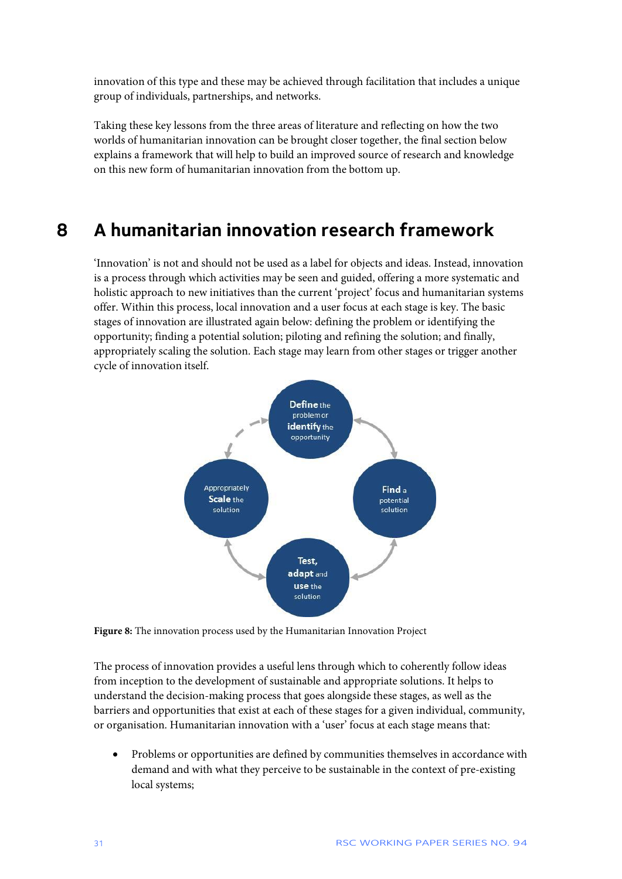innovation of this type and these may be achieved through facilitation that includes a unique group of individuals, partnerships, and networks.

Taking these key lessons from the three areas of literature and reflecting on how the two worlds of humanitarian innovation can be brought closer together, the final section below explains a framework that will help to build an improved source of research and knowledge on this new form of humanitarian innovation from the bottom up.

# 8 A humanitarian innovation research framework

'Innovation' is not and should not be used as a label for objects and ideas. Instead, innovation is a process through which activities may be seen and guided, offering a more systematic and holistic approach to new initiatives than the current 'project' focus and humanitarian systems offer. Within this process, local innovation and a user focus at each stage is key. The basic stages of innovation are illustrated again below: defining the problem or identifying the opportunity; finding a potential solution; piloting and refining the solution; and finally, appropriately scaling the solution. Each stage may learn from other stages or trigger another cycle of innovation itself.

Define the problem or identify the opportunity

Find a potential solution

Test, adapt and use the solution

Appropriately Scale the solution

**Figure 8:** The innovation process used by the Humanitarian Innovation Project

The process of innovation provides a useful lens through which to coherently follow ideas from inception to the development of sustainable and appropriate solutions. It helps to understand the decision-making process that goes alongside these stages, as well as the barriers and opportunities that exist at each of these stages for a given individual, community, or organisation. Humanitarian innovation with a 'user' focus at each stage means that:

- Problems or opportunities are defined by communities themselves in accordance with demand and with what they perceive to be sustainable in the context of pre-existing local systems;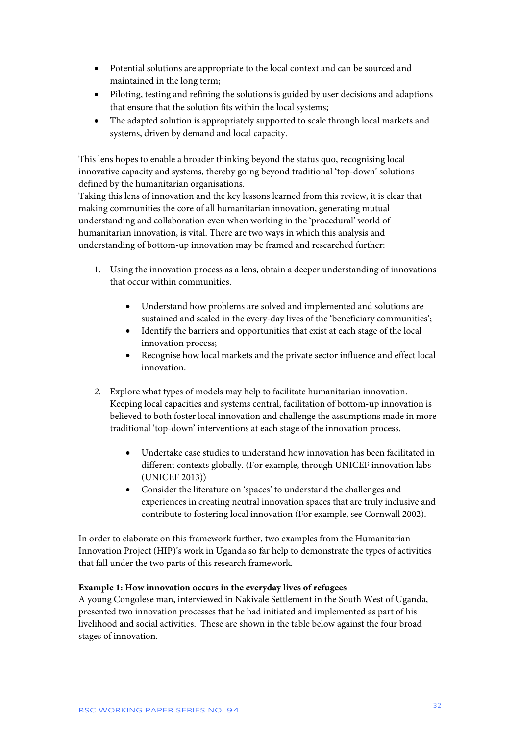- Potential solutions are appropriate to the local context and can be sourced and maintained in the long term;
- Piloting, testing and refining the solutions is guided by user decisions and adaptions that ensure that the solution fits within the local systems;
- The adapted solution is appropriately supported to scale through local markets and systems, driven by demand and local capacity.

This lens hopes to enable a broader thinking beyond the status quo, recognising local innovative capacity and systems, thereby going beyond traditional 'top-down' solutions defined by the humanitarian organisations.
Taking this lens of innovation and the key lessons learned from this review, it is clear that making communities the core of all humanitarian innovation, generating mutual understanding and collaboration even when working in the 'procedural' world of humanitarian innovation, is vital. There are two ways in which this analysis and understanding of bottom-up innovation may be framed and researched further:

1. Using the innovation process as a lens, obtain a deeper understanding of innovations that occur within communities.

    - Understand how problems are solved and implemented and solutions are sustained and scaled in the every-day lives of the 'beneficiary communities';
    - Identify the barriers and opportunities that exist at each stage of the local innovation process;
    - Recognise how local markets and the private sector influence and effect local innovation.

2. Explore what types of models may help to facilitate humanitarian innovation. Keeping local capacities and systems central, facilitation of bottom-up innovation is believed to both foster local innovation and challenge the assumptions made in more traditional 'top-down' interventions at each stage of the innovation process.

    - Undertake case studies to understand how innovation has been facilitated in different contexts globally. (For example, through UNICEF innovation labs (UNICEF 2013))
    - Consider the literature on 'spaces' to understand the challenges and experiences in creating neutral innovation spaces that are truly inclusive and contribute to fostering local innovation (For example, see Cornwall 2002).

In order to elaborate on this framework further, two examples from the Humanitarian Innovation Project (HIP)'s work in Uganda so far help to demonstrate the types of activities that fall under the two parts of this research framework.

**Example 1: How innovation occurs in the everyday lives of refugees**
A young Congolese man, interviewed in Nakivale Settlement in the South West of Uganda, presented two innovation processes that he had initiated and implemented as part of his livelihood and social activities. These are shown in the table below against the four broad stages of innovation.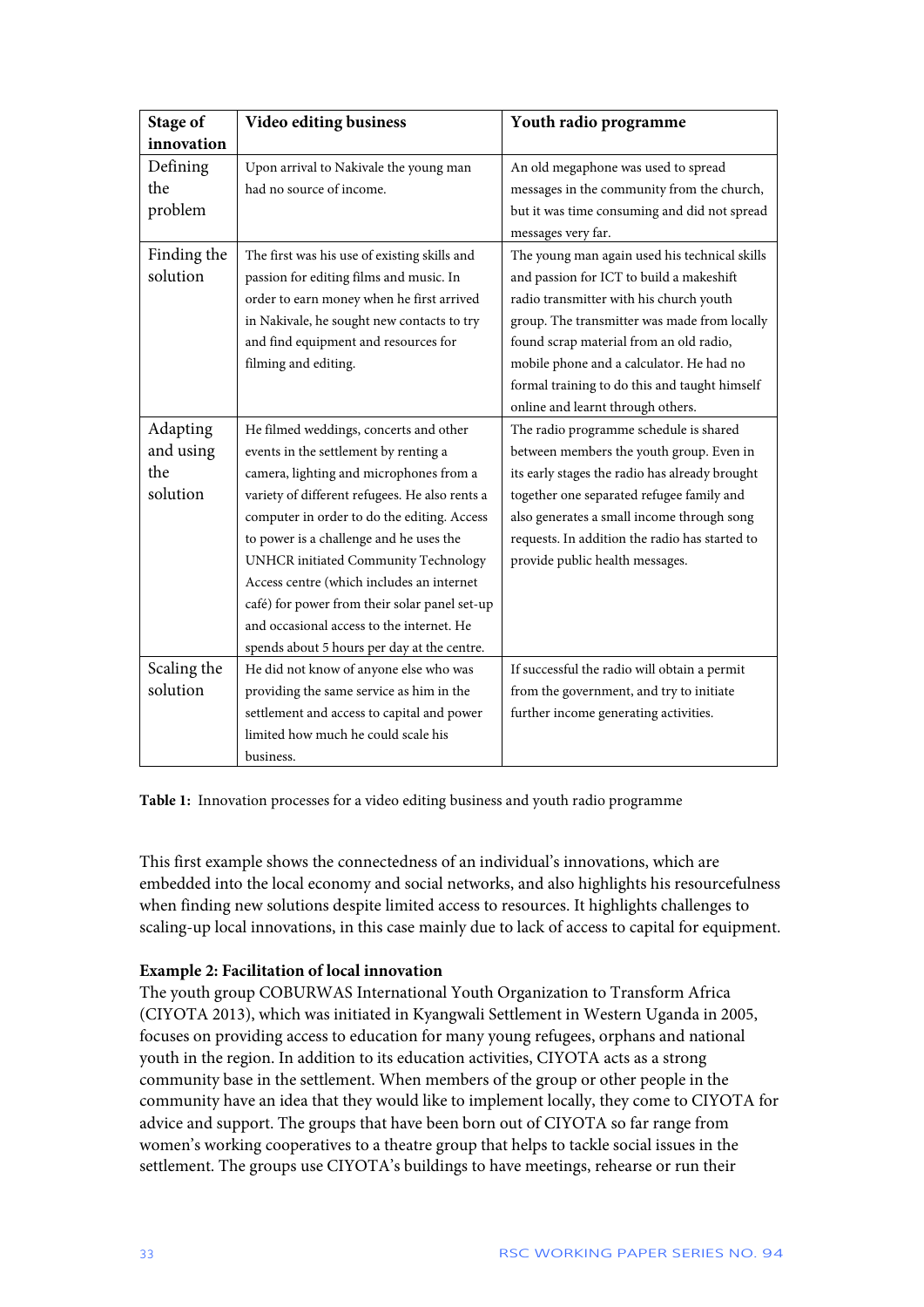| Stage of innovation | Video editing business | Youth radio programme |
|---|---|---|
| Defining the problem | Upon arrival to Nakivale the young man had no source of income. | An old megaphone was used to spread messages in the community from the church, but it was time consuming and did not spread messages very far. |
| Finding the solution | The first was his use of existing skills and passion for editing films and music. In order to earn money when he first arrived in Nakivale, he sought new contacts to try and find equipment and resources for filming and editing. | The young man again used his technical skills and passion for ICT to build a makeshift radio transmitter with his church youth group. The transmitter was made from locally found scrap material from an old radio, mobile phone and a calculator. He had no formal training to do this and taught himself online and learnt through others. |
| Adapting and using the solution | He filmed weddings, concerts and other events in the settlement by renting a camera, lighting and microphones from a variety of different refugees. He also rents a computer in order to do the editing. Access to power is a challenge and he uses the UNHCR initiated Community Technology Access centre (which includes an internet café) for power from their solar panel set-up and occasional access to the internet. He spends about 5 hours per day at the centre. | The radio programme schedule is shared between members the youth group. Even in its early stages the radio has already brought together one separated refugee family and also generates a small income through song requests. In addition the radio has started to provide public health messages. |
| Scaling the solution | He did not know of anyone else who was providing the same service as him in the settlement and access to capital and power limited how much he could scale his business. | If successful the radio will obtain a permit from the government, and try to initiate further income generating activities. |

**Table 1:** Innovation processes for a video editing business and youth radio programme

This first example shows the connectedness of an individual's innovations, which are embedded into the local economy and social networks, and also highlights his resourcefulness when finding new solutions despite limited access to resources. It highlights challenges to scaling-up local innovations, in this case mainly due to lack of access to capital for equipment.

**Example 2: Facilitation of local innovation**

The youth group COBURWAS International Youth Organization to Transform Africa (CIYOTA 2013), which was initiated in Kyangwali Settlement in Western Uganda in 2005, focuses on providing access to education for many young refugees, orphans and national youth in the region. In addition to its education activities, CIYOTA acts as a strong community base in the settlement. When members of the group or other people in the community have an idea that they would like to implement locally, they come to CIYOTA for advice and support. The groups that have been born out of CIYOTA so far range from women's working cooperatives to a theatre group that helps to tackle social issues in the settlement. The groups use CIYOTA's buildings to have meetings, rehearse or run their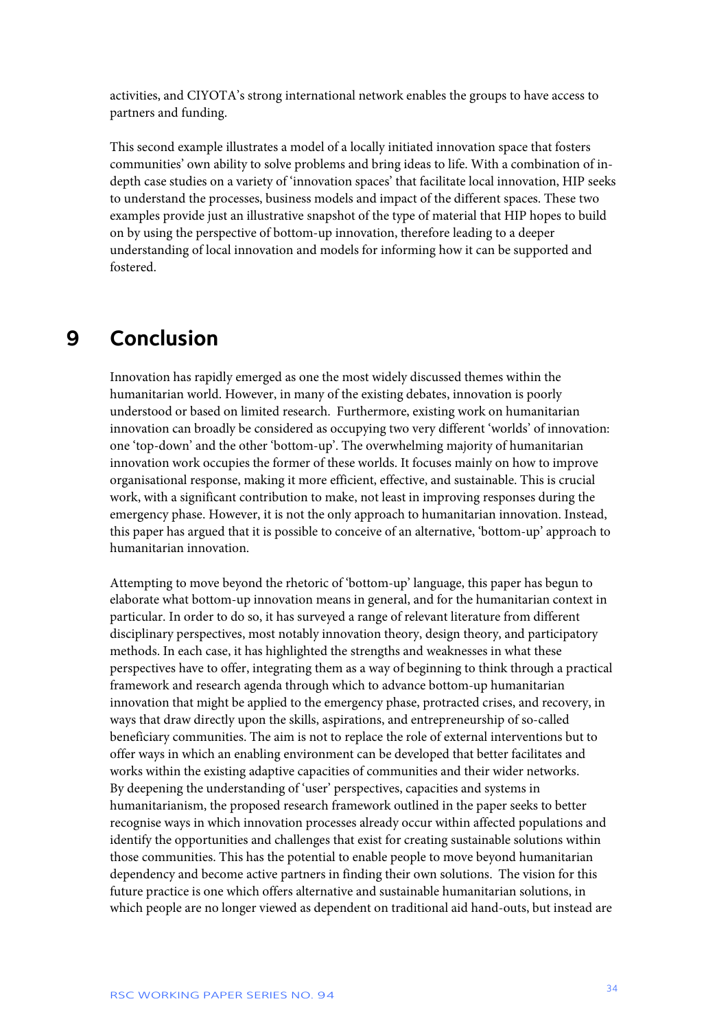activities, and CIYOTA's strong international network enables the groups to have access to partners and funding.

This second example illustrates a model of a locally initiated innovation space that fosters communities' own ability to solve problems and bring ideas to life. With a combination of in-depth case studies on a variety of 'innovation spaces' that facilitate local innovation, HIP seeks to understand the processes, business models and impact of the different spaces. These two examples provide just an illustrative snapshot of the type of material that HIP hopes to build on by using the perspective of bottom-up innovation, therefore leading to a deeper understanding of local innovation and models for informing how it can be supported and fostered.

# 9 Conclusion

Innovation has rapidly emerged as one the most widely discussed themes within the humanitarian world. However, in many of the existing debates, innovation is poorly understood or based on limited research. Furthermore, existing work on humanitarian innovation can broadly be considered as occupying two very different 'worlds' of innovation: one 'top-down' and the other 'bottom-up'. The overwhelming majority of humanitarian innovation work occupies the former of these worlds. It focuses mainly on how to improve organisational response, making it more efficient, effective, and sustainable. This is crucial work, with a significant contribution to make, not least in improving responses during the emergency phase. However, it is not the only approach to humanitarian innovation. Instead, this paper has argued that it is possible to conceive of an alternative, 'bottom-up' approach to humanitarian innovation.

Attempting to move beyond the rhetoric of 'bottom-up' language, this paper has begun to elaborate what bottom-up innovation means in general, and for the humanitarian context in particular. In order to do so, it has surveyed a range of relevant literature from different disciplinary perspectives, most notably innovation theory, design theory, and participatory methods. In each case, it has highlighted the strengths and weaknesses in what these perspectives have to offer, integrating them as a way of beginning to think through a practical framework and research agenda through which to advance bottom-up humanitarian innovation that might be applied to the emergency phase, protracted crises, and recovery, in ways that draw directly upon the skills, aspirations, and entrepreneurship of so-called beneficiary communities. The aim is not to replace the role of external interventions but to offer ways in which an enabling environment can be developed that better facilitates and works within the existing adaptive capacities of communities and their wider networks. By deepening the understanding of 'user' perspectives, capacities and systems in humanitarianism, the proposed research framework outlined in the paper seeks to better recognise ways in which innovation processes already occur within affected populations and identify the opportunities and challenges that exist for creating sustainable solutions within those communities. This has the potential to enable people to move beyond humanitarian dependency and become active partners in finding their own solutions. The vision for this future practice is one which offers alternative and sustainable humanitarian solutions, in which people are no longer viewed as dependent on traditional aid hand-outs, but instead are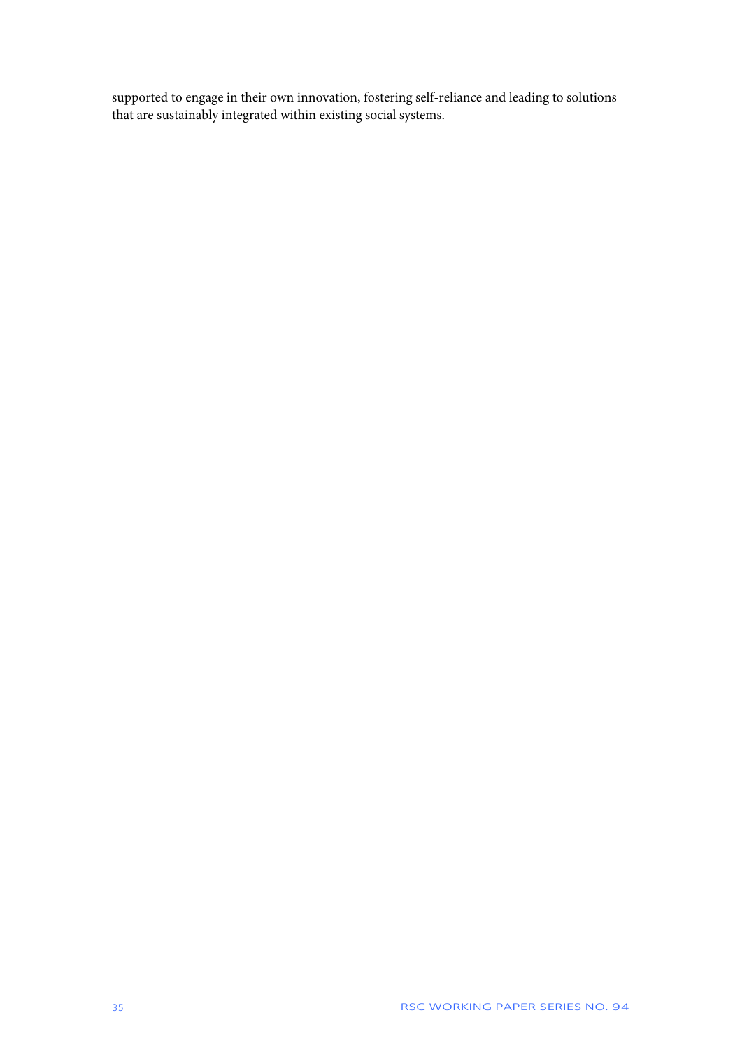supported to engage in their own innovation, fostering self-reliance and leading to solutions that are sustainably integrated within existing social systems.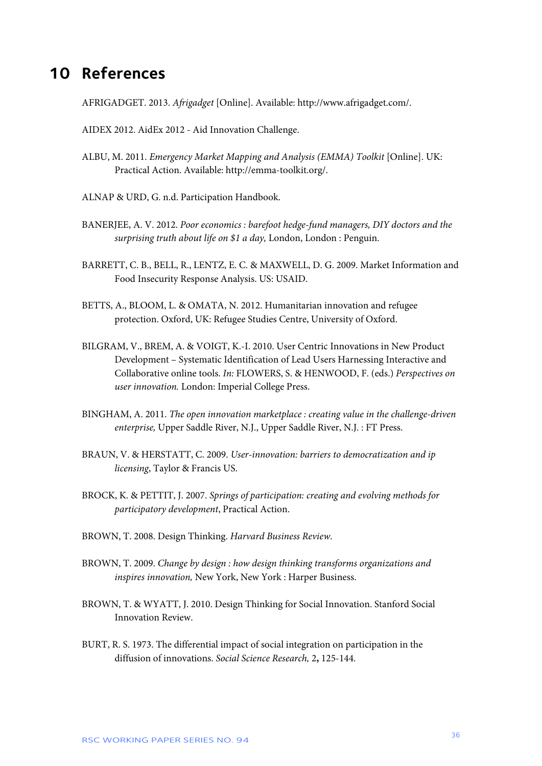# 10 References

AFRIGADGET. 2013. *Afrigadget* [Online]. Available: http://www.afrigadget.com/.

AIDEX 2012. AidEx 2012 - Aid Innovation Challenge.

ALBU, M. 2011. *Emergency Market Mapping and Analysis (EMMA) Toolkit* [Online]. UK: Practical Action. Available: http://emma-toolkit.org/.

ALNAP & URD, G. n.d. Participation Handbook.

BANERJEE, A. V. 2012. *Poor economics : barefoot hedge-fund managers, DIY doctors and the surprising truth about life on $1 a day,* London, London : Penguin.

BARRETT, C. B., BELL, R., LENTZ, E. C. & MAXWELL, D. G. 2009. Market Information and Food Insecurity Response Analysis. US: USAID.

BETTS, A., BLOOM, L. & OMATA, N. 2012. Humanitarian innovation and refugee protection. Oxford, UK: Refugee Studies Centre, University of Oxford.

BILGRAM, V., BREM, A. & VOIGT, K.-I. 2010. User Centric Innovations in New Product Development – Systematic Identification of Lead Users Harnessing Interactive and Collaborative online tools. *In:* FLOWERS, S. & HENWOOD, F. (eds.) *Perspectives on user innovation.* London: Imperial College Press.

BINGHAM, A. 2011. *The open innovation marketplace : creating value in the challenge-driven enterprise,* Upper Saddle River, N.J., Upper Saddle River, N.J. : FT Press.

BRAUN, V. & HERSTATT, C. 2009. *User-innovation: barriers to democratization and ip licensing*, Taylor & Francis US.

BROCK, K. & PETTIT, J. 2007. *Springs of participation: creating and evolving methods for participatory development*, Practical Action.

BROWN, T. 2008. Design Thinking. *Harvard Business Review*.

BROWN, T. 2009. *Change by design : how design thinking transforms organizations and inspires innovation,* New York, New York : Harper Business.

BROWN, T. & WYATT, J. 2010. Design Thinking for Social Innovation. Stanford Social Innovation Review.

BURT, R. S. 1973. The differential impact of social integration on participation in the diffusion of innovations. *Social Science Research,* 2**,** 125-144.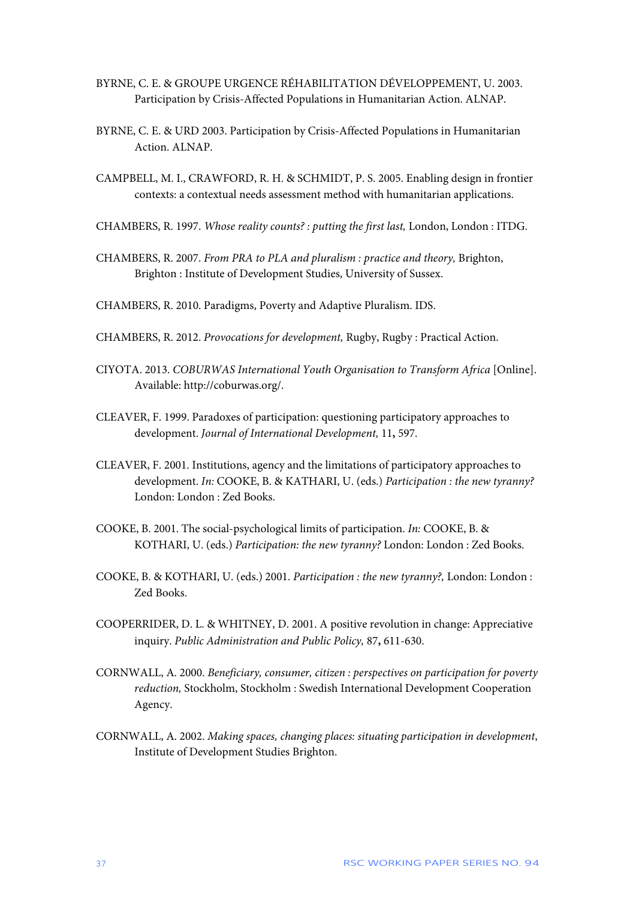BYRNE, C. E. & GROUPE URGENCE RÉHABILITATION DÉVELOPPEMENT, U. 2003. Participation by Crisis-Affected Populations in Humanitarian Action. ALNAP.

BYRNE, C. E. & URD 2003. Participation by Crisis-Affected Populations in Humanitarian Action. ALNAP.

CAMPBELL, M. I., CRAWFORD, R. H. & SCHMIDT, P. S. 2005. Enabling design in frontier contexts: a contextual needs assessment method with humanitarian applications.

CHAMBERS, R. 1997. *Whose reality counts? : putting the first last,* London, London : ITDG.

CHAMBERS, R. 2007. *From PRA to PLA and pluralism : practice and theory,* Brighton, Brighton : Institute of Development Studies, University of Sussex.

CHAMBERS, R. 2010. Paradigms, Poverty and Adaptive Pluralism. IDS.

CHAMBERS, R. 2012. *Provocations for development,* Rugby, Rugby : Practical Action.

CIYOTA. 2013. *COBURWAS International Youth Organisation to Transform Africa* [Online]. Available: http://coburwas.org/.

CLEAVER, F. 1999. Paradoxes of participation: questioning participatory approaches to development. *Journal of International Development,* 11**,** 597.

CLEAVER, F. 2001. Institutions, agency and the limitations of participatory approaches to development. *In:* COOKE, B. & KATHARI, U. (eds.) *Participation : the new tyranny?* London: London : Zed Books.

COOKE, B. 2001. The social-psychological limits of participation. *In:* COOKE, B. & KOTHARI, U. (eds.) *Participation: the new tyranny?* London: London : Zed Books.

COOKE, B. & KOTHARI, U. (eds.) 2001. *Participation : the new tyranny?,* London: London : Zed Books.

COOPERRIDER, D. L. & WHITNEY, D. 2001. A positive revolution in change: Appreciative inquiry. *Public Administration and Public Policy,* 87**,** 611-630.

CORNWALL, A. 2000. *Beneficiary, consumer, citizen : perspectives on participation for poverty reduction,* Stockholm, Stockholm : Swedish International Development Cooperation Agency.

CORNWALL, A. 2002. *Making spaces, changing places: situating participation in development*, Institute of Development Studies Brighton.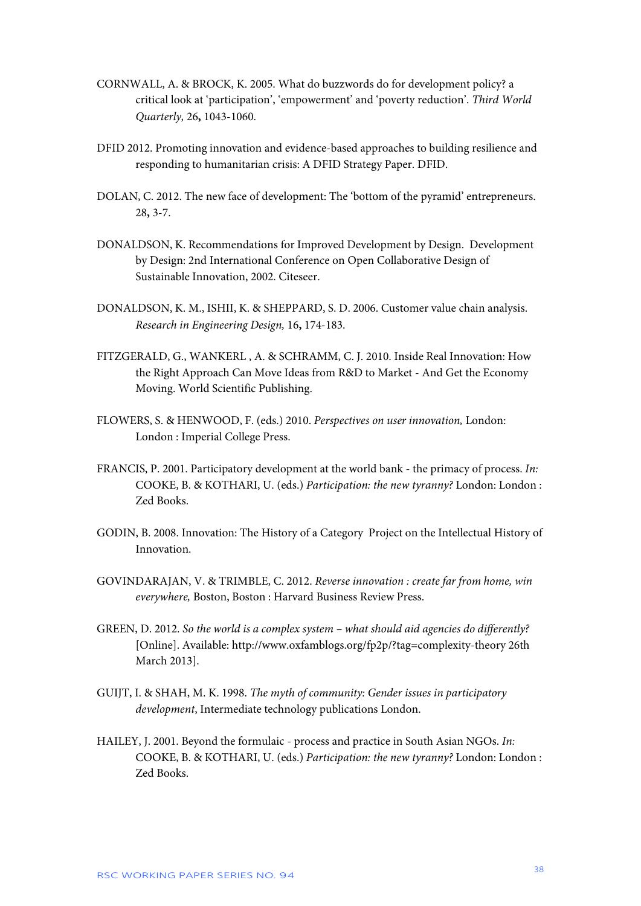CORNWALL, A. & BROCK, K. 2005. What do buzzwords do for development policy? a critical look at 'participation', 'empowerment' and 'poverty reduction'. *Third World Quarterly,* 26**,** 1043-1060.

DFID 2012. Promoting innovation and evidence-based approaches to building resilience and responding to humanitarian crisis: A DFID Strategy Paper. DFID.

DOLAN, C. 2012. The new face of development: The 'bottom of the pyramid' entrepreneurs. 28**,** 3-7.

DONALDSON, K. Recommendations for Improved Development by Design. Development by Design: 2nd International Conference on Open Collaborative Design of Sustainable Innovation, 2002. Citeseer.

DONALDSON, K. M., ISHII, K. & SHEPPARD, S. D. 2006. Customer value chain analysis. *Research in Engineering Design,* 16**,** 174-183.

FITZGERALD, G., WANKERL , A. & SCHRAMM, C. J. 2010. Inside Real Innovation: How the Right Approach Can Move Ideas from R&D to Market - And Get the Economy Moving. World Scientific Publishing.

FLOWERS, S. & HENWOOD, F. (eds.) 2010. *Perspectives on user innovation,* London: London : Imperial College Press.

FRANCIS, P. 2001. Participatory development at the world bank - the primacy of process. *In:* COOKE, B. & KOTHARI, U. (eds.) *Participation: the new tyranny?* London: London : Zed Books.

GODIN, B. 2008. Innovation: The History of a Category Project on the Intellectual History of Innovation.

GOVINDARAJAN, V. & TRIMBLE, C. 2012. *Reverse innovation : create far from home, win everywhere,* Boston, Boston : Harvard Business Review Press.

GREEN, D. 2012. *So the world is a complex system – what should aid agencies do differently?* [Online]. Available: http://www.oxfamblogs.org/fp2p/?tag=complexity-theory 26th March 2013].

GUIJT, I. & SHAH, M. K. 1998. *The myth of community: Gender issues in participatory development*, Intermediate technology publications London.

HAILEY, J. 2001. Beyond the formulaic - process and practice in South Asian NGOs. *In:* COOKE, B. & KOTHARI, U. (eds.) *Participation: the new tyranny?* London: London : Zed Books.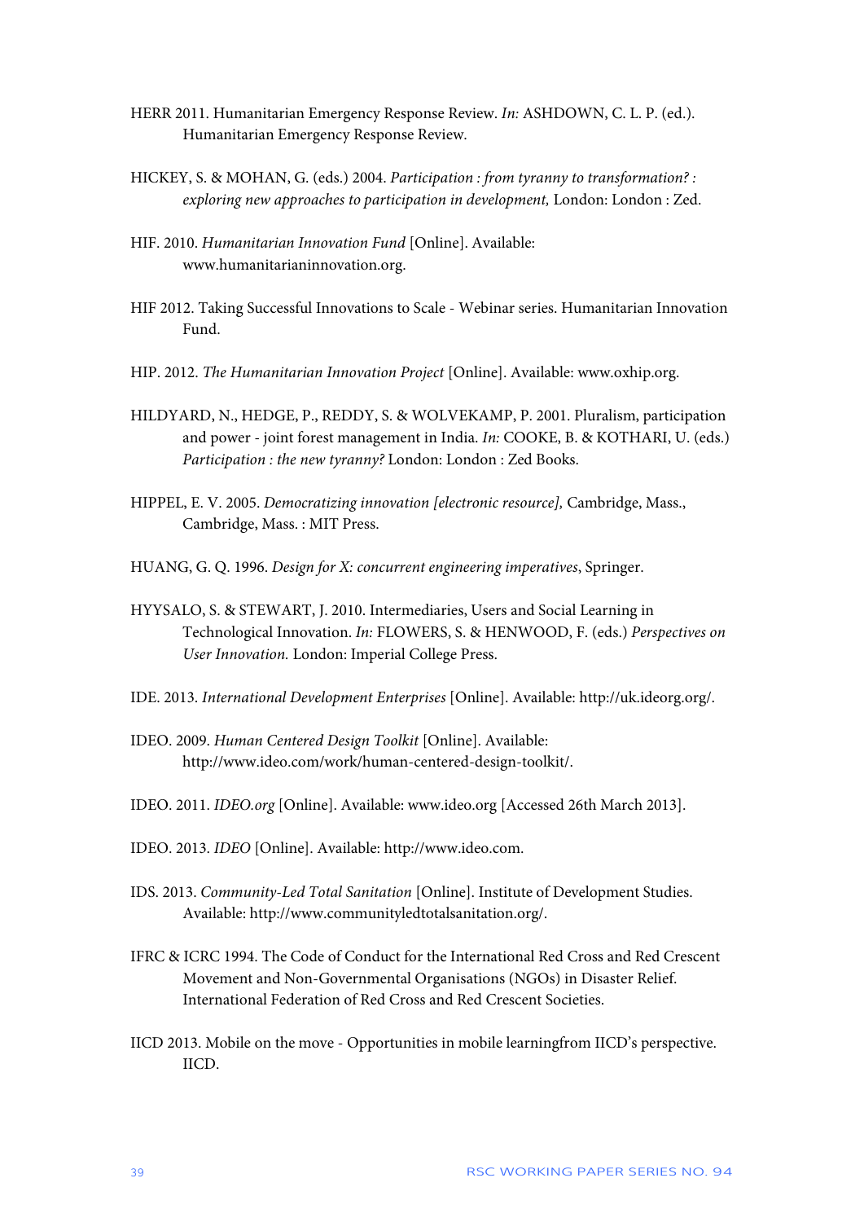HERR 2011. Humanitarian Emergency Response Review. *In:* ASHDOWN, C. L. P. (ed.). Humanitarian Emergency Response Review.

HICKEY, S. & MOHAN, G. (eds.) 2004. *Participation : from tyranny to transformation? : exploring new approaches to participation in development,* London: London : Zed.

HIF. 2010. *Humanitarian Innovation Fund* [Online]. Available: www.humanitarianinnovation.org.

HIF 2012. Taking Successful Innovations to Scale - Webinar series. Humanitarian Innovation Fund.

HIP. 2012. *The Humanitarian Innovation Project* [Online]. Available: www.oxhip.org.

HILDYARD, N., HEDGE, P., REDDY, S. & WOLVEKAMP, P. 2001. Pluralism, participation and power - joint forest management in India. *In:* COOKE, B. & KOTHARI, U. (eds.) *Participation : the new tyranny?* London: London : Zed Books.

HIPPEL, E. V. 2005. *Democratizing innovation [electronic resource],* Cambridge, Mass., Cambridge, Mass. : MIT Press.

HUANG, G. Q. 1996. *Design for X: concurrent engineering imperatives*, Springer.

HYYSALO, S. & STEWART, J. 2010. Intermediaries, Users and Social Learning in Technological Innovation. *In:* FLOWERS, S. & HENWOOD, F. (eds.) *Perspectives on User Innovation.* London: Imperial College Press.

IDE. 2013. *International Development Enterprises* [Online]. Available: http://uk.ideorg.org/.

IDEO. 2009. *Human Centered Design Toolkit* [Online]. Available: http://www.ideo.com/work/human-centered-design-toolkit/.

IDEO. 2011. *IDEO.org* [Online]. Available: www.ideo.org [Accessed 26th March 2013].

IDEO. 2013. *IDEO* [Online]. Available: http://www.ideo.com.

IDS. 2013. *Community-Led Total Sanitation* [Online]. Institute of Development Studies. Available: http://www.communityledtotalsanitation.org/.

IFRC & ICRC 1994. The Code of Conduct for the International Red Cross and Red Crescent Movement and Non-Governmental Organisations (NGOs) in Disaster Relief. International Federation of Red Cross and Red Crescent Societies.

IICD 2013. Mobile on the move - Opportunities in mobile learningfrom IICD's perspective. IICD.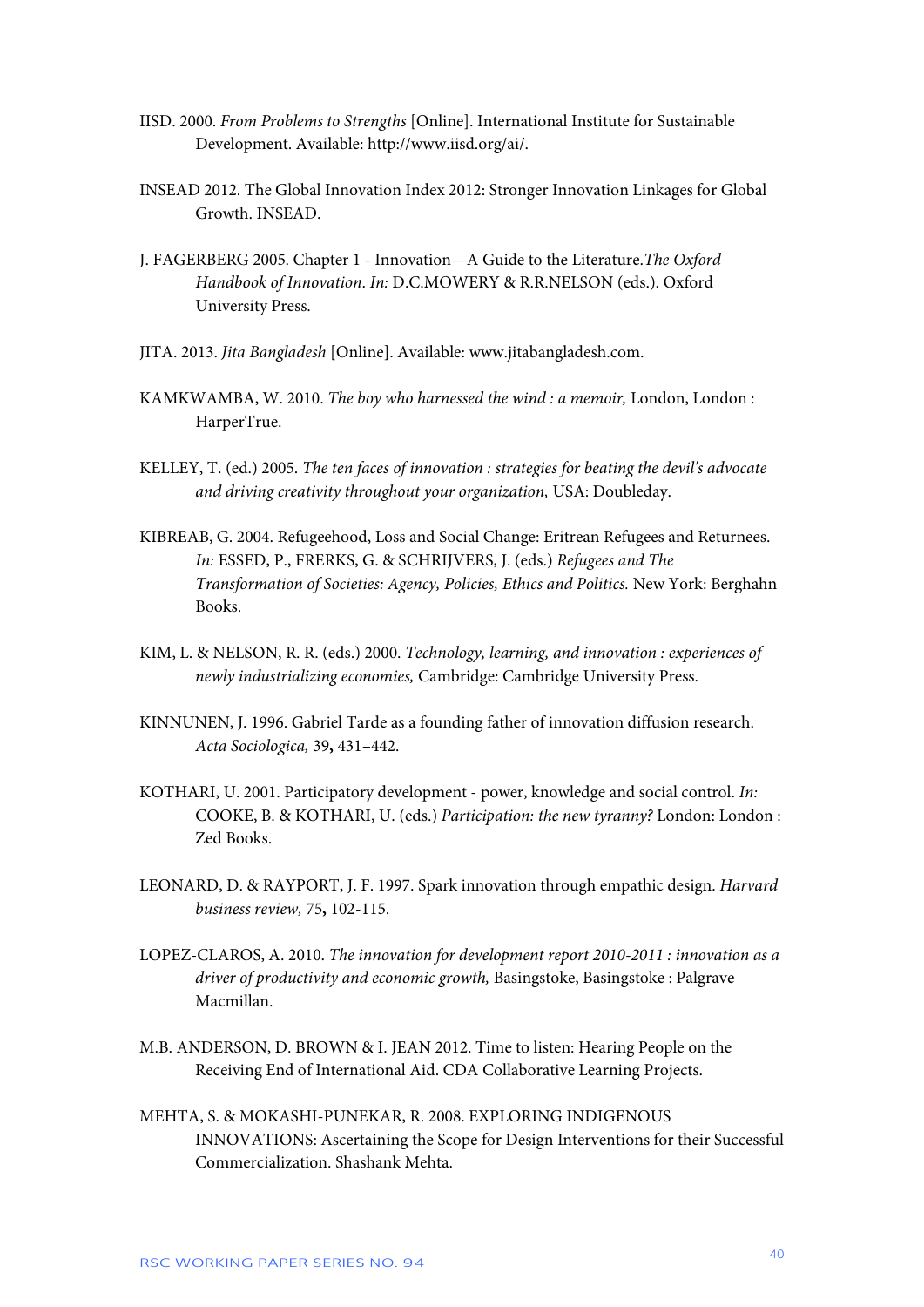IISD. 2000. *From Problems to Strengths* [Online]. International Institute for Sustainable Development. Available: http://www.iisd.org/ai/.

INSEAD 2012. The Global Innovation Index 2012: Stronger Innovation Linkages for Global Growth. INSEAD.

J. FAGERBERG 2005. Chapter 1 - Innovation—A Guide to the Literature.*The Oxford Handbook of Innovation*. *In:* D.C.MOWERY & R.R.NELSON (eds.). Oxford University Press.

JITA. 2013. *Jita Bangladesh* [Online]. Available: www.jitabangladesh.com.

KAMKWAMBA, W. 2010. *The boy who harnessed the wind : a memoir,* London, London : HarperTrue.

KELLEY, T. (ed.) 2005. *The ten faces of innovation : strategies for beating the devil's advocate and driving creativity throughout your organization,* USA: Doubleday.

KIBREAB, G. 2004. Refugeehood, Loss and Social Change: Eritrean Refugees and Returnees. *In:* ESSED, P., FRERKS, G. & SCHRIJVERS, J. (eds.) *Refugees and The Transformation of Societies: Agency, Policies, Ethics and Politics.* New York: Berghahn Books.

KIM, L. & NELSON, R. R. (eds.) 2000. *Technology, learning, and innovation : experiences of newly industrializing economies,* Cambridge: Cambridge University Press.

KINNUNEN, J. 1996. Gabriel Tarde as a founding father of innovation diffusion research. *Acta Sociologica,* 39**,** 431–442.

KOTHARI, U. 2001. Participatory development - power, knowledge and social control. *In:* COOKE, B. & KOTHARI, U. (eds.) *Participation: the new tyranny?* London: London : Zed Books.

LEONARD, D. & RAYPORT, J. F. 1997. Spark innovation through empathic design. *Harvard business review,* 75**,** 102-115.

LOPEZ-CLAROS, A. 2010. *The innovation for development report 2010-2011 : innovation as a driver of productivity and economic growth,* Basingstoke, Basingstoke : Palgrave Macmillan.

M.B. ANDERSON, D. BROWN & I. JEAN 2012. Time to listen: Hearing People on the Receiving End of International Aid. CDA Collaborative Learning Projects.

MEHTA, S. & MOKASHI-PUNEKAR, R. 2008. EXPLORING INDIGENOUS INNOVATIONS: Ascertaining the Scope for Design Interventions for their Successful Commercialization. Shashank Mehta.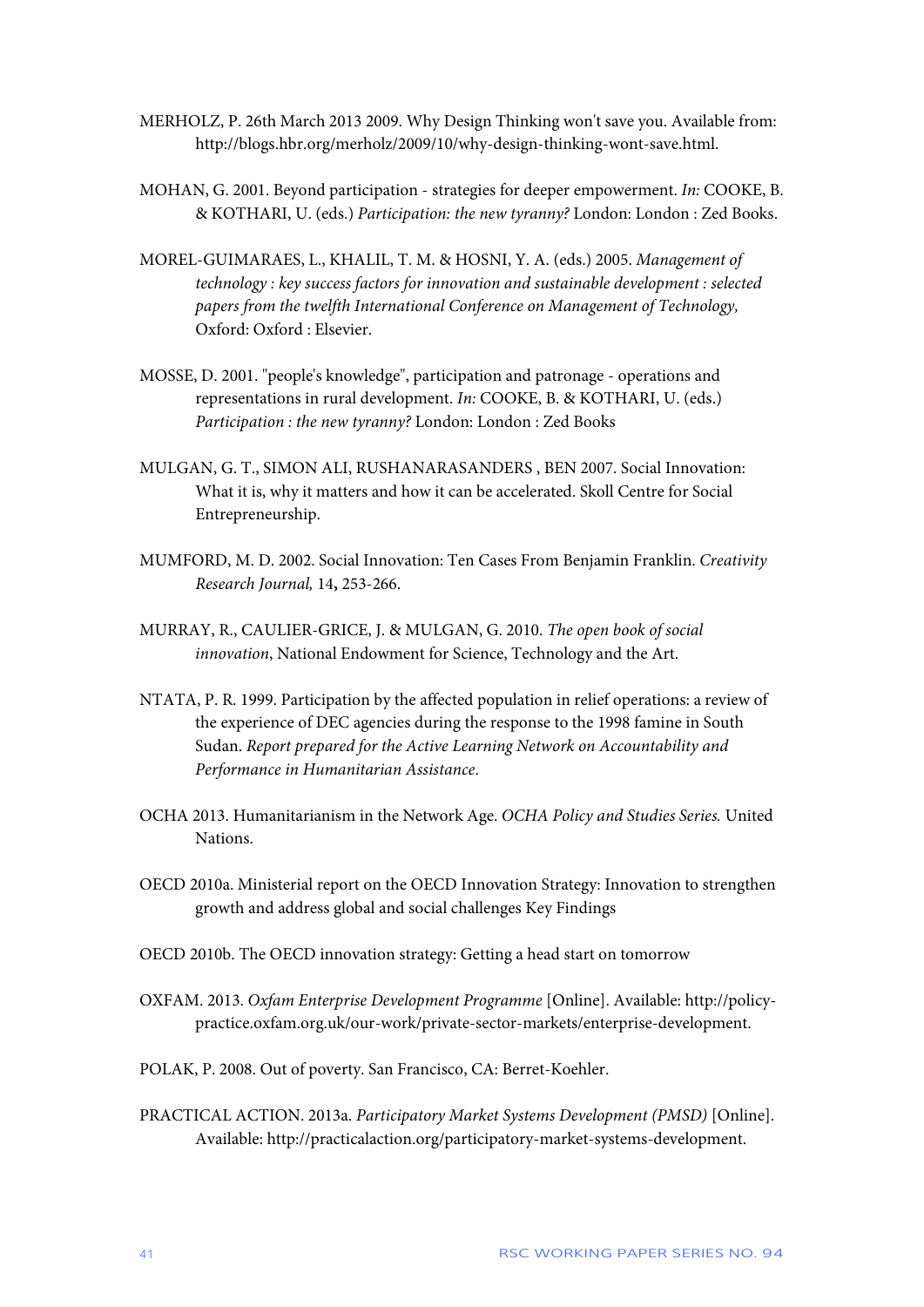MERHOLZ, P. 26th March 2013 2009. Why Design Thinking won't save you. Available from: http://blogs.hbr.org/merholz/2009/10/why-design-thinking-wont-save.html.

MOHAN, G. 2001. Beyond participation - strategies for deeper empowerment. *In:* COOKE, B. & KOTHARI, U. (eds.) *Participation: the new tyranny?* London: London : Zed Books.

MOREL-GUIMARAES, L., KHALIL, T. M. & HOSNI, Y. A. (eds.) 2005. *Management of technology : key success factors for innovation and sustainable development : selected papers from the twelfth International Conference on Management of Technology,* Oxford: Oxford : Elsevier.

MOSSE, D. 2001. "people's knowledge", participation and patronage - operations and representations in rural development. *In:* COOKE, B. & KOTHARI, U. (eds.) *Participation : the new tyranny?* London: London : Zed Books

MULGAN, G. T., SIMON ALI, RUSHANARASANDERS , BEN 2007. Social Innovation: What it is, why it matters and how it can be accelerated. Skoll Centre for Social Entrepreneurship.

MUMFORD, M. D. 2002. Social Innovation: Ten Cases From Benjamin Franklin. *Creativity Research Journal,* 14**,** 253-266.

MURRAY, R., CAULIER-GRICE, J. & MULGAN, G. 2010. *The open book of social innovation*, National Endowment for Science, Technology and the Art.

NTATA, P. R. 1999. Participation by the affected population in relief operations: a review of the experience of DEC agencies during the response to the 1998 famine in South Sudan. *Report prepared for the Active Learning Network on Accountability and Performance in Humanitarian Assistance*.

OCHA 2013. Humanitarianism in the Network Age. *OCHA Policy and Studies Series.* United Nations.

OECD 2010a. Ministerial report on the OECD Innovation Strategy: Innovation to strengthen growth and address global and social challenges Key Findings

OECD 2010b. The OECD innovation strategy: Getting a head start on tomorrow

OXFAM. 2013. *Oxfam Enterprise Development Programme* [Online]. Available: http://policy-practice.oxfam.org.uk/our-work/private-sector-markets/enterprise-development.

POLAK, P. 2008. Out of poverty. San Francisco, CA: Berret-Koehler.

PRACTICAL ACTION. 2013a. *Participatory Market Systems Development (PMSD)* [Online]. Available: http://practicalaction.org/participatory-market-systems-development.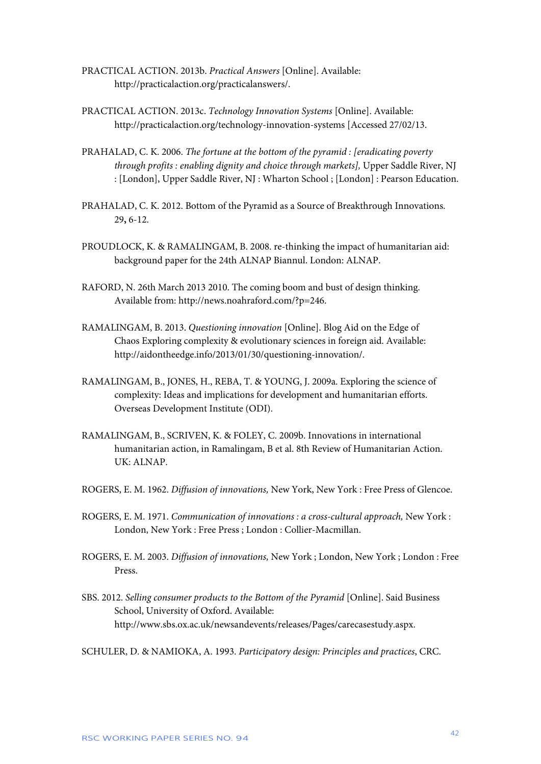PRACTICAL ACTION. 2013b. *Practical Answers* [Online]. Available: http://practicalaction.org/practicalanswers/.

PRACTICAL ACTION. 2013c. *Technology Innovation Systems* [Online]. Available: http://practicalaction.org/technology-innovation-systems [Accessed 27/02/13.

PRAHALAD, C. K. 2006. *The fortune at the bottom of the pyramid : [eradicating poverty through profits : enabling dignity and choice through markets],* Upper Saddle River, NJ : [London], Upper Saddle River, NJ : Wharton School ; [London] : Pearson Education.

PRAHALAD, C. K. 2012. Bottom of the Pyramid as a Source of Breakthrough Innovations. 29**,** 6-12.

PROUDLOCK, K. & RAMALINGAM, B. 2008. re-thinking the impact of humanitarian aid: background paper for the 24th ALNAP Biannul. London: ALNAP.

RAFORD, N. 26th March 2013 2010. The coming boom and bust of design thinking. Available from: http://news.noahraford.com/?p=246.

RAMALINGAM, B. 2013. *Questioning innovation* [Online]. Blog Aid on the Edge of Chaos Exploring complexity & evolutionary sciences in foreign aid. Available: http://aidontheedge.info/2013/01/30/questioning-innovation/.

RAMALINGAM, B., JONES, H., REBA, T. & YOUNG, J. 2009a. Exploring the science of complexity: Ideas and implications for development and humanitarian efforts. Overseas Development Institute (ODI).

RAMALINGAM, B., SCRIVEN, K. & FOLEY, C. 2009b. Innovations in international humanitarian action, in Ramalingam, B et al. 8th Review of Humanitarian Action. UK: ALNAP.

ROGERS, E. M. 1962. *Diffusion of innovations,* New York, New York : Free Press of Glencoe.

ROGERS, E. M. 1971. *Communication of innovations : a cross-cultural approach,* New York : London, New York : Free Press ; London : Collier-Macmillan.

ROGERS, E. M. 2003. *Diffusion of innovations,* New York ; London, New York ; London : Free Press.

SBS. 2012. *Selling consumer products to the Bottom of the Pyramid* [Online]. Said Business School, University of Oxford. Available: http://www.sbs.ox.ac.uk/newsandevents/releases/Pages/carecasestudy.aspx.

SCHULER, D. & NAMIOKA, A. 1993. *Participatory design: Principles and practices*, CRC.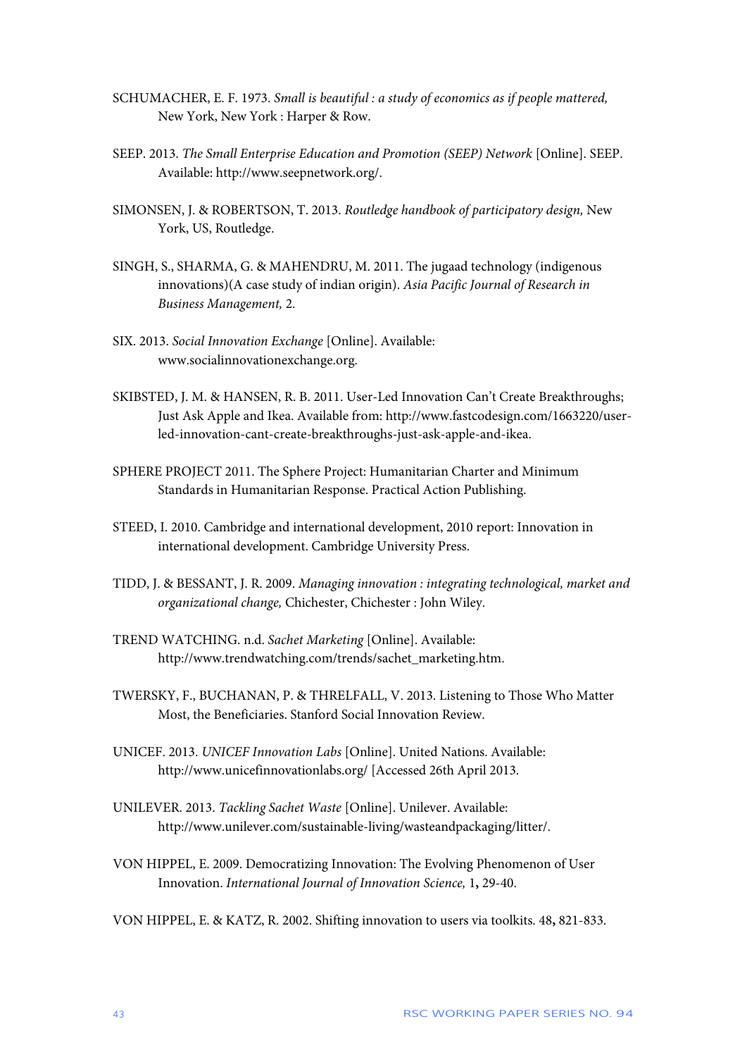SCHUMACHER, E. F. 1973. *Small is beautiful : a study of economics as if people mattered,* New York, New York : Harper & Row.

SEEP. 2013. *The Small Enterprise Education and Promotion (SEEP) Network* [Online]. SEEP. Available: http://www.seepnetwork.org/.

SIMONSEN, J. & ROBERTSON, T. 2013. *Routledge handbook of participatory design,* New York, US, Routledge.

SINGH, S., SHARMA, G. & MAHENDRU, M. 2011. The jugaad technology (indigenous innovations)(A case study of indian origin). *Asia Pacific Journal of Research in Business Management,* 2.

SIX. 2013. *Social Innovation Exchange* [Online]. Available: www.socialinnovationexchange.org.

SKIBSTED, J. M. & HANSEN, R. B. 2011. User-Led Innovation Can't Create Breakthroughs; Just Ask Apple and Ikea. Available from: http://www.fastcodesign.com/1663220/user-led-innovation-cant-create-breakthroughs-just-ask-apple-and-ikea.

SPHERE PROJECT 2011. The Sphere Project: Humanitarian Charter and Minimum Standards in Humanitarian Response. Practical Action Publishing.

STEED, I. 2010. Cambridge and international development, 2010 report: Innovation in international development. Cambridge University Press.

TIDD, J. & BESSANT, J. R. 2009. *Managing innovation : integrating technological, market and organizational change,* Chichester, Chichester : John Wiley.

TREND WATCHING. n.d. *Sachet Marketing* [Online]. Available: http://www.trendwatching.com/trends/sachet_marketing.htm.

TWERSKY, F., BUCHANAN, P. & THRELFALL, V. 2013. Listening to Those Who Matter Most, the Beneficiaries. Stanford Social Innovation Review.

UNICEF. 2013. *UNICEF Innovation Labs* [Online]. United Nations. Available: http://www.unicefinnovationlabs.org/ [Accessed 26th April 2013.

UNILEVER. 2013. *Tackling Sachet Waste* [Online]. Unilever. Available: http://www.unilever.com/sustainable-living/wasteandpackaging/litter/.

VON HIPPEL, E. 2009. Democratizing Innovation: The Evolving Phenomenon of User Innovation. *International Journal of Innovation Science,* 1**,** 29-40.

VON HIPPEL, E. & KATZ, R. 2002. Shifting innovation to users via toolkits. 48**,** 821-833.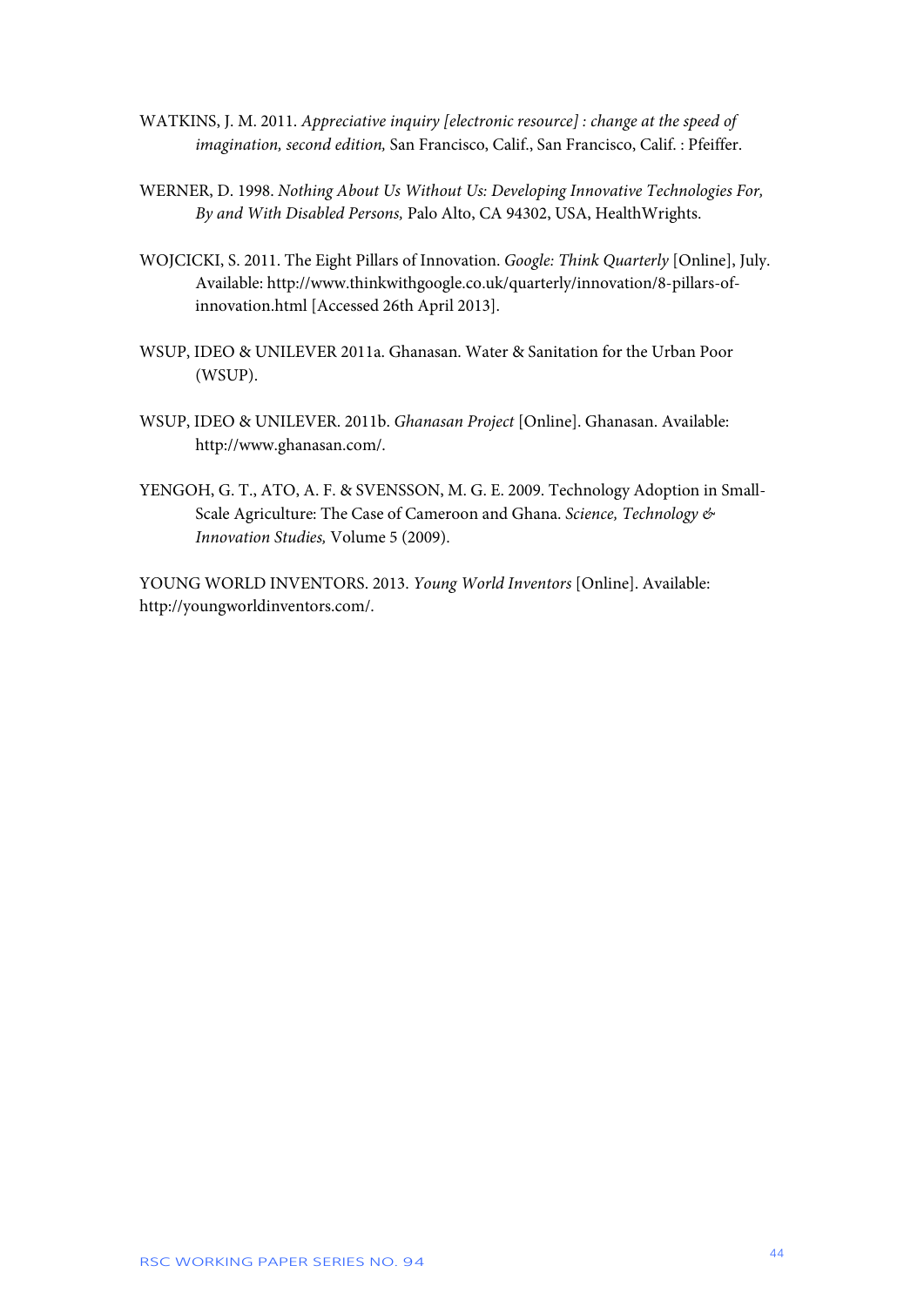WATKINS, J. M. 2011. *Appreciative inquiry [electronic resource] : change at the speed of imagination, second edition,* San Francisco, Calif., San Francisco, Calif. : Pfeiffer.

WERNER, D. 1998. *Nothing About Us Without Us: Developing Innovative Technologies For, By and With Disabled Persons,* Palo Alto, CA 94302, USA, HealthWrights.

WOJCICKI, S. 2011. The Eight Pillars of Innovation. *Google: Think Quarterly* [Online], July. Available: http://www.thinkwithgoogle.co.uk/quarterly/innovation/8-pillars-of-innovation.html [Accessed 26th April 2013].

WSUP, IDEO & UNILEVER 2011a. Ghanasan. Water & Sanitation for the Urban Poor (WSUP).

WSUP, IDEO & UNILEVER. 2011b. *Ghanasan Project* [Online]. Ghanasan. Available: http://www.ghanasan.com/.

YENGOH, G. T., ATO, A. F. & SVENSSON, M. G. E. 2009. Technology Adoption in Small-Scale Agriculture: The Case of Cameroon and Ghana. *Science, Technology & Innovation Studies,* Volume 5 (2009).

YOUNG WORLD INVENTORS. 2013. *Young World Inventors* [Online]. Available: http://youngworldinventors.com/.